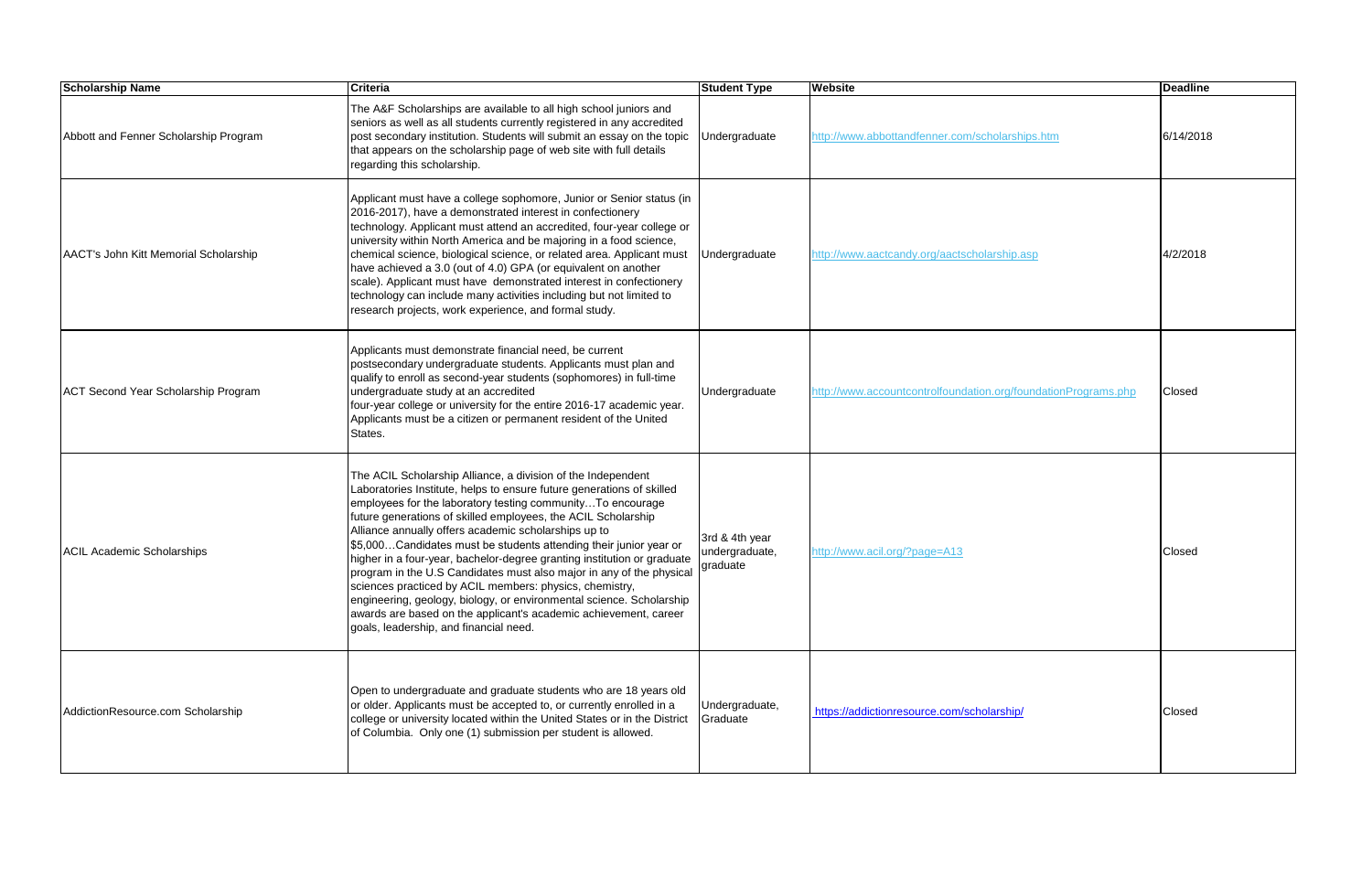| Scholarship Name | Criteria | Student Type | Website | Deadline |
| --- | --- | --- | --- | --- |
| Abbott and Fenner Scholarship Program | The A&F Scholarships are available to all high school juniors and seniors as well as all students currently registered in any accredited post secondary institution. Students will submit an essay on the topic that appears on the scholarship page of web site with full details regarding this scholarship. | Undergraduate | http://www.abbottandfenner.com/scholarships.htm | 6/14/2018 |
| AACT's John Kitt Memorial Scholarship | Applicant must have a college sophomore, Junior or Senior status (in 2016-2017), have a demonstrated interest in confectionery technology. Applicant must attend an accredited, four-year college or university within North America and be majoring in a food science, chemical science, biological science, or related area. Applicant must have achieved a 3.0 (out of 4.0) GPA (or equivalent on another scale). Applicant must have demonstrated interest in confectionery technology can include many activities including but not limited to research projects, work experience, and formal study. | Undergraduate | http://www.aactcandy.org/aactscholarship.asp | 4/2/2018 |
| ACT Second Year Scholarship Program | Applicants must demonstrate financial need, be current postsecondary undergraduate students. Applicants must plan and qualify to enroll as second-year students (sophomores) in full-time undergraduate study at an accredited four-year college or university for the entire 2016-17 academic year. Applicants must be a citizen or permanent resident of the United States. | Undergraduate | http://www.accountcontrolfoundation.org/foundationPrograms.php | Closed |
| ACIL Academic Scholarships | The ACIL Scholarship Alliance, a division of the Independent Laboratories Institute, helps to ensure future generations of skilled employees for the laboratory testing community…To encourage future generations of skilled employees, the ACIL Scholarship Alliance annually offers academic scholarships up to $5,000…Candidates must be students attending their junior year or higher in a four-year, bachelor-degree granting institution or graduate program in the U.S Candidates must also major in any of the physical sciences practiced by ACIL members: physics, chemistry, engineering, geology, biology, or environmental science. Scholarship awards are based on the applicant's academic achievement, career goals, leadership, and financial need. | 3rd & 4th year undergraduate, graduate | http://www.acil.org/?page=A13 | Closed |
| AddictionResource.com Scholarship | Open to undergraduate and graduate students who are 18 years old or older. Applicants must be accepted to, or currently enrolled in a college or university located within the United States or in the District of Columbia. Only one (1) submission per student is allowed. | Undergraduate, Graduate | https://addictionresource.com/scholarship/ | Closed |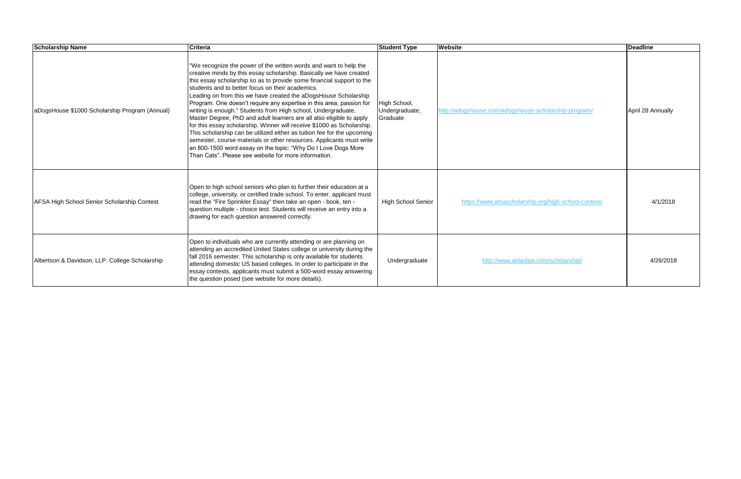| Scholarship Name | Criteria | Student Type | Website | Deadline |
|---|---|---|---|---|
| aDogsHouse $1000 Scholarship Program (Annual) | "We recognize the power of the written words and want to help the creative minds by this essay scholarship. Basically we have created this essay scholarship so as to provide some financial support to the students and to better focus on their academics. Leading on from this we have created the aDogsHouse Scholarship Program. One doesn't require any expertise in this area, passion for writing is enough." Students from High school, Undergraduate, Master Degree, PhD and adult learners are all also eligible to apply for this essay scholarship. Winner will receive $1000 as Scholarship. This scholarship can be utilized either as tuition fee for the upcoming semester, course materials or other resources. Applicants must write an 800-1500 word essay on the topic: "Why Do I Love Dogs More Than Cats". Please see website for more information. | High School, Undergraduate, Graduate | http://adogshouse.com/adogshouse-scholarship-program/ | April 28 Annually |
| AFSA High School Senior Scholarship Contest | Open to high school seniors who plan to further their education at a college, university, or certified trade school. To enter, applicant must read the "Fire Sprinkler Essay" then take an open - book, ten - question multiple - choice test. Students will receive an entry into a drawing for each question answered correctly. | High School Senior | https://www.afsascholarship.org/high-school-contest/ | 4/1/2018 |
| Albertson & Davidson, LLP. College Scholarship | Open to individuals who are currently attending or are planning on attending an accredited United States college or university during the fall 2016 semester. This scholarship is only available for students attending domestic US based colleges. In order to participate in the essay contests, applicants must submit a 500-word essay answering the question posed (see website for more details). | Undergraduate | http://www.aldavlaw.com/scholarship/ | 4/26/2018 |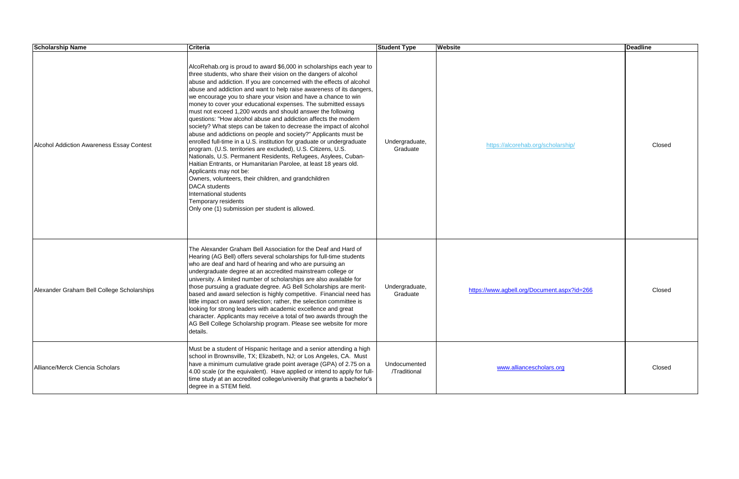| Scholarship Name | Criteria | Student Type | Website | Deadline |
| --- | --- | --- | --- | --- |
| Alcohol Addiction Awareness Essay Contest | AlcoRehab.org is proud to award $6,000 in scholarships each year to three students, who share their vision on the dangers of alcohol abuse and addiction. If you are concerned with the effects of alcohol abuse and addiction and want to help raise awareness of its dangers, we encourage you to share your vision and have a chance to win money to cover your educational expenses. The submitted essays must not exceed 1,200 words and should answer the following questions: "How alcohol abuse and addiction affects the modern society? What steps can be taken to decrease the impact of alcohol abuse and addictions on people and society?" Applicants must be enrolled full-time in a U.S. institution for graduate or undergraduate program. (U.S. territories are excluded), U.S. Citizens, U.S. Nationals, U.S. Permanent Residents, Refugees, Asylees, Cuban-Haitian Entrants, or Humanitarian Parolee, at least 18 years old. Applicants may not be: Owners, volunteers, their children, and grandchildren DACA students International students Temporary residents Only one (1) submission per student is allowed. | Undergraduate, Graduate | https://alcorehab.org/scholarship/ | Closed |
| Alexander Graham Bell College Scholarships | The Alexander Graham Bell Association for the Deaf and Hard of Hearing (AG Bell) offers several scholarships for full-time students who are deaf and hard of hearing and who are pursuing an undergraduate degree at an accredited mainstream college or university. A limited number of scholarships are also available for those pursuing a graduate degree. AG Bell Scholarships are merit-based and award selection is highly competitive. Financial need has little impact on award selection; rather, the selection committee is looking for strong leaders with academic excellence and great character. Applicants may receive a total of two awards through the AG Bell College Scholarship program. Please see website for more details. | Undergraduate, Graduate | https://www.agbell.org/Document.aspx?id=266 | Closed |
| Alliance/Merck Ciencia Scholars | Must be a student of Hispanic heritage and a senior attending a high school in Brownsville, TX; Elizabeth, NJ; or Los Angeles, CA. Must have a minimum cumulative grade point average (GPA) of 2.75 on a 4.00 scale (or the equivalent). Have applied or intend to apply for full-time study at an accredited college/university that grants a bachelor's degree in a STEM field. | Undocumented /Traditional | www.alliancescholars.org | Closed |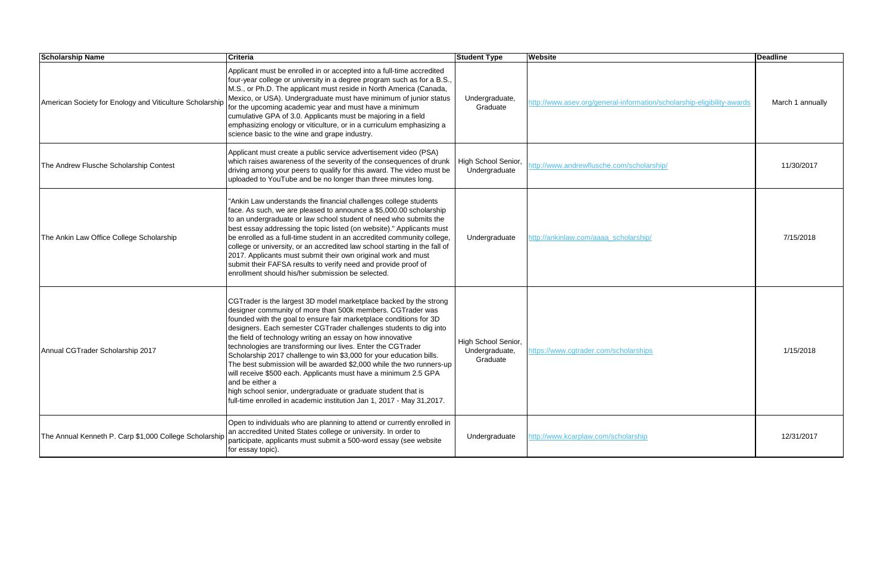| Scholarship Name | Criteria | Student Type | Website | Deadline |
|---|---|---|---|---|
| American Society for Enology and Viticulture Scholarship | Applicant must be enrolled in or accepted into a full-time accredited four-year college or university in a degree program such as for a B.S., M.S., or Ph.D. The applicant must reside in North America (Canada, Mexico, or USA). Undergraduate must have minimum of junior status for the upcoming academic year and must have a minimum cumulative GPA of 3.0. Applicants must be majoring in a field emphasizing enology or viticulture, or in a curriculum emphasizing a science basic to the wine and grape industry. | Undergraduate, Graduate | http://www.asev.org/general-information/scholarship-eligibility-awards | March 1 annually |
| The Andrew Flusche Scholarship Contest | Applicant must create a public service advertisement video (PSA) which raises awareness of the severity of the consequences of drunk driving among your peers to qualify for this award. The video must be uploaded to YouTube and be no longer than three minutes long. | High School Senior, Undergraduate | http://www.andrewflusche.com/scholarship/ | 11/30/2017 |
| The Ankin Law Office College Scholarship | "Ankin Law understands the financial challenges college students face. As such, we are pleased to announce a $5,000.00 scholarship to an undergraduate or law school student of need who submits the best essay addressing the topic listed (on website)." Applicants must be enrolled as a full-time student in an accredited community college, college or university, or an accredited law school starting in the fall of 2017. Applicants must submit their own original work and must submit their FAFSA results to verify need and provide proof of enrollment should his/her submission be selected. | Undergraduate | http://ankinlaw.com/aaaa_scholarship/ | 7/15/2018 |
| Annual CGTrader Scholarship 2017 | CGTrader is the largest 3D model marketplace backed by the strong designer community of more than 500k members. CGTrader was founded with the goal to ensure fair marketplace conditions for 3D designers. Each semester CGTrader challenges students to dig into the field of technology writing an essay on how innovative technologies are transforming our lives. Enter the CGTrader Scholarship 2017 challenge to win $3,000 for your education bills. The best submission will be awarded $2,000 while the two runners-up will receive $500 each. Applicants must have a minimum 2.5 GPA and be either a high school senior, undergraduate or graduate student that is full-time enrolled in academic institution Jan 1, 2017 - May 31,2017. | High School Senior, Undergraduate, Graduate | https://www.cgtrader.com/scholarships | 1/15/2018 |
| The Annual Kenneth P. Carp $1,000 College Scholarship | Open to individuals who are planning to attend or currently enrolled in an accredited United States college or university. In order to participate, applicants must submit a 500-word essay (see website for essay topic). | Undergraduate | http://www.kcarplaw.com/scholarship | 12/31/2017 |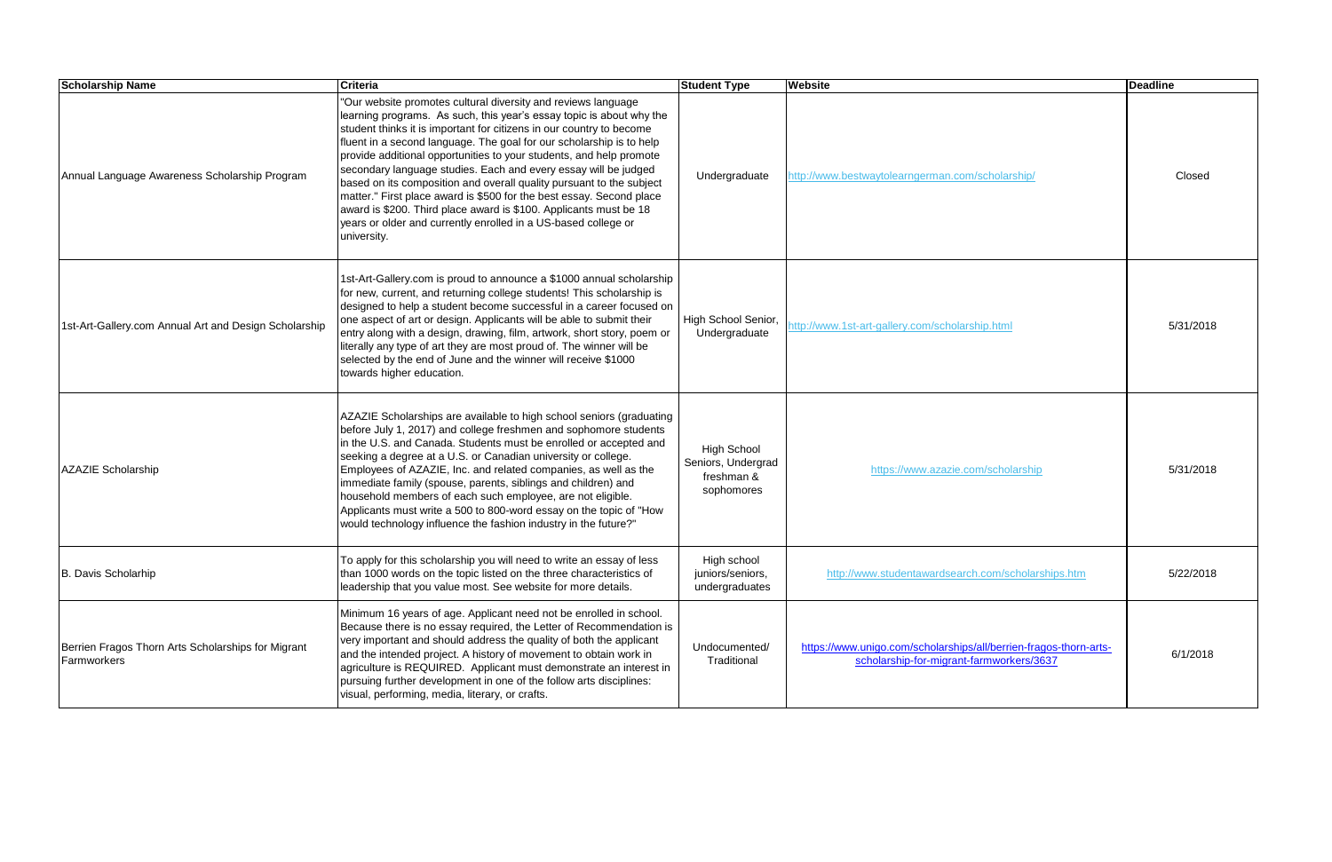| Scholarship Name | Criteria | Student Type | Website | Deadline |
|---|---|---|---|---|
| Annual Language Awareness Scholarship Program | "Our website promotes cultural diversity and reviews language learning programs. As such, this year's essay topic is about why the student thinks it is important for citizens in our country to become fluent in a second language. The goal for our scholarship is to help provide additional opportunities to your students, and help promote secondary language studies. Each and every essay will be judged based on its composition and overall quality pursuant to the subject matter." First place award is $500 for the best essay. Second place award is $200. Third place award is $100. Applicants must be 18 years or older and currently enrolled in a US-based college or university. | Undergraduate | http://www.bestwaytolearngerman.com/scholarship/ | Closed |
| 1st-Art-Gallery.com Annual Art and Design Scholarship | 1st-Art-Gallery.com is proud to announce a $1000 annual scholarship for new, current, and returning college students! This scholarship is designed to help a student become successful in a career focused on one aspect of art or design. Applicants will be able to submit their entry along with a design, drawing, film, artwork, short story, poem or literally any type of art they are most proud of. The winner will be selected by the end of June and the winner will receive $1000 towards higher education. | High School Senior, Undergraduate | http://www.1st-art-gallery.com/scholarship.html | 5/31/2018 |
| AZAZIE Scholarship | AZAZIE Scholarships are available to high school seniors (graduating before July 1, 2017) and college freshmen and sophomore students in the U.S. and Canada. Students must be enrolled or accepted and seeking a degree at a U.S. or Canadian university or college. Employees of AZAZIE, Inc. and related companies, as well as the immediate family (spouse, parents, siblings and children) and household members of each such employee, are not eligible. Applicants must write a 500 to 800-word essay on the topic of "How would technology influence the fashion industry in the future?" | High School Seniors, Undergrad freshman & sophomores | https://www.azazie.com/scholarship | 5/31/2018 |
| B. Davis Scholarhip | To apply for this scholarship you will need to write an essay of less than 1000 words on the topic listed on the three characteristics of leadership that you value most. See website for more details. | High school juniors/seniors, undergraduates | http://www.studentawardsearch.com/scholarships.htm | 5/22/2018 |
| Berrien Fragos Thorn Arts Scholarships for Migrant Farmworkers | Minimum 16 years of age. Applicant need not be enrolled in school. Because there is no essay required, the Letter of Recommendation is very important and should address the quality of both the applicant and the intended project. A history of movement to obtain work in agriculture is REQUIRED. Applicant must demonstrate an interest in pursuing further development in one of the follow arts disciplines: visual, performing, media, literary, or crafts. | Undocumented/ Traditional | https://www.unigo.com/scholarships/all/berrien-fragos-thorn-arts-scholarship-for-migrant-farmworkers/3637 | 6/1/2018 |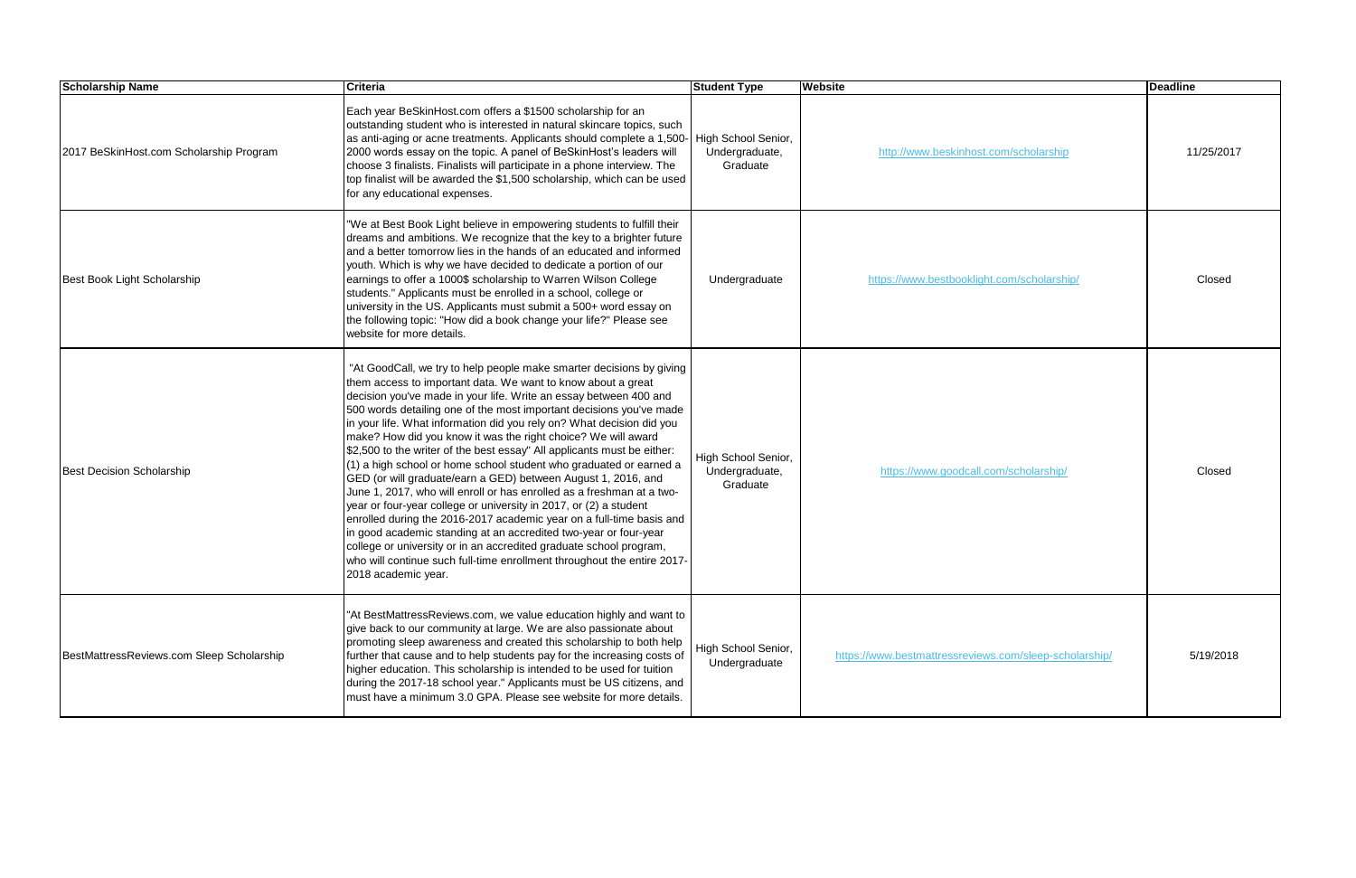| Scholarship Name | Criteria | Student Type | Website | Deadline |
|---|---|---|---|---|
| 2017 BeSkinHost.com Scholarship Program | Each year BeSkinHost.com offers a $1500 scholarship for an outstanding student who is interested in natural skincare topics, such as anti-aging or acne treatments. Applicants should complete a 1,500-2000 words essay on the topic. A panel of BeSkinHost's leaders will choose 3 finalists. Finalists will participate in a phone interview. The top finalist will be awarded the $1,500 scholarship, which can be used for any educational expenses. | High School Senior, Undergraduate, Graduate | http://www.beskinhost.com/scholarship | 11/25/2017 |
| Best Book Light Scholarship | "We at Best Book Light believe in empowering students to fulfill their dreams and ambitions. We recognize that the key to a brighter future and a better tomorrow lies in the hands of an educated and informed youth. Which is why we have decided to dedicate a portion of our earnings to offer a 1000$ scholarship to Warren Wilson College students." Applicants must be enrolled in a school, college or university in the US. Applicants must submit a 500+ word essay on the following topic: "How did a book change your life?" Please see website for more details. | Undergraduate | https://www.bestbooklight.com/scholarship/ | Closed |
| Best Decision Scholarship | "At GoodCall, we try to help people make smarter decisions by giving them access to important data. We want to know about a great decision you've made in your life. Write an essay between 400 and 500 words detailing one of the most important decisions you've made in your life. What information did you rely on? What decision did you make? How did you know it was the right choice? We will award $2,500 to the writer of the best essay" All applicants must be either: (1) a high school or home school student who graduated or earned a GED (or will graduate/earn a GED) between August 1, 2016, and June 1, 2017, who will enroll or has enrolled as a freshman at a two-year or four-year college or university in 2017, or (2) a student enrolled during the 2016-2017 academic year on a full-time basis and in good academic standing at an accredited two-year or four-year college or university or in an accredited graduate school program, who will continue such full-time enrollment throughout the entire 2017-2018 academic year. | High School Senior, Undergraduate, Graduate | https://www.goodcall.com/scholarship/ | Closed |
| BestMattressReviews.com Sleep Scholarship | "At BestMattressReviews.com, we value education highly and want to give back to our community at large. We are also passionate about promoting sleep awareness and created this scholarship to both help further that cause and to help students pay for the increasing costs of higher education. This scholarship is intended to be used for tuition during the 2017-18 school year." Applicants must be US citizens, and must have a minimum 3.0 GPA. Please see website for more details. | High School Senior, Undergraduate | https://www.bestmattressreviews.com/sleep-scholarship/ | 5/19/2018 |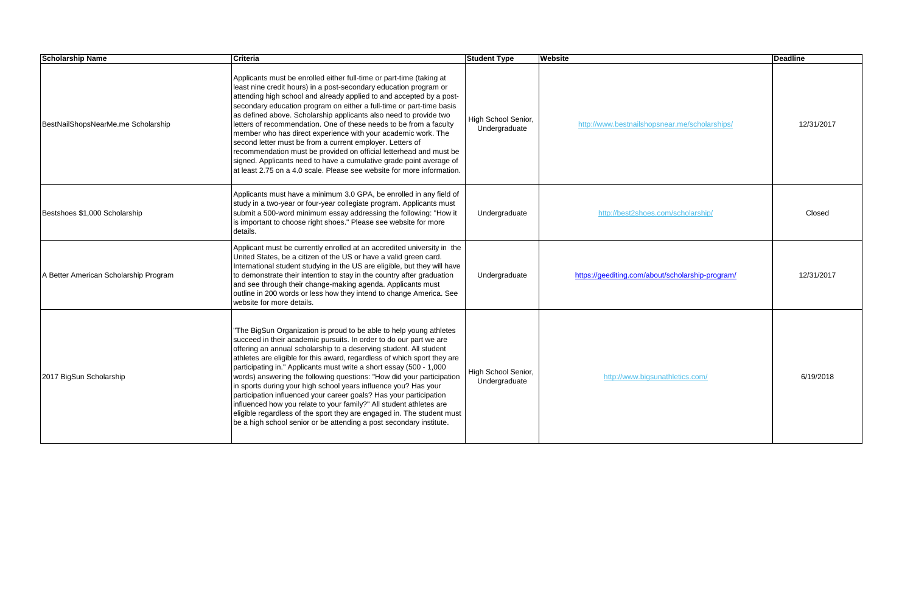| Scholarship Name | Criteria | Student Type | Website | Deadline |
|---|---|---|---|---|
| BestNailShopsNearMe.me Scholarship | Applicants must be enrolled either full-time or part-time (taking at least nine credit hours) in a post-secondary education program or attending high school and already applied to and accepted by a post-secondary education program on either a full-time or part-time basis as defined above. Scholarship applicants also need to provide two letters of recommendation. One of these needs to be from a faculty member who has direct experience with your academic work. The second letter must be from a current employer. Letters of recommendation must be provided on official letterhead and must be signed. Applicants need to have a cumulative grade point average of at least 2.75 on a 4.0 scale. Please see website for more information. | High School Senior, Undergraduate | http://www.bestnailshopsnear.me/scholarships/ | 12/31/2017 |
| Bestshoes $1,000 Scholarship | Applicants must have a minimum 3.0 GPA, be enrolled in any field of study in a two-year or four-year collegiate program. Applicants must submit a 500-word minimum essay addressing the following: "How it is important to choose right shoes." Please see website for more details. | Undergraduate | http://best2shoes.com/scholarship/ | Closed |
| A Better American Scholarship Program | Applicant must be currently enrolled at an accredited university in the United States, be a citizen of the US or have a valid green card. International student studying in the US are eligible, but they will have to demonstrate their intention to stay in the country after graduation and see through their change-making agenda. Applicants must outline in 200 words or less how they intend to change America. See website for more details. | Undergraduate | https://geediting.com/about/scholarship-program/ | 12/31/2017 |
| 2017 BigSun Scholarship | "The BigSun Organization is proud to be able to help young athletes succeed in their academic pursuits. In order to do our part we are offering an annual scholarship to a deserving student. All student athletes are eligible for this award, regardless of which sport they are participating in." Applicants must write a short essay (500 - 1,000 words) answering the following questions: "How did your participation in sports during your high school years influence you? Has your participation influenced your career goals? Has your participation influenced how you relate to your family?" All student athletes are eligible regardless of the sport they are engaged in. The student must be a high school senior or be attending a post secondary institute. | High School Senior, Undergraduate | http://www.bigsunathletics.com/ | 6/19/2018 |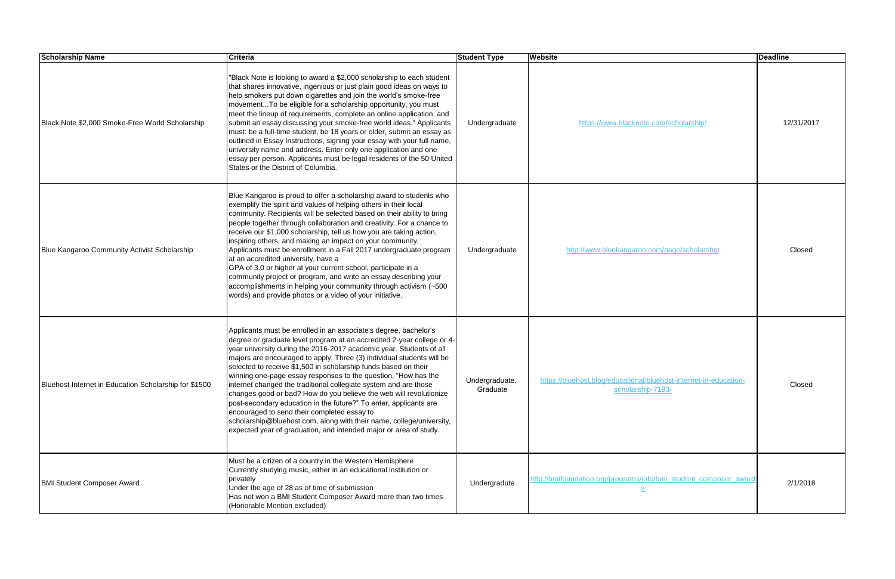| Scholarship Name | Criteria | Student Type | Website | Deadline |
|---|---|---|---|---|
| Black Note $2,000 Smoke-Free World Scholarship | "Black Note is looking to award a $2,000 scholarship to each student that shares innovative, ingenious or just plain good ideas on ways to help smokers put down cigarettes and join the world's smoke-free movement...To be eligible for a scholarship opportunity, you must meet the lineup of requirements, complete an online application, and submit an essay discussing your smoke-free world ideas." Applicants must: be a full-time student, be 18 years or older, submit an essay as outlined in Essay Instructions, signing your essay with your full name, university name and address. Enter only one application and one essay per person. Applicants must be legal residents of the 50 United States or the District of Columbia. | Undergraduate | https://www.blacknote.com/scholarship/ | 12/31/2017 |
| Blue Kangaroo Community Activist Scholarship | Blue Kangaroo is proud to offer a scholarship award to students who exemplify the spirit and values of helping others in their local community. Recipients will be selected based on their ability to bring people together through collaboration and creativity. For a chance to receive our $1,000 scholarship, tell us how you are taking action, inspiring others, and making an impact on your community. Applicants must be enrollment in a Fall 2017 undergraduate program at an accredited university, have a GPA of 3.0 or higher at your current school, participate in a community project or program, and write an essay describing your accomplishments in helping your community through activism (~500 words) and provide photos or a video of your initiative. | Undergraduate | http://www.bluekangaroo.com/page/scholarship | Closed |
| Bluehost Internet in Education Scholarship for $1500 | Applicants must be enrolled in an associate's degree, bachelor's degree or graduate level program at an accredited 2-year college or 4-year university during the 2016-2017 academic year. Students of all majors are encouraged to apply. Three (3) individual students will be selected to receive $1,500 in scholarship funds based on their winning one-page essay responses to the question, "How has the internet changed the traditional collegiate system and are those changes good or bad? How do you believe the web will revolutionize post-secondary education in the future?" To enter, applicants are encouraged to send their completed essay to scholarship@bluehost.com, along with their name, college/university, expected year of graduation, and intended major or area of study. | Undergraduate, Graduate | https://bluehost.blog/educational/bluehost-internet-in-education-scholarship-7193/ | Closed |
| BMI Student Composer Award | Must be a citizen of a country in the Western Hemisphere<br>Currently studying music, either in an educational institution or privately<br>Under the age of 28 as of time of submission<br>Has not won a BMI Student Composer Award more than two times (Honorable Mention excluded) | Undergradute | http://bmifoundation.org/programs/info/bmi_student_composer_awards | 2/1/2018 |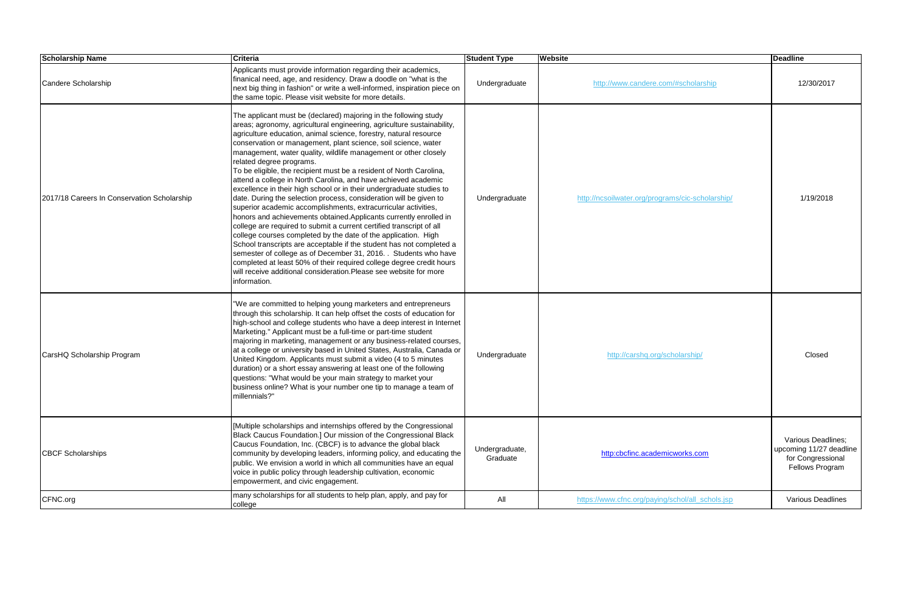| Scholarship Name | Criteria | Student Type | Website | Deadline |
| --- | --- | --- | --- | --- |
| Candere Scholarship | Applicants must provide information regarding their academics, finanical need, age, and residency. Draw a doodle on "what is the next big thing in fashion" or write a well-informed, inspiration piece on the same topic. Please visit website for more details. | Undergraduate | http://www.candere.com/#scholarship | 12/30/2017 |
| 2017/18 Careers In Conservation Scholarship | The applicant must be (declared) majoring in the following study areas; agronomy, agricultural engineering, agriculture sustainability, agriculture education, animal science, forestry, natural resource conservation or management, plant science, soil science, water management, water quality, wildlife management or other closely related degree programs. To be eligible, the recipient must be a resident of North Carolina, attend a college in North Carolina, and have achieved academic excellence in their high school or in their undergraduate studies to date. During the selection process, consideration will be given to superior academic accomplishments, extracurricular activities, honors and achievements obtained.Applicants currently enrolled in college are required to submit a current certified transcript of all college courses completed by the date of the application. High School transcripts are acceptable if the student has not completed a semester of college as of December 31, 2016. . Students who have completed at least 50% of their required college degree credit hours will receive additional consideration.Please see website for more information. | Undergraduate | http://ncsoilwater.org/programs/cic-scholarship/ | 1/19/2018 |
| CarsHQ Scholarship Program | "We are committed to helping young marketers and entrepreneurs through this scholarship. It can help offset the costs of education for high-school and college students who have a deep interest in Internet Marketing." Applicant must be a full-time or part-time student majoring in marketing, management or any business-related courses, at a college or university based in United States, Australia, Canada or United Kingdom. Applicants must submit a video (4 to 5 minutes duration) or a short essay answering at least one of the following questions: "What would be your main strategy to market your business online? What is your number one tip to manage a team of millennials?" | Undergraduate | http://carshq.org/scholarship/ | Closed |
| CBCF Scholarships | [Multiple scholarships and internships offered by the Congressional Black Caucus Foundation.] Our mission of the Congressional Black Caucus Foundation, Inc. (CBCF) is to advance the global black community by developing leaders, informing policy, and educating the public. We envision a world in which all communities have an equal voice in public policy through leadership cultivation, economic empowerment, and civic engagement. | Undergraduate, Graduate | http:cbcfinc.academicworks.com | Various Deadlines; upcoming 11/27 deadline for Congressional Fellows Program |
| CFNC.org | many scholarships for all students to help plan, apply, and pay for college | All | https://www.cfnc.org/paying/schol/all_schols.jsp | Various Deadlines |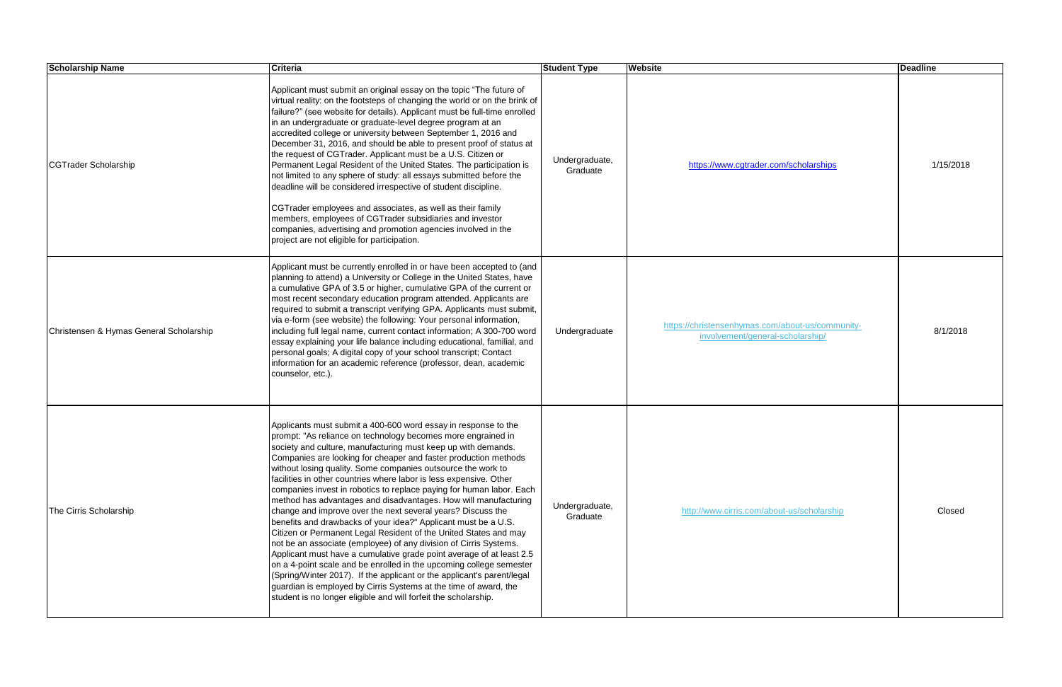| Scholarship Name | Criteria | Student Type | Website | Deadline |
| --- | --- | --- | --- | --- |
| CGTrader Scholarship | Applicant must submit an original essay on the topic "The future of virtual reality: on the footsteps of changing the world or on the brink of failure?" (see website for details). Applicant must be full-time enrolled in an undergraduate or graduate-level degree program at an accredited college or university between September 1, 2016 and December 31, 2016, and should be able to present proof of status at the request of CGTrader. Applicant must be a U.S. Citizen or Permanent Legal Resident of the United States. The participation is not limited to any sphere of study: all essays submitted before the deadline will be considered irrespective of student discipline. CGTrader employees and associates, as well as their family members, employees of CGTrader subsidiaries and investor companies, advertising and promotion agencies involved in the project are not eligible for participation. | Undergraduate, Graduate | https://www.cgtrader.com/scholarships | 1/15/2018 |
| Christensen & Hymas General Scholarship | Applicant must be currently enrolled in or have been accepted to (and planning to attend) a University or College in the United States, have a cumulative GPA of 3.5 or higher, cumulative GPA of the current or most recent secondary education program attended. Applicants are required to submit a transcript verifying GPA. Applicants must submit, via e-form (see website) the following: Your personal information, including full legal name, current contact information; A 300-700 word essay explaining your life balance including educational, familial, and personal goals; A digital copy of your school transcript; Contact information for an academic reference (professor, dean, academic counselor, etc.). | Undergraduate | https://christensenhymas.com/about-us/community-involvement/general-scholarship/ | 8/1/2018 |
| The Cirris Scholarship | Applicants must submit a 400-600 word essay in response to the prompt: "As reliance on technology becomes more engrained in society and culture, manufacturing must keep up with demands. Companies are looking for cheaper and faster production methods without losing quality. Some companies outsource the work to facilities in other countries where labor is less expensive. Other companies invest in robotics to replace paying for human labor. Each method has advantages and disadvantages. How will manufacturing change and improve over the next several years? Discuss the benefits and drawbacks of your idea?" Applicant must be a U.S. Citizen or Permanent Legal Resident of the United States and may not be an associate (employee) of any division of Cirris Systems. Applicant must have a cumulative grade point average of at least 2.5 on a 4-point scale and be enrolled in the upcoming college semester (Spring/Winter 2017). If the applicant or the applicant's parent/legal guardian is employed by Cirris Systems at the time of award, the student is no longer eligible and will forfeit the scholarship. | Undergraduate, Graduate | http://www.cirris.com/about-us/scholarship | Closed |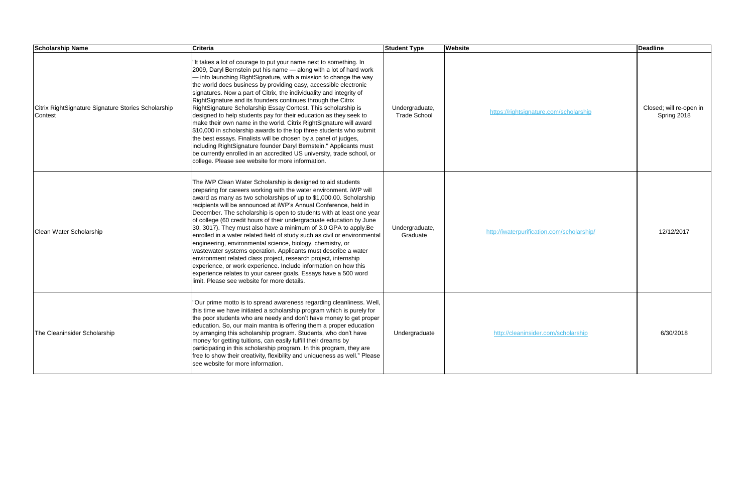| Scholarship Name | Criteria | Student Type | Website | Deadline |
|---|---|---|---|---|
| Citrix RightSignature Signature Stories Scholarship Contest | "It takes a lot of courage to put your name next to something. In 2009, Daryl Bernstein put his name — along with a lot of hard work — into launching RightSignature, with a mission to change the way the world does business by providing easy, accessible electronic signatures. Now a part of Citrix, the individuality and integrity of RightSignature and its founders continues through the Citrix RightSignature Scholarship Essay Contest. This scholarship is designed to help students pay for their education as they seek to make their own name in the world. Citrix RightSignature will award $10,000 in scholarship awards to the top three students who submit the best essays. Finalists will be chosen by a panel of judges, including RightSignature founder Daryl Bernstein." Applicants must be currently enrolled in an accredited US university, trade school, or college. Please see website for more information. | Undergraduate, Trade School | https://rightsignature.com/scholarship | Closed; will re-open in Spring 2018 |
| Clean Water Scholarship | The iWP Clean Water Scholarship is designed to aid students preparing for careers working with the water environment. iWP will award as many as two scholarships of up to $1,000.00. Scholarship recipients will be announced at iWP's Annual Conference, held in December. The scholarship is open to students with at least one year of college (60 credit hours of their undergraduate education by June 30, 3017). They must also have a minimum of 3.0 GPA to apply.Be enrolled in a water related field of study such as civil or environmental engineering, environmental science, biology, chemistry, or wastewater systems operation. Applicants must describe a water environment related class project, research project, internship experience, or work experience. Include information on how this experience relates to your career goals. Essays have a 500 word limit. Please see website for more details. | Undergraduate, Graduate | http://iwaterpurification.com/scholarship/ | 12/12/2017 |
| The Cleaninsider Scholarship | "Our prime motto is to spread awareness regarding cleanliness. Well, this time we have initiated a scholarship program which is purely for the poor students who are needy and don't have money to get proper education. So, our main mantra is offering them a proper education by arranging this scholarship program. Students, who don't have money for getting tuitions, can easily fulfill their dreams by participating in this scholarship program. In this program, they are free to show their creativity, flexibility and uniqueness as well." Please see website for more information. | Undergraduate | http://cleaninsider.com/scholarship | 6/30/2018 |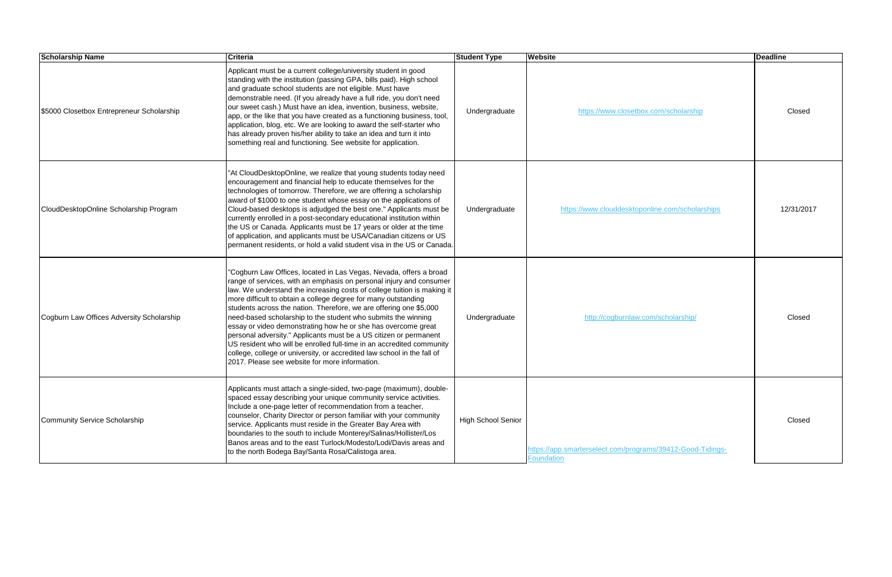| Scholarship Name | Criteria | Student Type | Website | Deadline |
|---|---|---|---|---|
| $5000 Closetbox Entrepreneur Scholarship | Applicant must be a current college/university student in good standing with the institution (passing GPA, bills paid). High school and graduate school students are not eligible. Must have demonstrable need. (If you already have a full ride, you don't need our sweet cash.) Must have an idea, invention, business, website, app, or the like that you have created as a functioning business, tool, application, blog, etc. We are looking to award the self-starter who has already proven his/her ability to take an idea and turn it into something real and functioning. See website for application. | Undergraduate | https://www.closetbox.com/scholarship | Closed |
| CloudDesktopOnline Scholarship Program | "At CloudDesktopOnline, we realize that young students today need encouragement and financial help to educate themselves for the technologies of tomorrow. Therefore, we are offering a scholarship award of $1000 to one student whose essay on the applications of Cloud-based desktops is adjudged the best one." Applicants must be currently enrolled in a post-secondary educational institution within the US or Canada. Applicants must be 17 years or older at the time of application, and applicants must be USA/Canadian citizens or US permanent residents, or hold a valid student visa in the US or Canada. | Undergraduate | https://www.clouddesktoponline.com/scholarships | 12/31/2017 |
| Cogburn Law Offices Adversity Scholarship | "Cogburn Law Offices, located in Las Vegas, Nevada, offers a broad range of services, with an emphasis on personal injury and consumer law. We understand the increasing costs of college tuition is making it more difficult to obtain a college degree for many outstanding students across the nation. Therefore, we are offering one $5,000 need-based scholarship to the student who submits the winning essay or video demonstrating how he or she has overcome great personal adversity." Applicants must be a US citizen or permanent US resident who will be enrolled full-time in an accredited community college, college or university, or accredited law school in the fall of 2017. Please see website for more information. | Undergraduate | http://cogburnlaw.com/scholarship/ | Closed |
| Community Service Scholarship | Applicants must attach a single-sided, two-page (maximum), double-spaced essay describing your unique community service activities. Include a one-page letter of recommendation from a teacher, counselor, Charity Director or person familiar with your community service. Applicants must reside in the Greater Bay Area with boundaries to the south to include Monterey/Salinas/Hollister/Los Banos areas and to the east Turlock/Modesto/Lodi/Davis areas and to the north Bodega Bay/Santa Rosa/Calistoga area. | High School Senior | https://app.smarterselect.com/programs/39412-Good-Tidings-Foundation | Closed |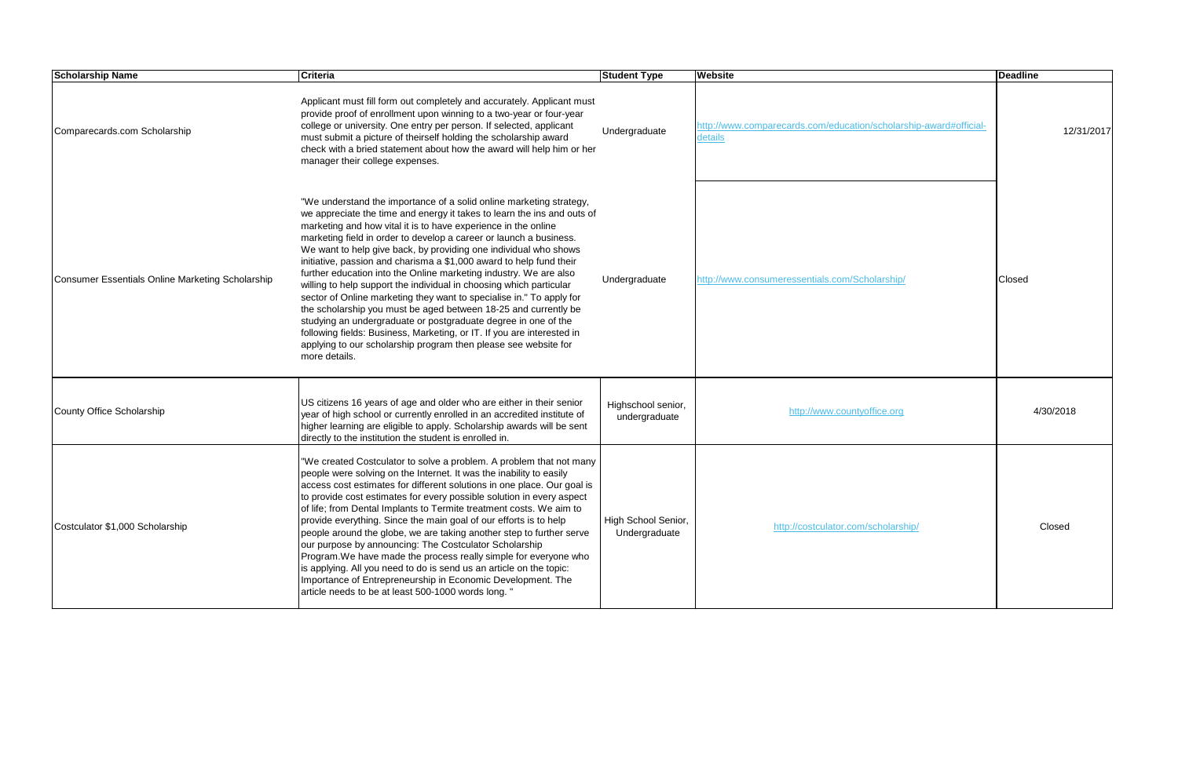| Scholarship Name | Criteria | Student Type | Website | Deadline |
| --- | --- | --- | --- | --- |
| Comparecards.com Scholarship | Applicant must fill form out completely and accurately. Applicant must provide proof of enrollment upon winning to a two-year or four-year college or university. One entry per person. If selected, applicant must submit a picture of theirself holding the scholarship award check with a bried statement about how the award will help him or her manager their college expenses. | Undergraduate | http://www.comparecards.com/education/scholarship-award#official-details | 12/31/2017 |
| Consumer Essentials Online Marketing Scholarship | "We understand the importance of a solid online marketing strategy, we appreciate the time and energy it takes to learn the ins and outs of marketing and how vital it is to have experience in the online marketing field in order to develop a career or launch a business. We want to help give back, by providing one individual who shows initiative, passion and charisma a $1,000 award to help fund their further education into the Online marketing industry. We are also willing to help support the individual in choosing which particular sector of Online marketing they want to specialise in." To apply for the scholarship you must be aged between 18-25 and currently be studying an undergraduate or postgraduate degree in one of the following fields: Business, Marketing, or IT. If you are interested in applying to our scholarship program then please see website for more details. | Undergraduate | http://www.consumeressentials.com/Scholarship/ | Closed |
| County Office Scholarship | US citizens 16 years of age and older who are either in their senior year of high school or currently enrolled in an accredited institute of higher learning are eligible to apply. Scholarship awards will be sent directly to the institution the student is enrolled in. | Highschool senior, undergraduate | http://www.countyoffice.org | 4/30/2018 |
| Costculator $1,000 Scholarship | "We created Costculator to solve a problem. A problem that not many people were solving on the Internet. It was the inability to easily access cost estimates for different solutions in one place. Our goal is to provide cost estimates for every possible solution in every aspect of life; from Dental Implants to Termite treatment costs. We aim to provide everything. Since the main goal of our efforts is to help people around the globe, we are taking another step to further serve our purpose by announcing: The Costculator Scholarship Program.We have made the process really simple for everyone who is applying. All you need to do is send us an article on the topic: Importance of Entrepreneurship in Economic Development. The article needs to be at least 500-1000 words long. " | High School Senior, Undergraduate | http://costculator.com/scholarship/ | Closed |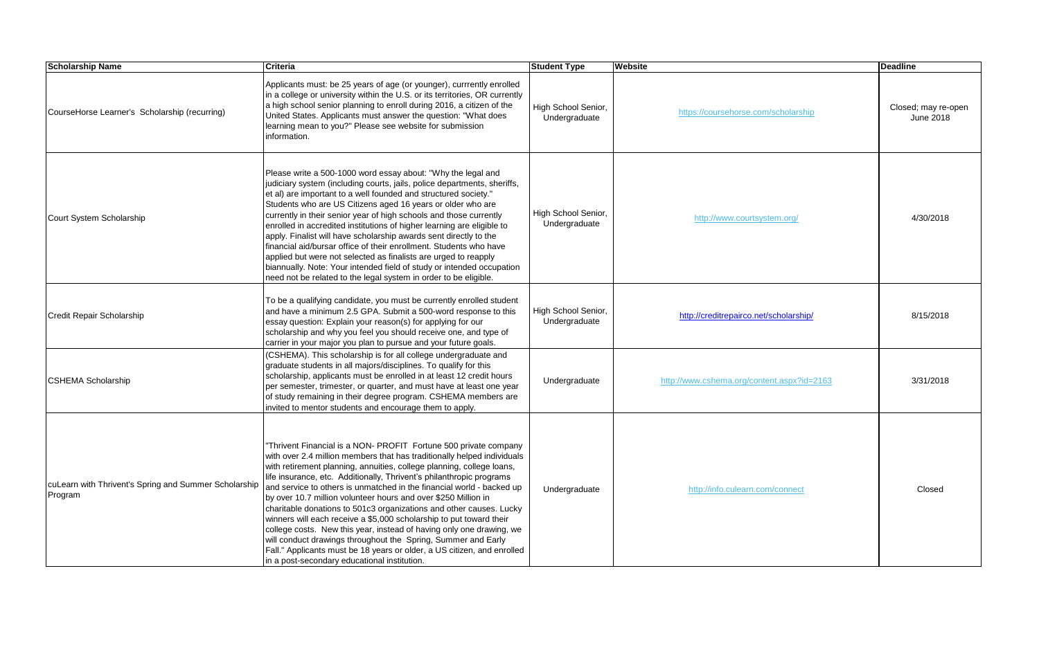| Scholarship Name | Criteria | Student Type | Website | Deadline |
|---|---|---|---|---|
| CourseHorse Learner's Scholarship (recurring) | Applicants must: be 25 years of age (or younger), currrently enrolled in a college or university within the U.S. or its territories, OR currently a high school senior planning to enroll during 2016, a citizen of the United States. Applicants must answer the question: "What does learning mean to you?" Please see website for submission information. | High School Senior, Undergraduate | https://coursehorse.com/scholarship | Closed; may re-open June 2018 |
| Court System Scholarship | Please write a 500-1000 word essay about: "Why the legal and judiciary system (including courts, jails, police departments, sheriffs, et al) are important to a well founded and structured society." Students who are US Citizens aged 16 years or older who are currently in their senior year of high schools and those currently enrolled in accredited institutions of higher learning are eligible to apply. Finalist will have scholarship awards sent directly to the financial aid/bursar office of their enrollment. Students who have applied but were not selected as finalists are urged to reapply biannually. Note: Your intended field of study or intended occupation need not be related to the legal system in order to be eligible. | High School Senior, Undergraduate | http://www.courtsystem.org/ | 4/30/2018 |
| Credit Repair Scholarship | To be a qualifying candidate, you must be currently enrolled student and have a minimum 2.5 GPA. Submit a 500-word response to this essay question: Explain your reason(s) for applying for our scholarship and why you feel you should receive one, and type of carrier in your major you plan to pursue and your future goals. | High School Senior, Undergraduate | http://creditrepairco.net/scholarship/ | 8/15/2018 |
| CSHEMA Scholarship | (CSHEMA). This scholarship is for all college undergraduate and graduate students in all majors/disciplines. To qualify for this scholarship, applicants must be enrolled in at least 12 credit hours per semester, trimester, or quarter, and must have at least one year of study remaining in their degree program. CSHEMA members are invited to mentor students and encourage them to apply. | Undergraduate | http://www.cshema.org/content.aspx?id=2163 | 3/31/2018 |
| cuLearn with Thrivent's Spring and Summer Scholarship Program | "Thrivent Financial is a NON- PROFIT Fortune 500 private company with over 2.4 million members that has traditionally helped individuals with retirement planning, annuities, college planning, college loans, life insurance, etc. Additionally, Thrivent's philanthropic programs and service to others is unmatched in the financial world - backed up by over 10.7 million volunteer hours and over $250 Million in charitable donations to 501c3 organizations and other causes. Lucky winners will each receive a $5,000 scholarship to put toward their college costs. New this year, instead of having only one drawing, we will conduct drawings throughout the Spring, Summer and Early Fall." Applicants must be 18 years or older, a US citizen, and enrolled in a post-secondary educational institution. | Undergraduate | http://info.culearn.com/connect | Closed |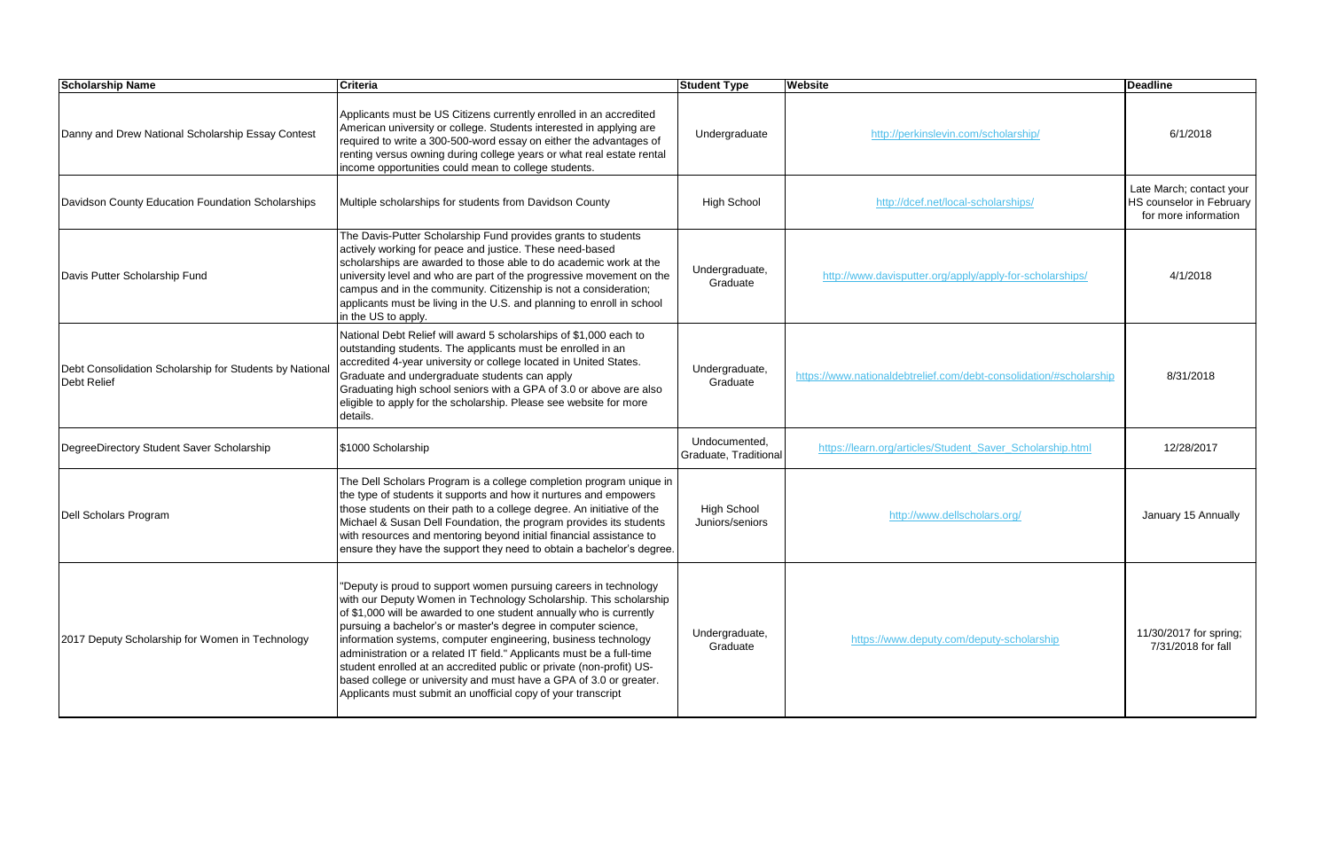| Scholarship Name | Criteria | Student Type | Website | Deadline |
| --- | --- | --- | --- | --- |
| Danny and Drew National Scholarship Essay Contest | Applicants must be US Citizens currently enrolled in an accredited American university or college. Students interested in applying are required to write a 300-500-word essay on either the advantages of renting versus owning during college years or what real estate rental income opportunities could mean to college students. | Undergraduate | http://perkinslevin.com/scholarship/ | 6/1/2018 |
| Davidson County Education Foundation Scholarships | Multiple scholarships for students from Davidson County | High School | http://dcef.net/local-scholarships/ | Late March; contact your HS counselor in February for more information |
| Davis Putter Scholarship Fund | The Davis-Putter Scholarship Fund provides grants to students actively working for peace and justice. These need-based scholarships are awarded to those able to do academic work at the university level and who are part of the progressive movement on the campus and in the community. Citizenship is not a consideration; applicants must be living in the U.S. and planning to enroll in school in the US to apply. | Undergraduate, Graduate | http://www.davisputter.org/apply/apply-for-scholarships/ | 4/1/2018 |
| Debt Consolidation Scholarship for Students by National Debt Relief | National Debt Relief will award 5 scholarships of $1,000 each to outstanding students. The applicants must be enrolled in an accredited 4-year university or college located in United States. Graduate and undergraduate students can apply Graduating high school seniors with a GPA of 3.0 or above are also eligible to apply for the scholarship. Please see website for more details. | Undergraduate, Graduate | https://www.nationaldebtrelief.com/debt-consolidation/#scholarship | 8/31/2018 |
| DegreeDirectory Student Saver Scholarship | $1000 Scholarship | Undocumented, Graduate, Traditional | https://learn.org/articles/Student_Saver_Scholarship.html | 12/28/2017 |
| Dell Scholars Program | The Dell Scholars Program is a college completion program unique in the type of students it supports and how it nurtures and empowers those students on their path to a college degree. An initiative of the Michael & Susan Dell Foundation, the program provides its students with resources and mentoring beyond initial financial assistance to ensure they have the support they need to obtain a bachelor's degree. | High School Juniors/seniors | http://www.dellscholars.org/ | January 15 Annually |
| 2017 Deputy Scholarship for Women in Technology | "Deputy is proud to support women pursuing careers in technology with our Deputy Women in Technology Scholarship. This scholarship of $1,000 will be awarded to one student annually who is currently pursuing a bachelor's or master's degree in computer science, information systems, computer engineering, business technology administration or a related IT field." Applicants must be a full-time student enrolled at an accredited public or private (non-profit) US-based college or university and must have a GPA of 3.0 or greater. Applicants must submit an unofficial copy of your transcript | Undergraduate, Graduate | https://www.deputy.com/deputy-scholarship | 11/30/2017 for spring; 7/31/2018 for fall |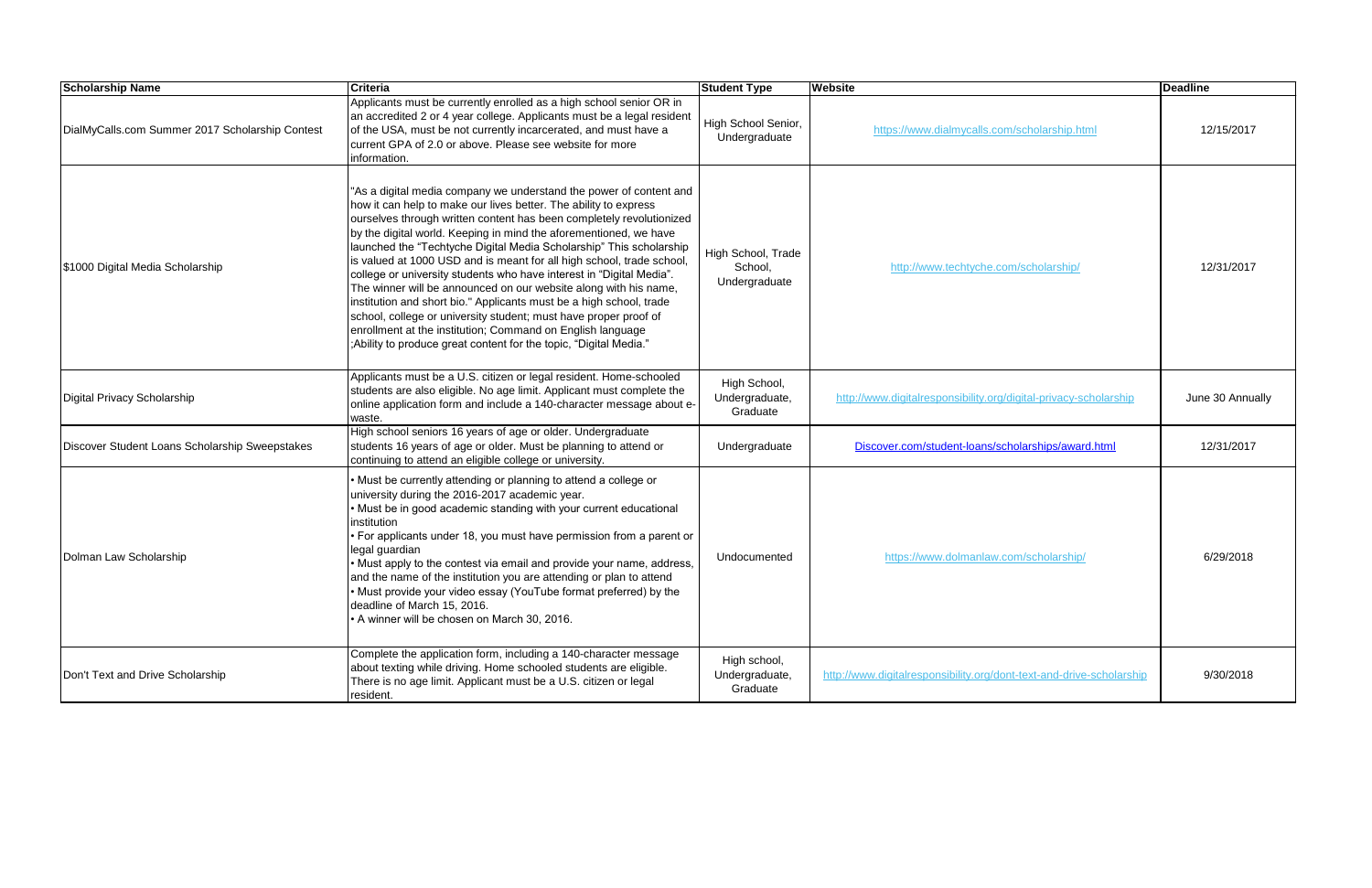| Scholarship Name | Criteria | Student Type | Website | Deadline |
|---|---|---|---|---|
| DialMyCalls.com Summer 2017 Scholarship Contest | Applicants must be currently enrolled as a high school senior OR in an accredited 2 or 4 year college. Applicants must be a legal resident of the USA, must be not currently incarcerated, and must have a current GPA of 2.0 or above. Please see website for more information. | High School Senior, Undergraduate | https://www.dialmycalls.com/scholarship.html | 12/15/2017 |
| $1000 Digital Media Scholarship | "As a digital media company we understand the power of content and how it can help to make our lives better. The ability to express ourselves through written content has been completely revolutionized by the digital world. Keeping in mind the aforementioned, we have launched the "Techtyche Digital Media Scholarship" This scholarship is valued at 1000 USD and is meant for all high school, trade school, college or university students who have interest in "Digital Media". The winner will be announced on our website along with his name, institution and short bio." Applicants must be a high school, trade school, college or university student; must have proper proof of enrollment at the institution; Command on English language ;Ability to produce great content for the topic, "Digital Media." | High School, Trade School, Undergraduate | http://www.techtyche.com/scholarship/ | 12/31/2017 |
| Digital Privacy Scholarship | Applicants must be a U.S. citizen or legal resident. Home-schooled students are also eligible. No age limit. Applicant must complete the online application form and include a 140-character message about e-waste. | High School, Undergraduate, Graduate | http://www.digitalresponsibility.org/digital-privacy-scholarship | June 30 Annually |
| Discover Student Loans Scholarship Sweepstakes | High school seniors 16 years of age or older. Undergraduate students 16 years of age or older. Must be planning to attend or continuing to attend an eligible college or university. | Undergraduate | Discover.com/student-loans/scholarships/award.html | 12/31/2017 |
| Dolman Law Scholarship | • Must be currently attending or planning to attend a college or university during the 2016-2017 academic year.<br>• Must be in good academic standing with your current educational institution<br>• For applicants under 18, you must have permission from a parent or legal guardian<br>• Must apply to the contest via email and provide your name, address, and the name of the institution you are attending or plan to attend<br>• Must provide your video essay (YouTube format preferred) by the deadline of March 15, 2016.<br>• A winner will be chosen on March 30, 2016. | Undocumented | https://www.dolmanlaw.com/scholarship/ | 6/29/2018 |
| Don't Text and Drive Scholarship | Complete the application form, including a 140-character message about texting while driving. Home schooled students are eligible. There is no age limit. Applicant must be a U.S. citizen or legal resident. | High school, Undergraduate, Graduate | http://www.digitalresponsibility.org/dont-text-and-drive-scholarship | 9/30/2018 |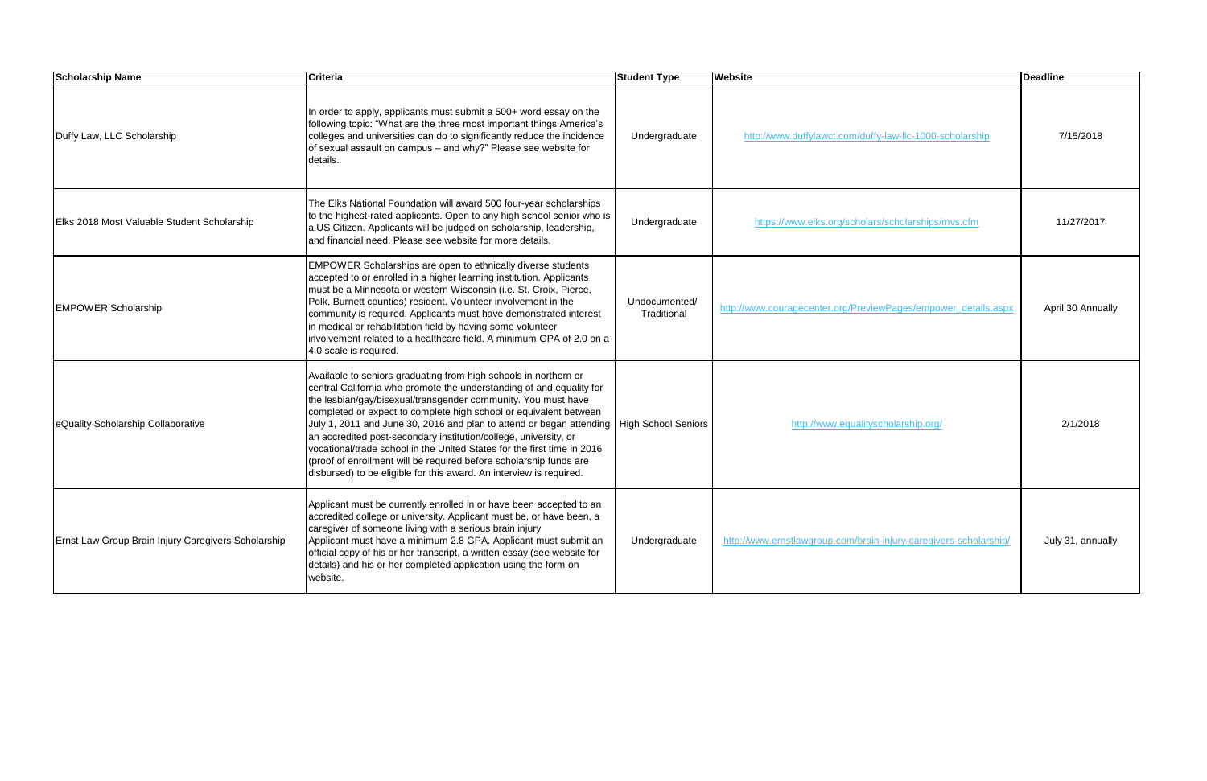| Scholarship Name | Criteria | Student Type | Website | Deadline |
| --- | --- | --- | --- | --- |
| Duffy Law, LLC Scholarship | In order to apply, applicants must submit a 500+ word essay on the following topic: "What are the three most important things America's colleges and universities can do to significantly reduce the incidence of sexual assault on campus – and why?" Please see website for details. | Undergraduate | http://www.duffylawct.com/duffy-law-llc-1000-scholarship | 7/15/2018 |
| Elks 2018 Most Valuable Student Scholarship | The Elks National Foundation will award 500 four-year scholarships to the highest-rated applicants. Open to any high school senior who is a US Citizen. Applicants will be judged on scholarship, leadership, and financial need. Please see website for more details. | Undergraduate | https://www.elks.org/scholars/scholarships/mvs.cfm | 11/27/2017 |
| EMPOWER Scholarship | EMPOWER Scholarships are open to ethnically diverse students accepted to or enrolled in a higher learning institution. Applicants must be a Minnesota or western Wisconsin (i.e. St. Croix, Pierce, Polk, Burnett counties) resident. Volunteer involvement in the community is required. Applicants must have demonstrated interest in medical or rehabilitation field by having some volunteer involvement related to a healthcare field. A minimum GPA of 2.0 on a 4.0 scale is required. | Undocumented/ Traditional | http://www.couragecenter.org/PreviewPages/empower_details.aspx | April 30 Annually |
| eQuality Scholarship Collaborative | Available to seniors graduating from high schools in northern or central California who promote the understanding of and equality for the lesbian/gay/bisexual/transgender community. You must have completed or expect to complete high school or equivalent between July 1, 2011 and June 30, 2016 and plan to attend or began attending an accredited post-secondary institution/college, university, or vocational/trade school in the United States for the first time in 2016 (proof of enrollment will be required before scholarship funds are disbursed) to be eligible for this award. An interview is required. | High School Seniors | http://www.equalityscholarship.org/ | 2/1/2018 |
| Ernst Law Group Brain Injury Caregivers Scholarship | Applicant must be currently enrolled in or have been accepted to an accredited college or university. Applicant must be, or have been, a caregiver of someone living with a serious brain injury Applicant must have a minimum 2.8 GPA. Applicant must submit an official copy of his or her transcript, a written essay (see website for details) and his or her completed application using the form on website. | Undergraduate | http://www.ernstlawgroup.com/brain-injury-caregivers-scholarship/ | July 31, annually |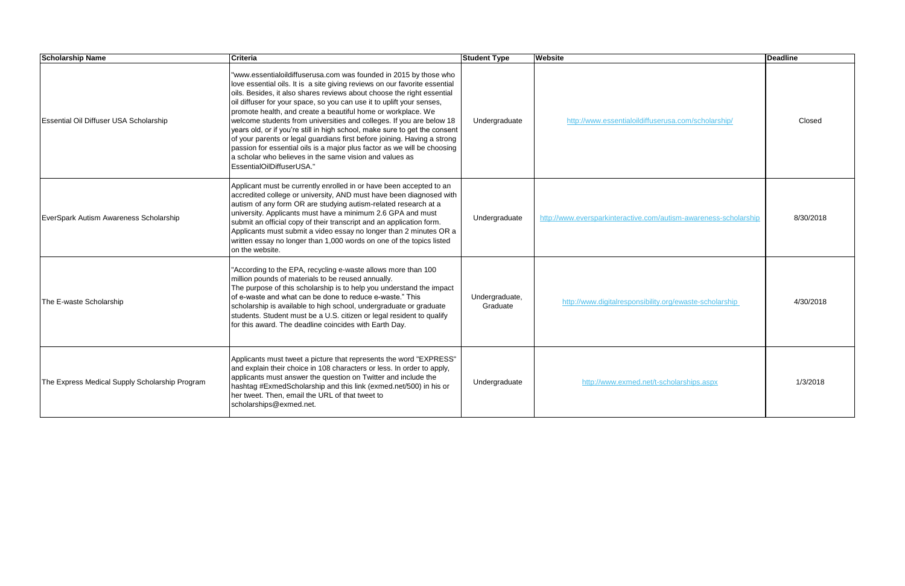| Scholarship Name | Criteria | Student Type | Website | Deadline |
|---|---|---|---|---|
| Essential Oil Diffuser USA Scholarship | "www.essentialoildiffuserusa.com was founded in 2015 by those who love essential oils. It is a site giving reviews on our favorite essential oils. Besides, it also shares reviews about choose the right essential oil diffuser for your space, so you can use it to uplift your senses, promote health, and create a beautiful home or workplace. We welcome students from universities and colleges. If you are below 18 years old, or if you're still in high school, make sure to get the consent of your parents or legal guardians first before joining. Having a strong passion for essential oils is a major plus factor as we will be choosing a scholar who believes in the same vision and values as EssentialOilDiffuserUSA." | Undergraduate | http://www.essentialoildiffuserusa.com/scholarship/ | Closed |
| EverSpark Autism Awareness Scholarship | Applicant must be currently enrolled in or have been accepted to an accredited college or university, AND must have been diagnosed with autism of any form OR are studying autism-related research at a university. Applicants must have a minimum 2.6 GPA and must submit an official copy of their transcript and an application form. Applicants must submit a video essay no longer than 2 minutes OR a written essay no longer than 1,000 words on one of the topics listed on the website. | Undergraduate | http://www.eversparkinteractive.com/autism-awareness-scholarship | 8/30/2018 |
| The E-waste Scholarship | "According to the EPA, recycling e-waste allows more than 100 million pounds of materials to be reused annually. The purpose of this scholarship is to help you understand the impact of e-waste and what can be done to reduce e-waste." This scholarship is available to high school, undergraduate or graduate students. Student must be a U.S. citizen or legal resident to qualify for this award. The deadline coincides with Earth Day. | Undergraduate, Graduate | http://www.digitalresponsibility.org/ewaste-scholarship | 4/30/2018 |
| The Express Medical Supply Scholarship Program | Applicants must tweet a picture that represents the word "EXPRESS" and explain their choice in 108 characters or less. In order to apply, applicants must answer the question on Twitter and include the hashtag #ExmedScholarship and this link (exmed.net/500) in his or her tweet. Then, email the URL of that tweet to scholarships@exmed.net. | Undergraduate | http://www.exmed.net/t-scholarships.aspx | 1/3/2018 |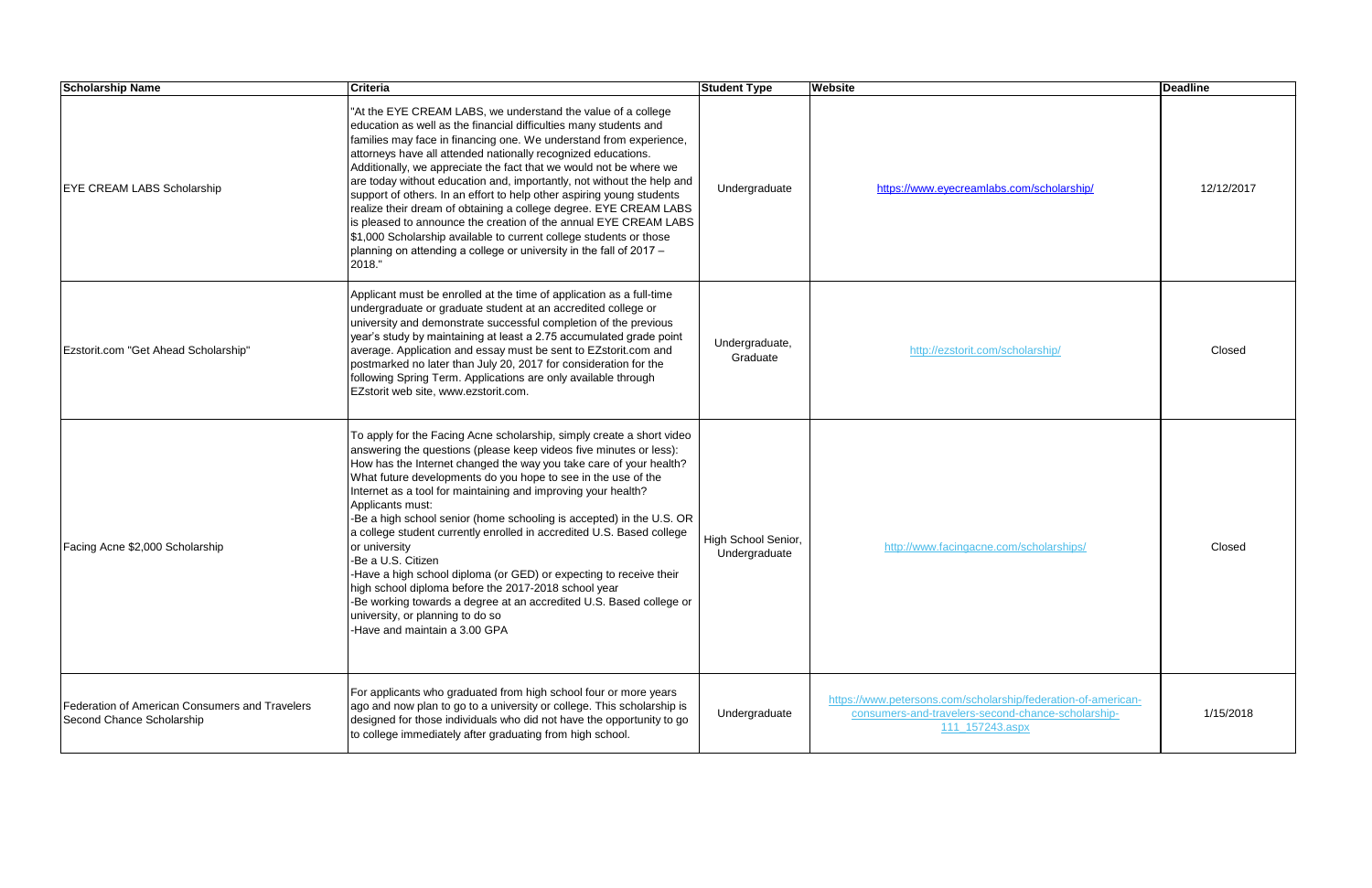| Scholarship Name | Criteria | Student Type | Website | Deadline |
| --- | --- | --- | --- | --- |
| EYE CREAM LABS Scholarship | "At the EYE CREAM LABS, we understand the value of a college education as well as the financial difficulties many students and families may face in financing one. We understand from experience, attorneys have all attended nationally recognized educations. Additionally, we appreciate the fact that we would not be where we are today without education and, importantly, not without the help and support of others. In an effort to help other aspiring young students realize their dream of obtaining a college degree. EYE CREAM LABS is pleased to announce the creation of the annual EYE CREAM LABS $1,000 Scholarship available to current college students or those planning on attending a college or university in the fall of 2017 – 2018." | Undergraduate | https://www.eyecreamlabs.com/scholarship/ | 12/12/2017 |
| Ezstorit.com "Get Ahead Scholarship" | Applicant must be enrolled at the time of application as a full-time undergraduate or graduate student at an accredited college or university and demonstrate successful completion of the previous year's study by maintaining at least a 2.75 accumulated grade point average. Application and essay must be sent to EZstorit.com and postmarked no later than July 20, 2017 for consideration for the following Spring Term. Applications are only available through EZstorit web site, www.ezstorit.com. | Undergraduate, Graduate | http://ezstorit.com/scholarship/ | Closed |
| Facing Acne $2,000 Scholarship | To apply for the Facing Acne scholarship, simply create a short video answering the questions (please keep videos five minutes or less): How has the Internet changed the way you take care of your health? What future developments do you hope to see in the use of the Internet as a tool for maintaining and improving your health? Applicants must:<br>-Be a high school senior (home schooling is accepted) in the U.S. OR a college student currently enrolled in accredited U.S. Based college or university<br>-Be a U.S. Citizen<br>-Have a high school diploma (or GED) or expecting to receive their high school diploma before the 2017-2018 school year<br>-Be working towards a degree at an accredited U.S. Based college or university, or planning to do so<br>-Have and maintain a 3.00 GPA | High School Senior, Undergraduate | http://www.facingacne.com/scholarships/ | Closed |
| Federation of American Consumers and Travelers Second Chance Scholarship | For applicants who graduated from high school four or more years ago and now plan to go to a university or college. This scholarship is designed for those individuals who did not have the opportunity to go to college immediately after graduating from high school. | Undergraduate | https://www.petersons.com/scholarship/federation-of-american-consumers-and-travelers-second-chance-scholarship-111_157243.aspx | 1/15/2018 |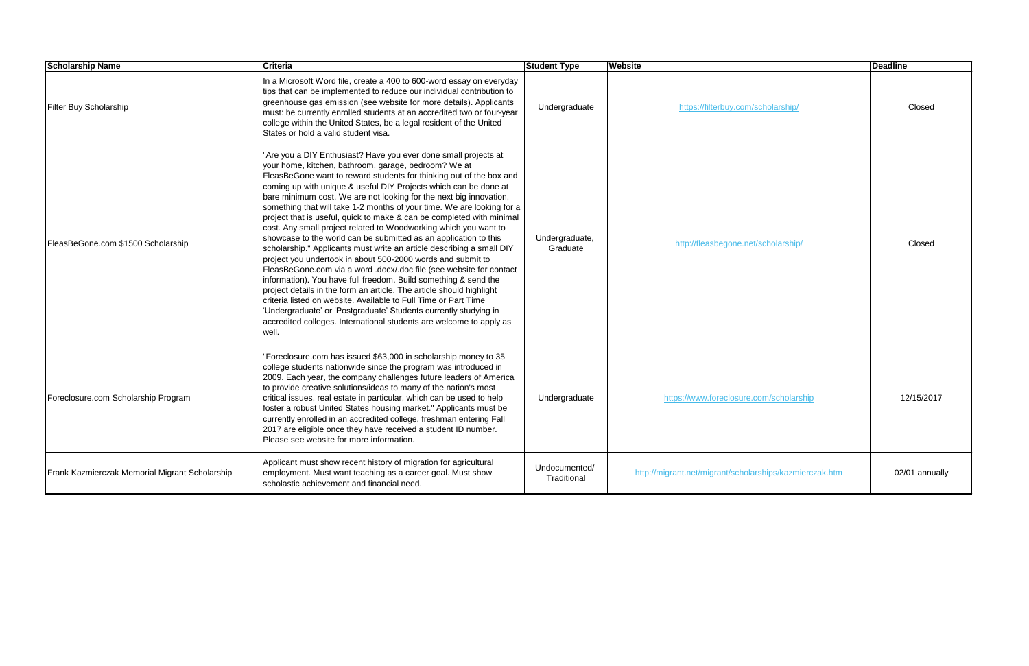| Scholarship Name | Criteria | Student Type | Website | Deadline |
| --- | --- | --- | --- | --- |
| Filter Buy Scholarship | In a Microsoft Word file, create a 400 to 600-word essay on everyday tips that can be implemented to reduce our individual contribution to greenhouse gas emission (see website for more details). Applicants must: be currently enrolled students at an accredited two or four-year college within the United States, be a legal resident of the United States or hold a valid student visa. | Undergraduate | https://filterbuy.com/scholarship/ | Closed |
| FleasBeGone.com $1500 Scholarship | "Are you a DIY Enthusiast? Have you ever done small projects at your home, kitchen, bathroom, garage, bedroom? We at FleasBeGone want to reward students for thinking out of the box and coming up with unique & useful DIY Projects which can be done at bare minimum cost. We are not looking for the next big innovation, something that will take 1-2 months of your time. We are looking for a project that is useful, quick to make & can be completed with minimal cost. Any small project related to Woodworking which you want to showcase to the world can be submitted as an application to this scholarship." Applicants must write an article describing a small DIY project you undertook in about 500-2000 words and submit to FleasBeGone.com via a word .docx/.doc file (see website for contact information). You have full freedom. Build something & send the project details in the form an article. The article should highlight criteria listed on website. Available to Full Time or Part Time 'Undergraduate' or 'Postgraduate' Students currently studying in accredited colleges. International students are welcome to apply as well. | Undergraduate, Graduate | http://fleasbegone.net/scholarship/ | Closed |
| Foreclosure.com Scholarship Program | "Foreclosure.com has issued $63,000 in scholarship money to 35 college students nationwide since the program was introduced in 2009. Each year, the company challenges future leaders of America to provide creative solutions/ideas to many of the nation's most critical issues, real estate in particular, which can be used to help foster a robust United States housing market." Applicants must be currently enrolled in an accredited college, freshman entering Fall 2017 are eligible once they have received a student ID number. Please see website for more information. | Undergraduate | https://www.foreclosure.com/scholarship | 12/15/2017 |
| Frank Kazmierczak Memorial Migrant Scholarship | Applicant must show recent history of migration for agricultural employment. Must want teaching as a career goal. Must show scholastic achievement and financial need. | Undocumented/ Traditional | http://migrant.net/migrant/scholarships/kazmierczak.htm | 02/01 annually |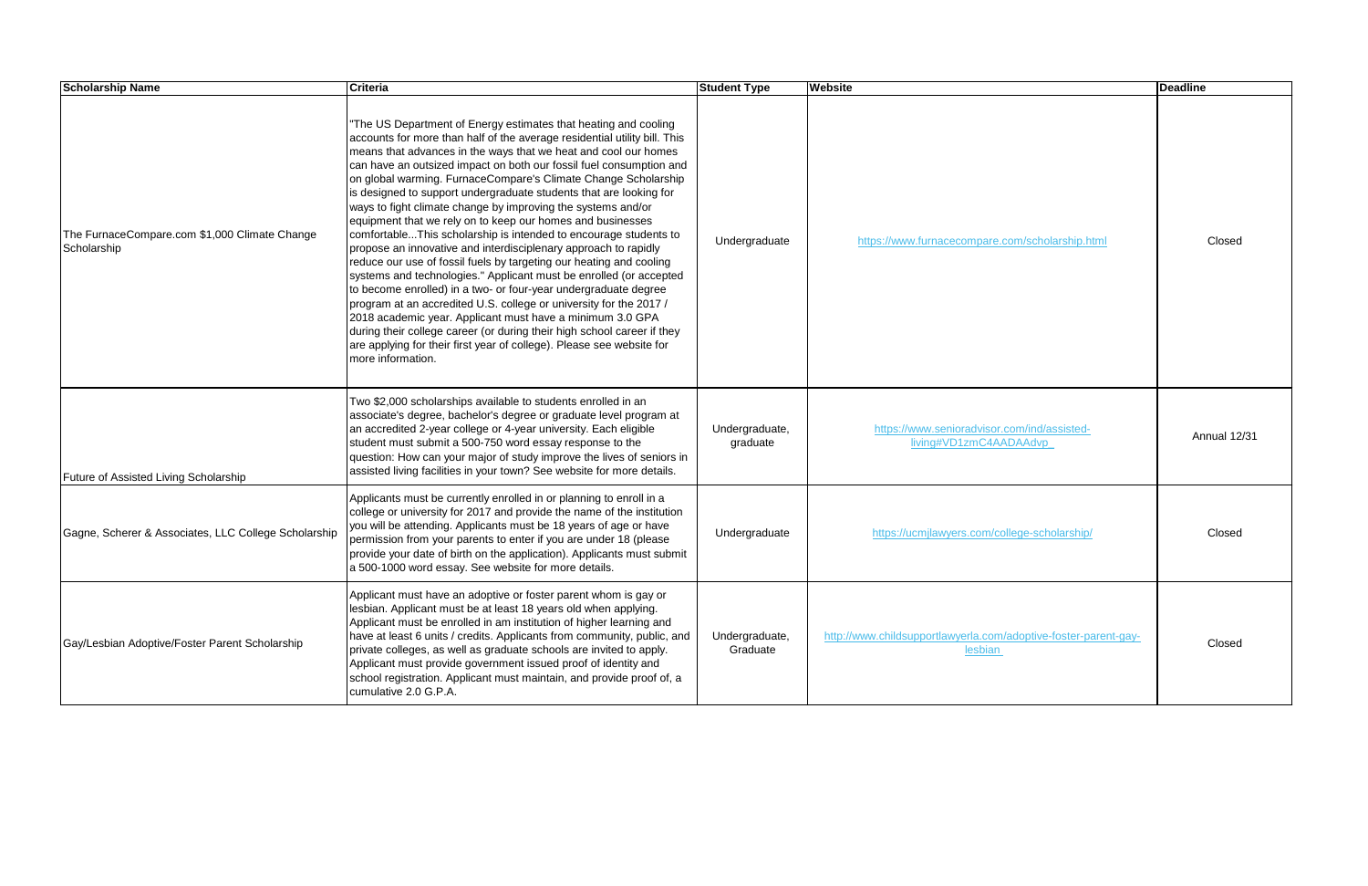| Scholarship Name | Criteria | Student Type | Website | Deadline |
| --- | --- | --- | --- | --- |
| The FurnaceCompare.com $1,000 Climate Change Scholarship | "The US Department of Energy estimates that heating and cooling accounts for more than half of the average residential utility bill. This means that advances in the ways that we heat and cool our homes can have an outsized impact on both our fossil fuel consumption and on global warming. FurnaceCompare's Climate Change Scholarship is designed to support undergraduate students that are looking for ways to fight climate change by improving the systems and/or equipment that we rely on to keep our homes and businesses comfortable...This scholarship is intended to encourage students to propose an innovative and interdisciplenary approach to rapidly reduce our use of fossil fuels by targeting our heating and cooling systems and technologies." Applicant must be enrolled (or accepted to become enrolled) in a two- or four-year undergraduate degree program at an accredited U.S. college or university for the 2017 / 2018 academic year. Applicant must have a minimum 3.0 GPA during their college career (or during their high school career if they are applying for their first year of college). Please see website for more information. | Undergraduate | https://www.furnacecompare.com/scholarship.html | Closed |
| Future of Assisted Living Scholarship | Two $2,000 scholarships available to students enrolled in an associate's degree, bachelor's degree or graduate level program at an accredited 2-year college or 4-year university. Each eligible student must submit a 500-750 word essay response to the question: How can your major of study improve the lives of seniors in assisted living facilities in your town? See website for more details. | Undergraduate, graduate | https://www.senioradvisor.com/ind/assisted-living#VD1zmC4AADAAdvp | Annual 12/31 |
| Gagne, Scherer & Associates, LLC College Scholarship | Applicants must be currently enrolled in or planning to enroll in a college or university for 2017 and provide the name of the institution you will be attending. Applicants must be 18 years of age or have permission from your parents to enter if you are under 18 (please provide your date of birth on the application). Applicants must submit a 500-1000 word essay. See website for more details. | Undergraduate | https://ucmjlawyers.com/college-scholarship/ | Closed |
| Gay/Lesbian Adoptive/Foster Parent Scholarship | Applicant must have an adoptive or foster parent whom is gay or lesbian. Applicant must be at least 18 years old when applying. Applicant must be enrolled in am institution of higher learning and have at least 6 units / credits. Applicants from community, public, and private colleges, as well as graduate schools are invited to apply. Applicant must provide government issued proof of identity and school registration. Applicant must maintain, and provide proof of, a cumulative 2.0 G.P.A. | Undergraduate, Graduate | http://www.childsupportlawyerla.com/adoptive-foster-parent-gay-lesbian | Closed |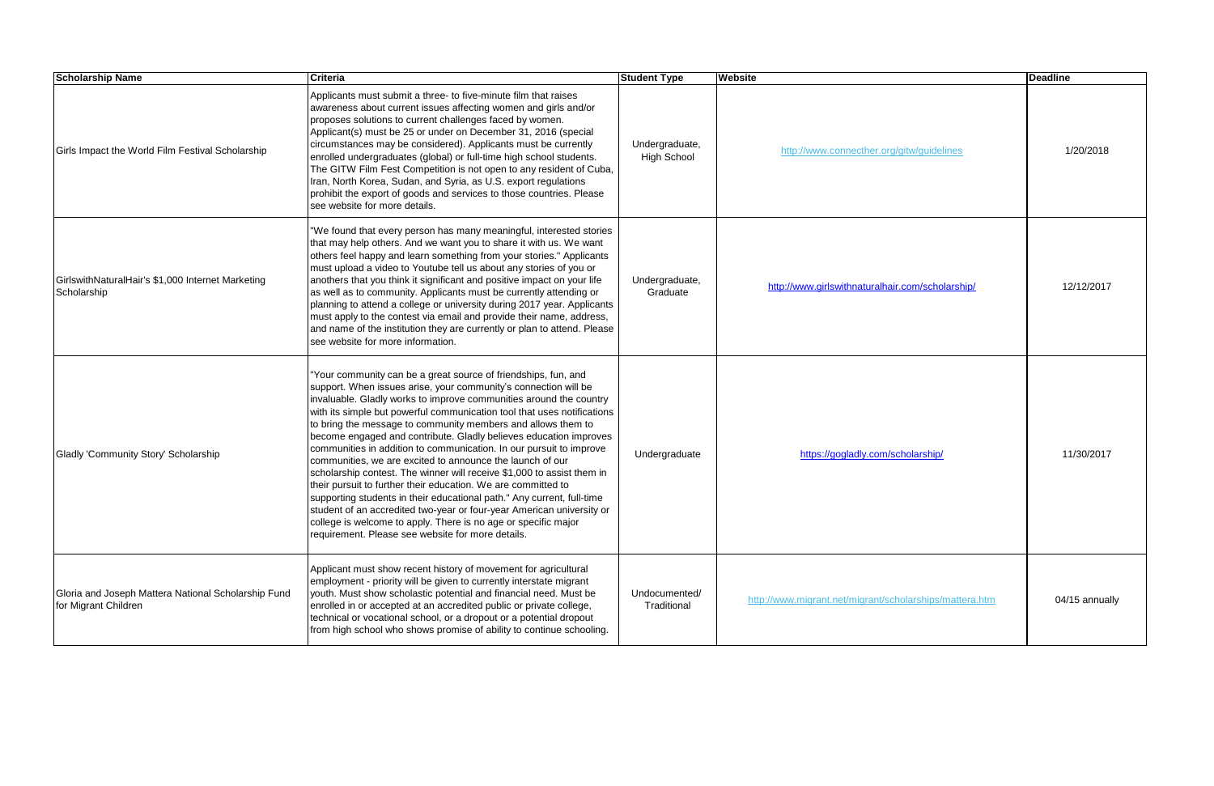| Scholarship Name | Criteria | Student Type | Website | Deadline |
| --- | --- | --- | --- | --- |
| Girls Impact the World Film Festival Scholarship | Applicants must submit a three- to five-minute film that raises awareness about current issues affecting women and girls and/or proposes solutions to current challenges faced by women. Applicant(s) must be 25 or under on December 31, 2016 (special circumstances may be considered). Applicants must be currently enrolled undergraduates (global) or full-time high school students. The GITW Film Fest Competition is not open to any resident of Cuba, Iran, North Korea, Sudan, and Syria, as U.S. export regulations prohibit the export of goods and services to those countries. Please see website for more details. | Undergraduate, High School | http://www.connecther.org/gitw/guidelines | 1/20/2018 |
| GirlswithNaturalHair's $1,000 Internet Marketing Scholarship | "We found that every person has many meaningful, interested stories that may help others. And we want you to share it with us. We want others feel happy and learn something from your stories." Applicants must upload a video to Youtube tell us about any stories of you or anothers that you think it significant and positive impact on your life as well as to community. Applicants must be currently attending or planning to attend a college or university during 2017 year. Applicants must apply to the contest via email and provide their name, address, and name of the institution they are currently or plan to attend. Please see website for more information. | Undergraduate, Graduate | http://www.girlswithnaturalhair.com/scholarship/ | 12/12/2017 |
| Gladly 'Community Story' Scholarship | "Your community can be a great source of friendships, fun, and support. When issues arise, your community's connection will be invaluable. Gladly works to improve communities around the country with its simple but powerful communication tool that uses notifications to bring the message to community members and allows them to become engaged and contribute. Gladly believes education improves communities in addition to communication. In our pursuit to improve communities, we are excited to announce the launch of our scholarship contest. The winner will receive $1,000 to assist them in their pursuit to further their education. We are committed to supporting students in their educational path." Any current, full-time student of an accredited two-year or four-year American university or college is welcome to apply. There is no age or specific major requirement. Please see website for more details. | Undergraduate | https://gogladly.com/scholarship/ | 11/30/2017 |
| Gloria and Joseph Mattera National Scholarship Fund for Migrant Children | Applicant must show recent history of movement for agricultural employment - priority will be given to currently interstate migrant youth. Must show scholastic potential and financial need. Must be enrolled in or accepted at an accredited public or private college, technical or vocational school, or a dropout or a potential dropout from high school who shows promise of ability to continue schooling. | Undocumented/ Traditional | http://www.migrant.net/migrant/scholarships/mattera.htm | 04/15 annually |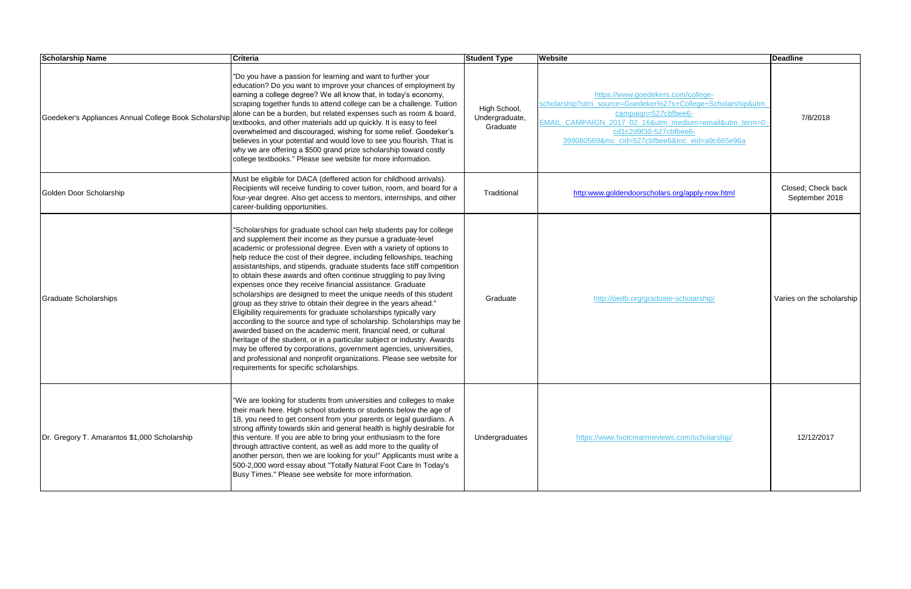| Scholarship Name | Criteria | Student Type | Website | Deadline |
| --- | --- | --- | --- | --- |
| Goedeker's Appliances Annual College Book Scholarship | "Do you have a passion for learning and want to further your education? Do you want to improve your chances of employment by earning a college degree? We all know that, in today's economy, scraping together funds to attend college can be a challenge. Tuition alone can be a burden, but related expenses such as room & board, textbooks, and other materials add up quickly. It is easy to feel overwhelmed and discouraged, wishing for some relief. Goedeker's believes in your potential and would love to see you flourish. That is why we are offering a $500 grand prize scholarship toward costly college textbooks." Please see website for more information. | High School, Undergraduate, Graduate | https://www.goedekers.com/college-scholarship?utm_source=Goedeker%27s+College+Scholarship&utm_campaign=527cbfbee6-EMAIL_CAMPAIGN_2017_02_16&utm_medium=email&utm_term=0_cd1c2d9f30-527cbfbee6-399080569&mc_cid=527cbfbee6&mc_eid=a9c665e96a | 7/8/2018 |
| Golden Door Scholarship | Must be eligible for DACA (deferred action for childhood arrivals). Recipients will receive funding to cover tuition, room, and board for a four-year degree. Also get access to mentors, internships, and other career-building opportunities. | Traditional | http:www.goldendoorscholars.org/apply-now.html | Closed; Check back September 2018 |
| Graduate Scholarships | "Scholarships for graduate school can help students pay for college and supplement their income as they pursue a graduate-level academic or professional degree. Even with a variety of options to help reduce the cost of their degree, including fellowships, teaching assistantships, and stipends, graduate students face stiff competition to obtain these awards and often continue struggling to pay living expenses once they receive financial assistance. Graduate scholarships are designed to meet the unique needs of this student group as they strive to obtain their degree in the years ahead." Eligibility requirements for graduate scholarships typically vary according to the source and type of scholarship. Scholarships may be awarded based on the academic merit, financial need, or cultural heritage of the student, or in a particular subject or industry. Awards may be offered by corporations, government agencies, universities, and professional and nonprofit organizations. Please see website for requirements for specific scholarships. | Graduate | http://oedb.org/graduate-scholarship/ | Varies on the scholarship |
| Dr. Gregory T. Amarantos $1,000 Scholarship | "We are looking for students from universities and colleges to make their mark here. High school students or students below the age of 18, you need to get consent from your parents or legal guardians. A strong affinity towards skin and general health is highly desirable for this venture. If you are able to bring your enthusiasm to the fore through attractive content, as well as add more to the quality of another person, then we are looking for you!" Applicants must write a 500-2,000 word essay about "Totally Natural Foot Care In Today's Busy Times." Please see website for more information. | Undergraduates | https://www.footcreamreviews.com/scholarship/ | 12/12/2017 |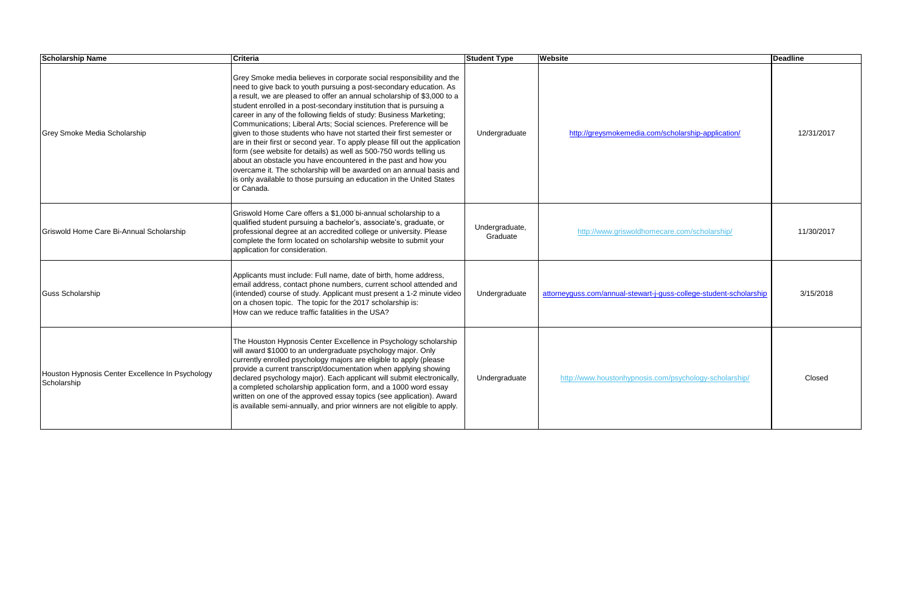| Scholarship Name | Criteria | Student Type | Website | Deadline |
| --- | --- | --- | --- | --- |
| Grey Smoke Media Scholarship | Grey Smoke media believes in corporate social responsibility and the need to give back to youth pursuing a post-secondary education. As a result, we are pleased to offer an annual scholarship of $3,000 to a student enrolled in a post-secondary institution that is pursuing a career in any of the following fields of study: Business Marketing; Communications; Liberal Arts; Social sciences. Preference will be given to those students who have not started their first semester or are in their first or second year. To apply please fill out the application form (see website for details) as well as 500-750 words telling us about an obstacle you have encountered in the past and how you overcame it. The scholarship will be awarded on an annual basis and is only available to those pursuing an education in the United States or Canada. | Undergraduate | http://greysmokemedia.com/scholarship-application/ | 12/31/2017 |
| Griswold Home Care Bi-Annual Scholarship | Griswold Home Care offers a $1,000 bi-annual scholarship to a qualified student pursuing a bachelor's, associate's, graduate, or professional degree at an accredited college or university. Please complete the form located on scholarship website to submit your application for consideration. | Undergraduate, Graduate | http://www.griswoldhomecare.com/scholarship/ | 11/30/2017 |
| Guss Scholarship | Applicants must include: Full name, date of birth, home address, email address, contact phone numbers, current school attended and (intended) course of study. Applicant must present a 1-2 minute video on a chosen topic. The topic for the 2017 scholarship is: How can we reduce traffic fatalities in the USA? | Undergraduate | attorneyguss.com/annual-stewart-j-guss-college-student-scholarship | 3/15/2018 |
| Houston Hypnosis Center Excellence In Psychology Scholarship | The Houston Hypnosis Center Excellence in Psychology scholarship will award $1000 to an undergraduate psychology major. Only currently enrolled psychology majors are eligible to apply (please provide a current transcript/documentation when applying showing declared psychology major). Each applicant will submit electronically, a completed scholarship application form, and a 1000 word essay written on one of the approved essay topics (see application). Award is available semi-annually, and prior winners are not eligible to apply. | Undergraduate | http://www.houstonhypnosis.com/psychology-scholarship/ | Closed |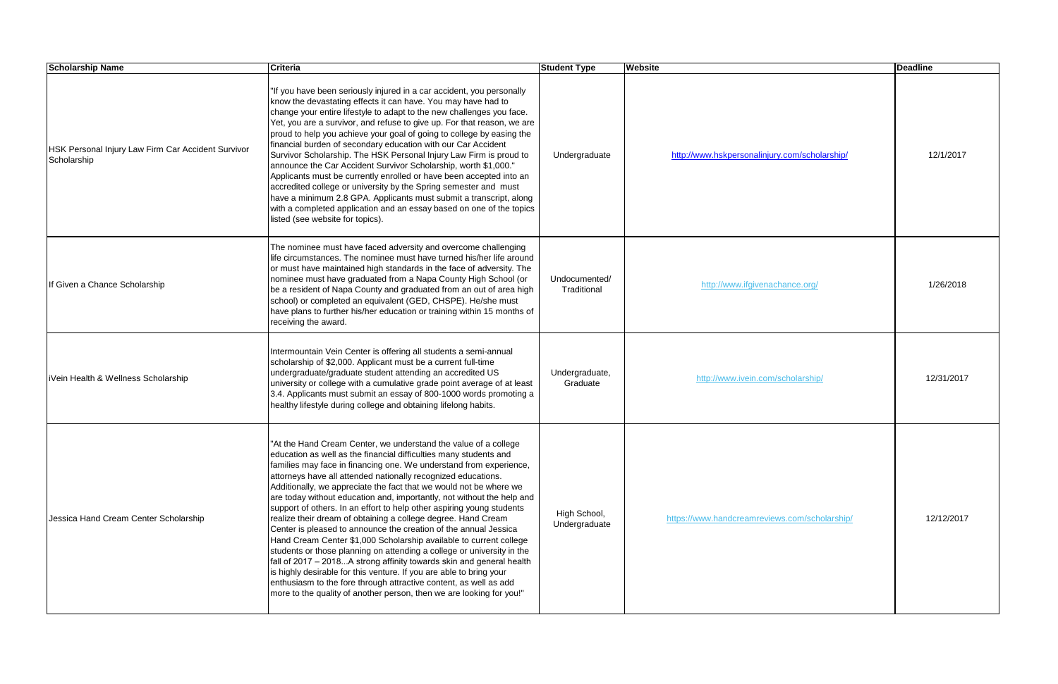| Scholarship Name | Criteria | Student Type | Website | Deadline |
| --- | --- | --- | --- | --- |
| HSK Personal Injury Law Firm Car Accident Survivor Scholarship | "If you have been seriously injured in a car accident, you personally know the devastating effects it can have. You may have had to change your entire lifestyle to adapt to the new challenges you face. Yet, you are a survivor, and refuse to give up. For that reason, we are proud to help you achieve your goal of going to college by easing the financial burden of secondary education with our Car Accident Survivor Scholarship. The HSK Personal Injury Law Firm is proud to announce the Car Accident Survivor Scholarship, worth $1,000." Applicants must be currently enrolled or have been accepted into an accredited college or university by the Spring semester and must have a minimum 2.8 GPA. Applicants must submit a transcript, along with a completed application and an essay based on one of the topics listed (see website for topics). | Undergraduate | http://www.hskpersonalinjury.com/scholarship/ | 12/1/2017 |
| If Given a Chance Scholarship | The nominee must have faced adversity and overcome challenging life circumstances. The nominee must have turned his/her life around or must have maintained high standards in the face of adversity. The nominee must have graduated from a Napa County High School (or be a resident of Napa County and graduated from an out of area high school) or completed an equivalent (GED, CHSPE). He/she must have plans to further his/her education or training within 15 months of receiving the award. | Undocumented/ Traditional | http://www.ifgivenachance.org/ | 1/26/2018 |
| iVein Health & Wellness Scholarship | Intermountain Vein Center is offering all students a semi-annual scholarship of $2,000. Applicant must be a current full-time undergraduate/graduate student attending an accredited US university or college with a cumulative grade point average of at least 3.4. Applicants must submit an essay of 800-1000 words promoting a healthy lifestyle during college and obtaining lifelong habits. | Undergraduate, Graduate | http://www.ivein.com/scholarship/ | 12/31/2017 |
| Jessica Hand Cream Center Scholarship | "At the Hand Cream Center, we understand the value of a college education as well as the financial difficulties many students and families may face in financing one. We understand from experience, attorneys have all attended nationally recognized educations. Additionally, we appreciate the fact that we would not be where we are today without education and, importantly, not without the help and support of others. In an effort to help other aspiring young students realize their dream of obtaining a college degree. Hand Cream Center is pleased to announce the creation of the annual Jessica Hand Cream Center $1,000 Scholarship available to current college students or those planning on attending a college or university in the fall of 2017 – 2018...A strong affinity towards skin and general health is highly desirable for this venture. If you are able to bring your enthusiasm to the fore through attractive content, as well as add more to the quality of another person, then we are looking for you!" | High School, Undergraduate | https://www.handcreamreviews.com/scholarship/ | 12/12/2017 |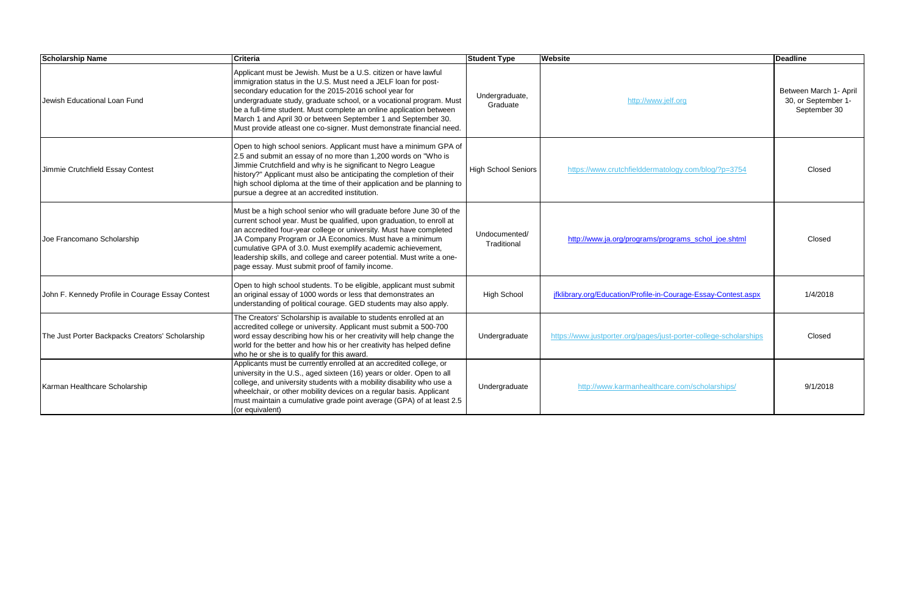| Scholarship Name | Criteria | Student Type | Website | Deadline |
|---|---|---|---|---|
| Jewish Educational Loan Fund | Applicant must be Jewish. Must be a U.S. citizen or have lawful immigration status in the U.S. Must need a JELF loan for post-secondary education for the 2015-2016 school year for undergraduate study, graduate school, or a vocational program. Must be a full-time student. Must complete an online application between March 1 and April 30 or between September 1 and September 30. Must provide atleast one co-signer. Must demonstrate financial need. | Undergraduate, Graduate | http://www.jelf.org | Between March 1- April 30, or September 1- September 30 |
| Jimmie Crutchfield Essay Contest | Open to high school seniors. Applicant must have a minimum GPA of 2.5 and submit an essay of no more than 1,200 words on "Who is Jimmie Crutchfield and why is he significant to Negro League history?" Applicant must also be anticipating the completion of their high school diploma at the time of their application and be planning to pursue a degree at an accredited institution. | High School Seniors | https://www.crutchfielddermatology.com/blog/?p=3754 | Closed |
| Joe Francomano Scholarship | Must be a high school senior who will graduate before June 30 of the current school year. Must be qualified, upon graduation, to enroll at an accredited four-year college or university. Must have completed JA Company Program or JA Economics. Must have a minimum cumulative GPA of 3.0. Must exemplify academic achievement, leadership skills, and college and career potential. Must write a one-page essay. Must submit proof of family income. | Undocumented/ Traditional | http://www.ja.org/programs/programs_schol_joe.shtml | Closed |
| John F. Kennedy Profile in Courage Essay Contest | Open to high school students. To be eligible, applicant must submit an original essay of 1000 words or less that demonstrates an understanding of political courage. GED students may also apply. | High School | jfklibrary.org/Education/Profile-in-Courage-Essay-Contest.aspx | 1/4/2018 |
| The Just Porter Backpacks Creators' Scholarship | The Creators' Scholarship is available to students enrolled at an accredited college or university. Applicant must submit a 500-700 word essay describing how his or her creativity will help change the world for the better and how his or her creativity has helped define who he or she is to qualify for this award. | Undergraduate | https://www.justporter.org/pages/just-porter-college-scholarships | Closed |
| Karman Healthcare Scholarship | Applicants must be currently enrolled at an accredited college, or university in the U.S., aged sixteen (16) years or older. Open to all college, and university students with a mobility disability who use a wheelchair, or other mobility devices on a regular basis. Applicant must maintain a cumulative grade point average (GPA) of at least 2.5 (or equivalent) | Undergraduate | http://www.karmanhealthcare.com/scholarships/ | 9/1/2018 |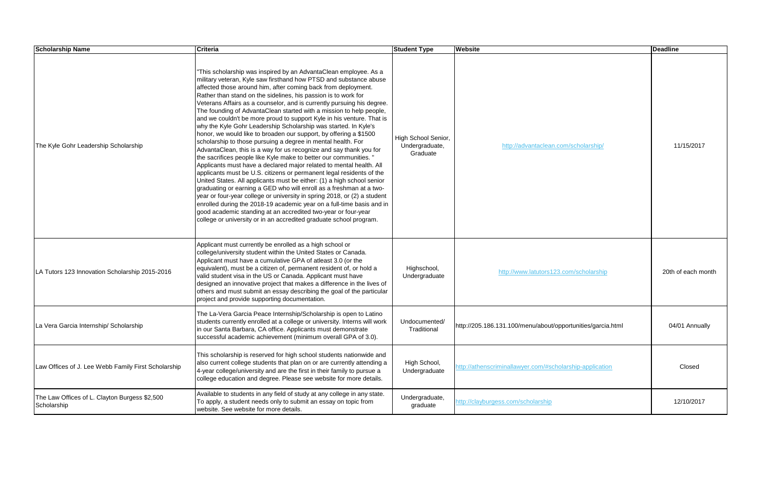| Scholarship Name | Criteria | Student Type | Website | Deadline |
|---|---|---|---|---|
| The Kyle Gohr Leadership Scholarship | "This scholarship was inspired by an AdvantaClean employee. As a military veteran, Kyle saw firsthand how PTSD and substance abuse affected those around him, after coming back from deployment. Rather than stand on the sidelines, his passion is to work for Veterans Affairs as a counselor, and is currently pursuing his degree. The founding of AdvantaClean started with a mission to help people, and we couldn't be more proud to support Kyle in his venture. That is why the Kyle Gohr Leadership Scholarship was started. In Kyle's honor, we would like to broaden our support, by offering a $1500 scholarship to those pursuing a degree in mental health. For AdvantaClean, this is a way for us to recognize and say thank you for the sacrifices people like Kyle make to better our communities. " Applicants must have a declared major related to mental health. All applicants must be U.S. citizens or permanent legal residents of the United States. All applicants must be either: (1) a high school senior graduating or earning a GED who will enroll as a freshman at a two-year or four-year college or university in spring 2018, or (2) a student enrolled during the 2018-19 academic year on a full-time basis and in good academic standing at an accredited two-year or four-year college or university or in an accredited graduate school program. | High School Senior, Undergraduate, Graduate | http://advantaclean.com/scholarship/ | 11/15/2017 |
| LA Tutors 123 Innovation Scholarship 2015-2016 | Applicant must currently be enrolled as a high school or college/university student within the United States or Canada. Applicant must have a cumulative GPA of atleast 3.0 (or the equivalent), must be a citizen of, permanent resident of, or hold a valid student visa in the US or Canada. Applicant must have designed an innovative project that makes a difference in the lives of others and must submit an essay describing the goal of the particular project and provide supporting documentation. | Highschool, Undergraduate | http://www.latutors123.com/scholarship | 20th of each month |
| La Vera Garcia Internship/ Scholarship | The La-Vera Garcia Peace Internship/Scholarship is open to Latino students currently enrolled at a college or university. Interns will work in our Santa Barbara, CA office. Applicants must demonstrate successful academic achievement (minimum overall GPA of 3.0). | Undocumented/ Traditional | http://205.186.131.100/menu/about/opportunities/garcia.html | 04/01 Annually |
| Law Offices of J. Lee Webb Family First Scholarship | This scholarship is reserved for high school students nationwide and also current college students that plan on or are currently attending a 4-year college/university and are the first in their family to pursue a college education and degree. Please see website for more details. | High School, Undergraduate | http://athenscriminallawyer.com/#scholarship-application | Closed |
| The Law Offices of L. Clayton Burgess $2,500 Scholarship | Available to students in any field of study at any college in any state. To apply, a student needs only to submit an essay on topic from website. See website for more details. | Undergraduate, graduate | http://clayburgess.com/scholarship | 12/10/2017 |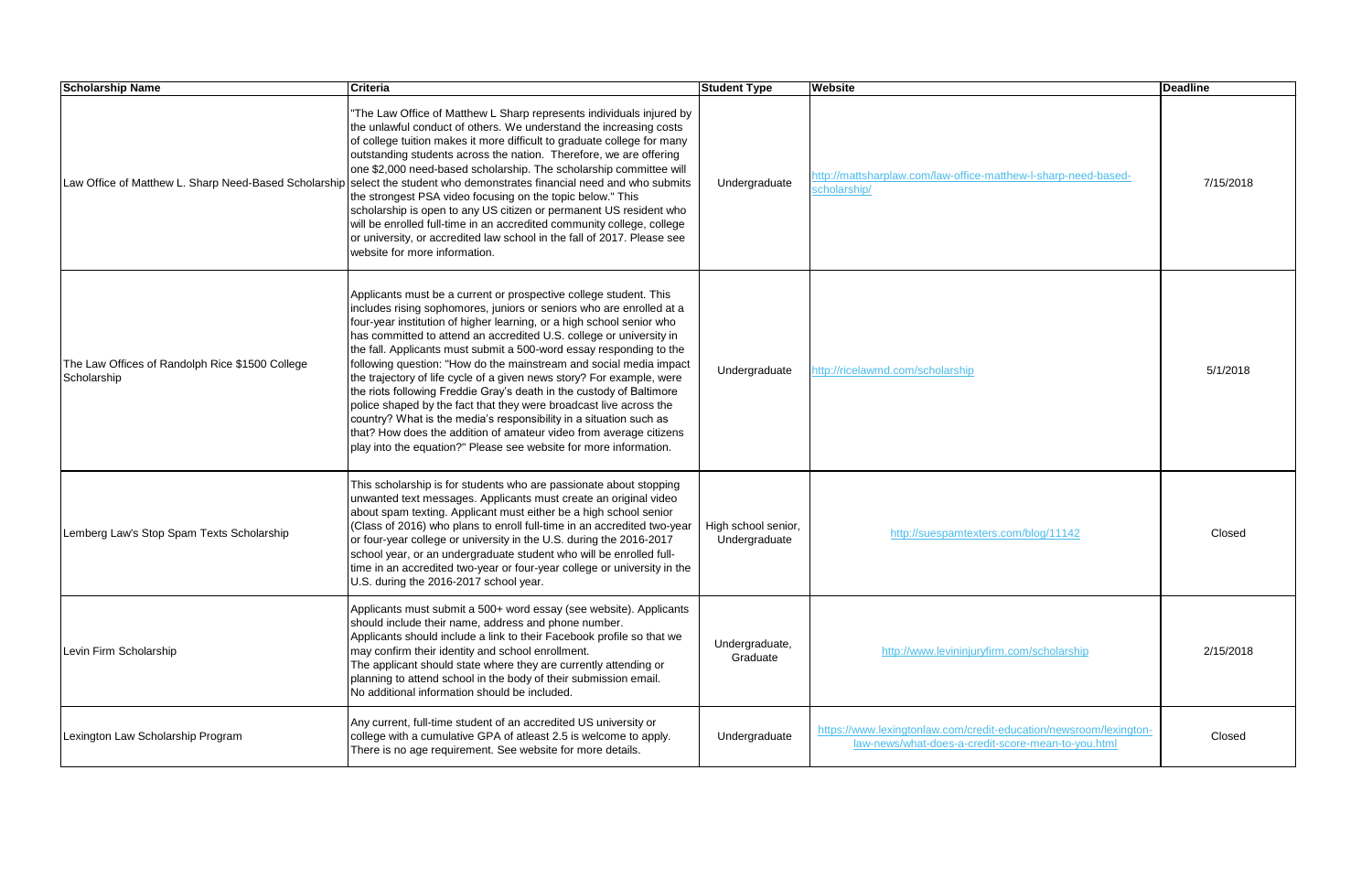| Scholarship Name | Criteria | Student Type | Website | Deadline |
| --- | --- | --- | --- | --- |
| Law Office of Matthew L. Sharp Need-Based Scholarship | "The Law Office of Matthew L Sharp represents individuals injured by the unlawful conduct of others. We understand the increasing costs of college tuition makes it more difficult to graduate college for many outstanding students across the nation. Therefore, we are offering one $2,000 need-based scholarship. The scholarship committee will select the student who demonstrates financial need and who submits the strongest PSA video focusing on the topic below." This scholarship is open to any US citizen or permanent US resident who will be enrolled full-time in an accredited community college, college or university, or accredited law school in the fall of 2017. Please see website for more information. | Undergraduate | http://mattsharplaw.com/law-office-matthew-l-sharp-need-based-scholarship/ | 7/15/2018 |
| The Law Offices of Randolph Rice $1500 College Scholarship | Applicants must be a current or prospective college student. This includes rising sophomores, juniors or seniors who are enrolled at a four-year institution of higher learning, or a high school senior who has committed to attend an accredited U.S. college or university in the fall. Applicants must submit a 500-word essay responding to the following question: "How do the mainstream and social media impact the trajectory of life cycle of a given news story? For example, were the riots following Freddie Gray's death in the custody of Baltimore police shaped by the fact that they were broadcast live across the country? What is the media's responsibility in a situation such as that? How does the addition of amateur video from average citizens play into the equation?" Please see website for more information. | Undergraduate | http://ricelawmd.com/scholarship | 5/1/2018 |
| Lemberg Law's Stop Spam Texts Scholarship | This scholarship is for students who are passionate about stopping unwanted text messages. Applicants must create an original video about spam texting. Applicant must either be a high school senior (Class of 2016) who plans to enroll full-time in an accredited two-year or four-year college or university in the U.S. during the 2016-2017 school year, or an undergraduate student who will be enrolled full-time in an accredited two-year or four-year college or university in the U.S. during the 2016-2017 school year. | High school senior, Undergraduate | http://suespamtexters.com/blog/11142 | Closed |
| Levin Firm Scholarship | Applicants must submit a 500+ word essay (see website). Applicants should include their name, address and phone number. Applicants should include a link to their Facebook profile so that we may confirm their identity and school enrollment. The applicant should state where they are currently attending or planning to attend school in the body of their submission email. No additional information should be included. | Undergraduate, Graduate | http://www.levininjuryfirm.com/scholarship | 2/15/2018 |
| Lexington Law Scholarship Program | Any current, full-time student of an accredited US university or college with a cumulative GPA of atleast 2.5 is welcome to apply. There is no age requirement. See website for more details. | Undergraduate | https://www.lexingtonlaw.com/credit-education/newsroom/lexington-law-news/what-does-a-credit-score-mean-to-you.html | Closed |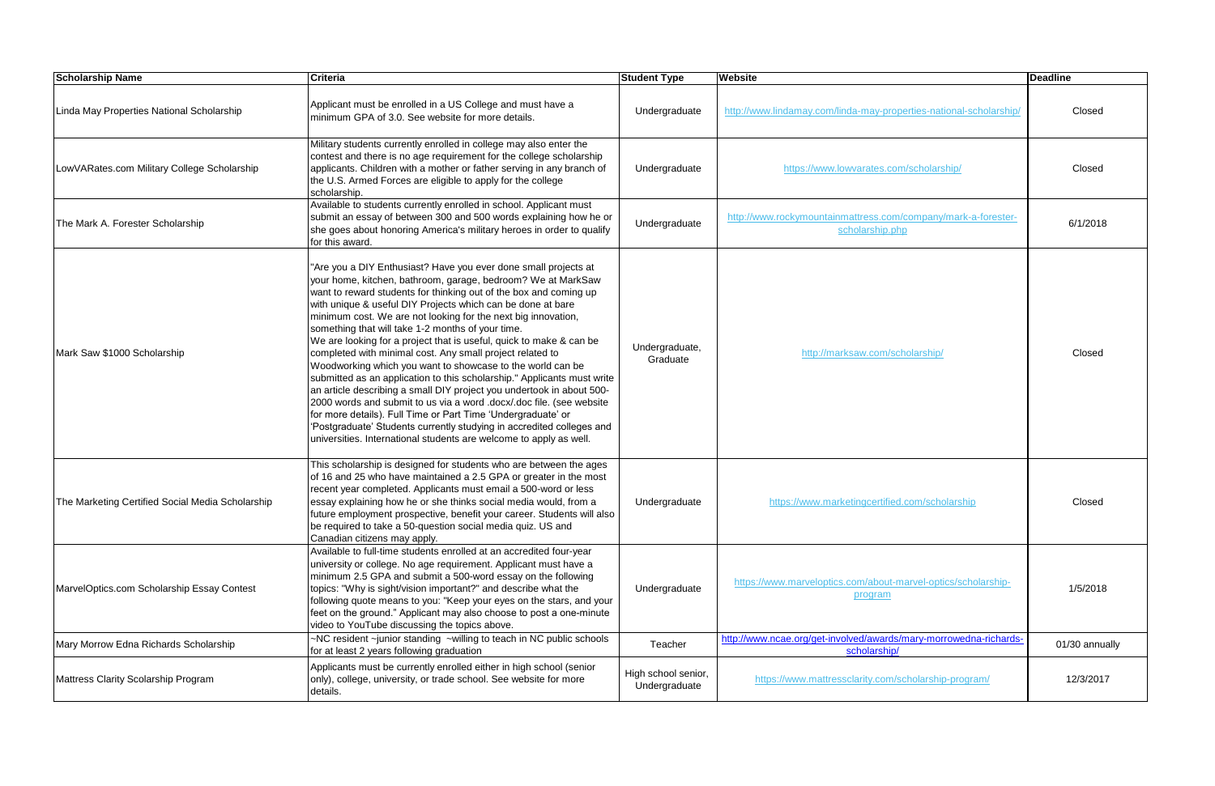| Scholarship Name | Criteria | Student Type | Website | Deadline |
|---|---|---|---|---|
| Linda May Properties National Scholarship | Applicant must be enrolled in a US College and must have a minimum GPA of 3.0. See website for more details. | Undergraduate | http://www.lindamay.com/linda-may-properties-national-scholarship/ | Closed |
| LowVARates.com Military College Scholarship | Military students currently enrolled in college may also enter the contest and there is no age requirement for the college scholarship applicants. Children with a mother or father serving in any branch of the U.S. Armed Forces are eligible to apply for the college scholarship. | Undergraduate | https://www.lowvarates.com/scholarship/ | Closed |
| The Mark A. Forester Scholarship | Available to students currently enrolled in school. Applicant must submit an essay of between 300 and 500 words explaining how he or she goes about honoring America's military heroes in order to qualify for this award. | Undergraduate | http://www.rockymountainmattress.com/company/mark-a-forester-scholarship.php | 6/1/2018 |
| Mark Saw $1000 Scholarship | "Are you a DIY Enthusiast? Have you ever done small projects at your home, kitchen, bathroom, garage, bedroom? We at MarkSaw want to reward students for thinking out of the box and coming up with unique & useful DIY Projects which can be done at bare minimum cost. We are not looking for the next big innovation, something that will take 1-2 months of your time. We are looking for a project that is useful, quick to make & can be completed with minimal cost. Any small project related to Woodworking which you want to showcase to the world can be submitted as an application to this scholarship." Applicants must write an article describing a small DIY project you undertook in about 500-2000 words and submit to us via a word .docx/.doc file. (see website for more details). Full Time or Part Time 'Undergraduate' or 'Postgraduate' Students currently studying in accredited colleges and universities. International students are welcome to apply as well. | Undergraduate, Graduate | http://marksaw.com/scholarship/ | Closed |
| The Marketing Certified Social Media Scholarship | This scholarship is designed for students who are between the ages of 16 and 25 who have maintained a 2.5 GPA or greater in the most recent year completed. Applicants must email a 500-word or less essay explaining how he or she thinks social media would, from a future employment prospective, benefit your career. Students will also be required to take a 50-question social media quiz. US and Canadian citizens may apply. | Undergraduate | https://www.marketingcertified.com/scholarship | Closed |
| MarvelOptics.com Scholarship Essay Contest | Available to full-time students enrolled at an accredited four-year university or college. No age requirement. Applicant must have a minimum 2.5 GPA and submit a 500-word essay on the following topics: "Why is sight/vision important?" and describe what the following quote means to you: "Keep your eyes on the stars, and your feet on the ground." Applicant may also choose to post a one-minute video to YouTube discussing the topics above. | Undergraduate | https://www.marveloptics.com/about-marvel-optics/scholarship-program | 1/5/2018 |
| Mary Morrow Edna Richards Scholarship | ~NC resident ~junior standing ~willing to teach in NC public schools for at least 2 years following graduation | Teacher | http://www.ncae.org/get-involved/awards/mary-morrowedna-richards-scholarship/ | 01/30 annually |
| Mattress Clarity Scolarship Program | Applicants must be currently enrolled either in high school (senior only), college, university, or trade school. See website for more details. | High school senior, Undergraduate | https://www.mattressclarity.com/scholarship-program/ | 12/3/2017 |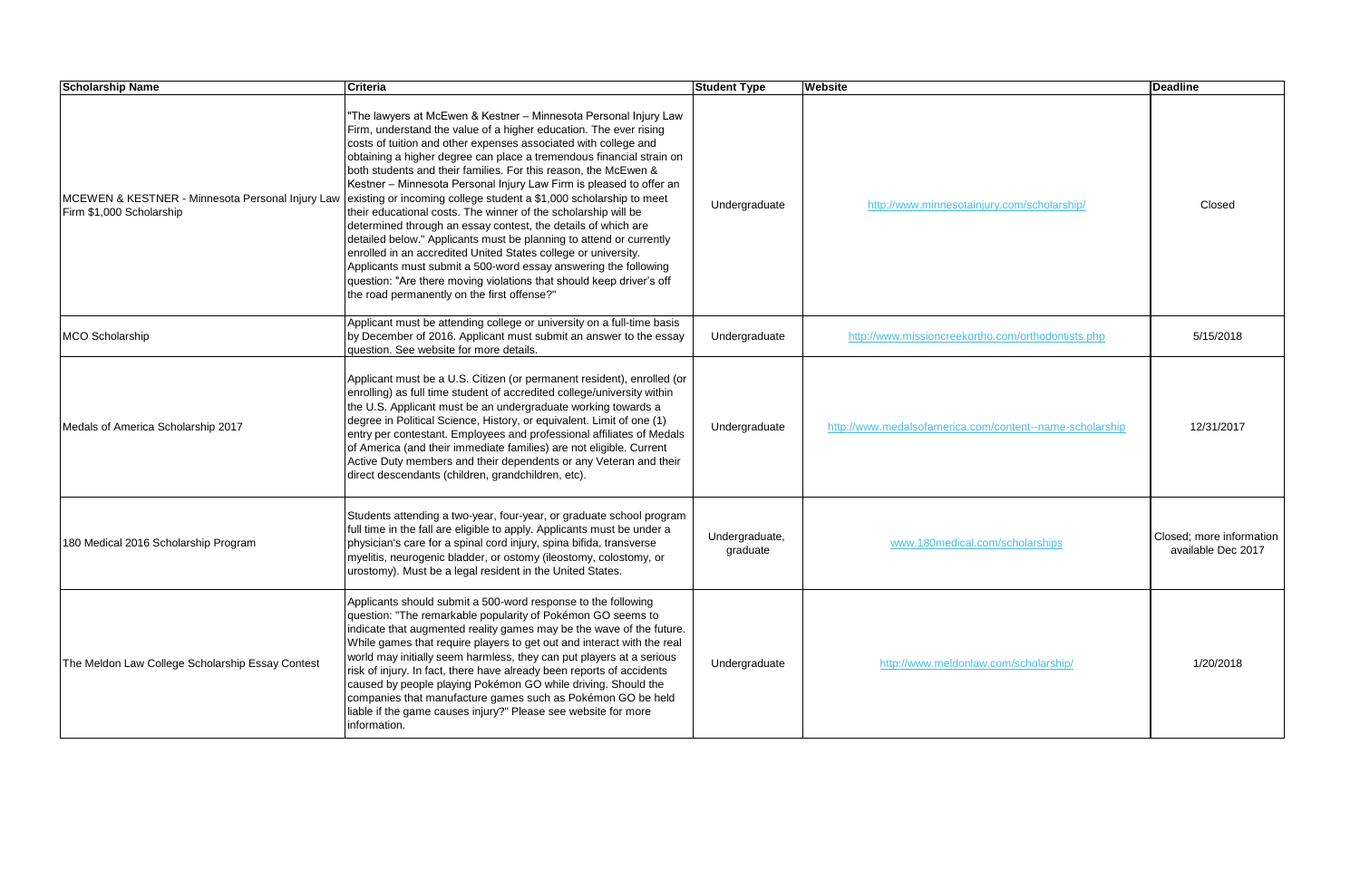| Scholarship Name | Criteria | Student Type | Website | Deadline |
| --- | --- | --- | --- | --- |
| MCEWEN & KESTNER - Minnesota Personal Injury Law Firm $1,000 Scholarship | "The lawyers at McEwen & Kestner – Minnesota Personal Injury Law Firm, understand the value of a higher education. The ever rising costs of tuition and other expenses associated with college and obtaining a higher degree can place a tremendous financial strain on both students and their families. For this reason, the McEwen & Kestner – Minnesota Personal Injury Law Firm is pleased to offer an existing or incoming college student a $1,000 scholarship to meet their educational costs. The winner of the scholarship will be determined through an essay contest, the details of which are detailed below." Applicants must be planning to attend or currently enrolled in an accredited United States college or university. Applicants must submit a 500-word essay answering the following question: "Are there moving violations that should keep driver's off the road permanently on the first offense?" | Undergraduate | http://www.minnesotainjury.com/scholarship/ | Closed |
| MCO Scholarship | Applicant must be attending college or university on a full-time basis by December of 2016. Applicant must submit an answer to the essay question. See website for more details. | Undergraduate | http://www.missioncreekortho.com/orthodontists.php | 5/15/2018 |
| Medals of America Scholarship 2017 | Applicant must be a U.S. Citizen (or permanent resident), enrolled (or enrolling) as full time student of accredited college/university within the U.S. Applicant must be an undergraduate working towards a degree in Political Science, History, or equivalent. Limit of one (1) entry per contestant. Employees and professional affiliates of Medals of America (and their immediate families) are not eligible. Current Active Duty members and their dependents or any Veteran and their direct descendants (children, grandchildren, etc). | Undergraduate | http://www.medalsofamerica.com/content--name-scholarship | 12/31/2017 |
| 180 Medical 2016 Scholarship Program | Students attending a two-year, four-year, or graduate school program full time in the fall are eligible to apply. Applicants must be under a physician's care for a spinal cord injury, spina bifida, transverse myelitis, neurogenic bladder, or ostomy (ileostomy, colostomy, or urostomy). Must be a legal resident in the United States. | Undergraduate, graduate | www.180medical.com/scholarships | Closed; more information available Dec 2017 |
| The Meldon Law College Scholarship Essay Contest | Applicants should submit a 500-word response to the following question: "The remarkable popularity of Pokémon GO seems to indicate that augmented reality games may be the wave of the future. While games that require players to get out and interact with the real world may initially seem harmless, they can put players at a serious risk of injury. In fact, there have already been reports of accidents caused by people playing Pokémon GO while driving. Should the companies that manufacture games such as Pokémon GO be held liable if the game causes injury?" Please see website for more information. | Undergraduate | http://www.meldonlaw.com/scholarship/ | 1/20/2018 |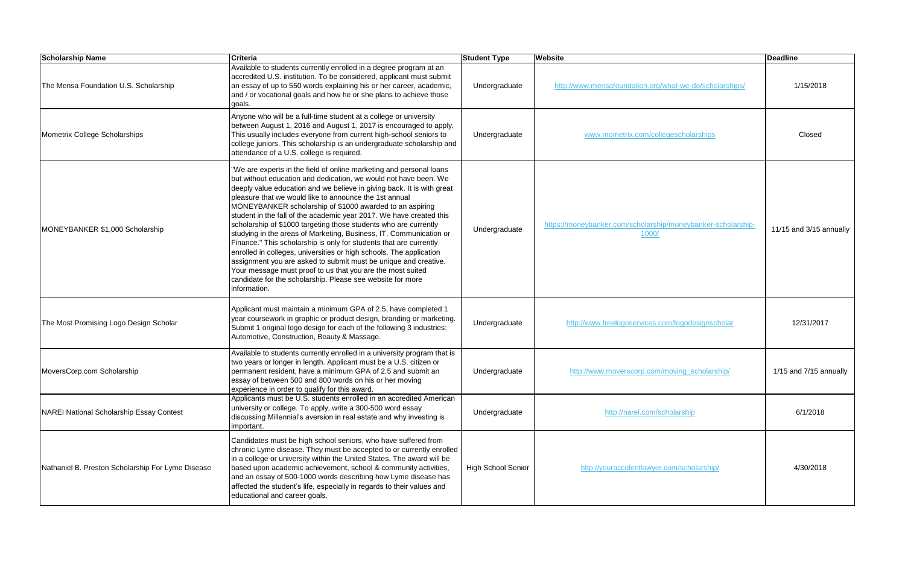| Scholarship Name | Criteria | Student Type | Website | Deadline |
|---|---|---|---|---|
| The Mensa Foundation U.S. Scholarship | Available to students currently enrolled in a degree program at an accredited U.S. institution. To be considered, applicant must submit an essay of up to 550 words explaining his or her career, academic, and / or vocational goals and how he or she plans to achieve those goals. | Undergraduate | http://www.mensafoundation.org/what-we-do/scholarships/ | 1/15/2018 |
| Mometrix College Scholarships | Anyone who will be a full-time student at a college or university between August 1, 2016 and August 1, 2017 is encouraged to apply. This usually includes everyone from current high-school seniors to college juniors. This scholarship is an undergraduate scholarship and attendance of a U.S. college is required. | Undergraduate | www.mometrix.com/collegescholarships | Closed |
| MONEYBANKER $1,000 Scholarship | "We are experts in the field of online marketing and personal loans but without education and dedication, we would not have been. We deeply value education and we believe in giving back. It is with great pleasure that we would like to announce the 1st annual MONEYBANKER scholarship of $1000 awarded to an aspiring student in the fall of the academic year 2017. We have created this scholarship of $1000 targeting those students who are currently studying in the areas of Marketing, Business, IT, Communication or Finance." This scholarship is only for students that are currently enrolled in colleges, universities or high schools. The application assignment you are asked to submit must be unique and creative. Your message must proof to us that you are the most suited candidate for the scholarship. Please see website for more information. | Undergraduate | https://moneybanker.com/scholarship/moneybanker-scholarship-1000/ | 11/15 and 3/15 annually |
| The Most Promising Logo Design Scholar | Applicant must maintain a minimum GPA of 2.5, have completed 1 year coursework in graphic or product design, branding or marketing. Submit 1 original logo design for each of the following 3 industries: Automotive, Construction, Beauty & Massage. | Undergraduate | http://www.freelogoservices.com/logodesignscholar | 12/31/2017 |
| MoversCorp.com Scholarship | Available to students currently enrolled in a university program that is two years or longer in length. Applicant must be a U.S. citizen or permanent resident, have a minimum GPA of 2.5 and submit an essay of between 500 and 800 words on his or her moving experience in order to qualify for this award. | Undergraduate | http://www.moverscorp.com/moving_scholarship/ | 1/15 and 7/15 annually |
| NAREI National Scholarship Essay Contest | Applicants must be U.S. students enrolled in an accredited American university or college. To apply, write a 300-500 word essay discussing Millennial's aversion in real estate and why investing is important. | Undergraduate | http://narei.com/scholarship | 6/1/2018 |
| Nathaniel B. Preston Scholarship For Lyme Disease | Candidates must be high school seniors, who have suffered from chronic Lyme disease. They must be accepted to or currently enrolled in a college or university within the United States. The award will be based upon academic achievement, school & community activities, and an essay of 500-1000 words describing how Lyme disease has affected the student's life, especially in regards to their values and educational and career goals. | High School Senior | http://youraccidentlawyer.com/scholarship/ | 4/30/2018 |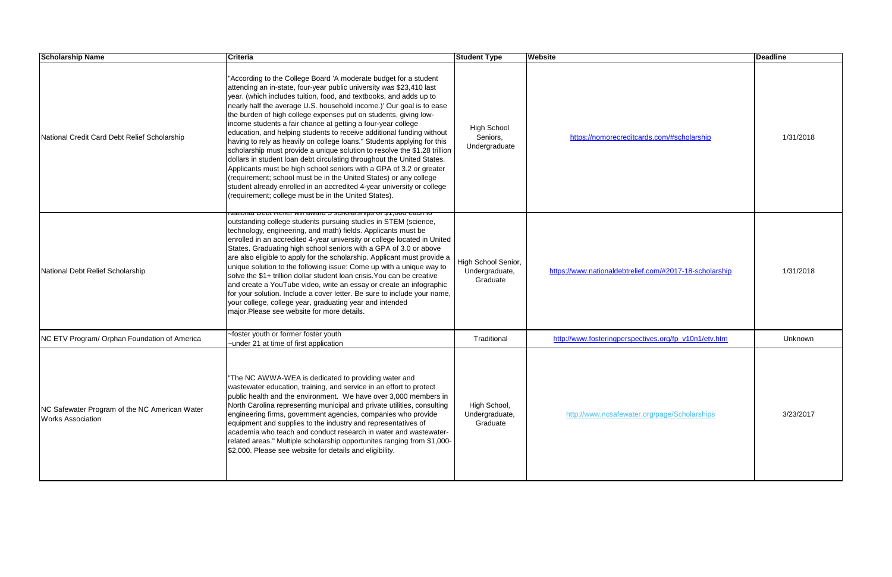| Scholarship Name | Criteria | Student Type | Website | Deadline |
| --- | --- | --- | --- | --- |
| National Credit Card Debt Relief Scholarship | "According to the College Board 'A moderate budget for a student attending an in-state, four-year public university was $23,410 last year. (which includes tuition, food, and textbooks, and adds up to nearly half the average U.S. household income.)' Our goal is to ease the burden of high college expenses put on students, giving low-income students a fair chance at getting a four-year college education, and helping students to receive additional funding without having to rely as heavily on college loans." Students applying for this scholarship must provide a unique solution to resolve the $1.28 trillion dollars in student loan debt circulating throughout the United States. Applicants must be high school seniors with a GPA of 3.2 or greater (requirement; school must be in the United States) or any college student already enrolled in an accredited 4-year university or college (requirement; college must be in the United States). | High School Seniors, Undergraduate | https://nomorecreditcards.com/#scholarship | 1/31/2018 |
| National Debt Relief Scholarship | National Debt Relief will award 5 scholarships of $1,000 each to outstanding college students pursuing studies in STEM (science, technology, engineering, and math) fields. Applicants must be enrolled in an accredited 4-year university or college located in United States. Graduating high school seniors with a GPA of 3.0 or above are also eligible to apply for the scholarship. Applicant must provide a unique solution to the following issue: Come up with a unique way to solve the $1+ trillion dollar student loan crisis.You can be creative and create a YouTube video, write an essay or create an infographic for your solution. Include a cover letter. Be sure to include your name, your college, college year, graduating year and intended major.Please see website for more details. | High School Senior, Undergraduate, Graduate | https://www.nationaldebtrelief.com/#2017-18-scholarship | 1/31/2018 |
| NC ETV Program/ Orphan Foundation of America | ~foster youth or former foster youth<br>~under 21 at time of first application | Traditional | http://www.fosteringperspectives.org/fp_v10n1/etv.htm | Unknown |
| NC Safewater Program of the NC American Water Works Association | "The NC AWWA-WEA is dedicated to providing water and wastewater education, training, and service in an effort to protect public health and the environment. We have over 3,000 members in North Carolina representing municipal and private utilities, consulting engineering firms, government agencies, companies who provide equipment and supplies to the industry and representatives of academia who teach and conduct research in water and wastewater-related areas." Multiple scholarship opportunites ranging from $1,000-$2,000. Please see website for details and eligibility. | High School, Undergraduate, Graduate | http://www.ncsafewater.org/page/Scholarships | 3/23/2017 |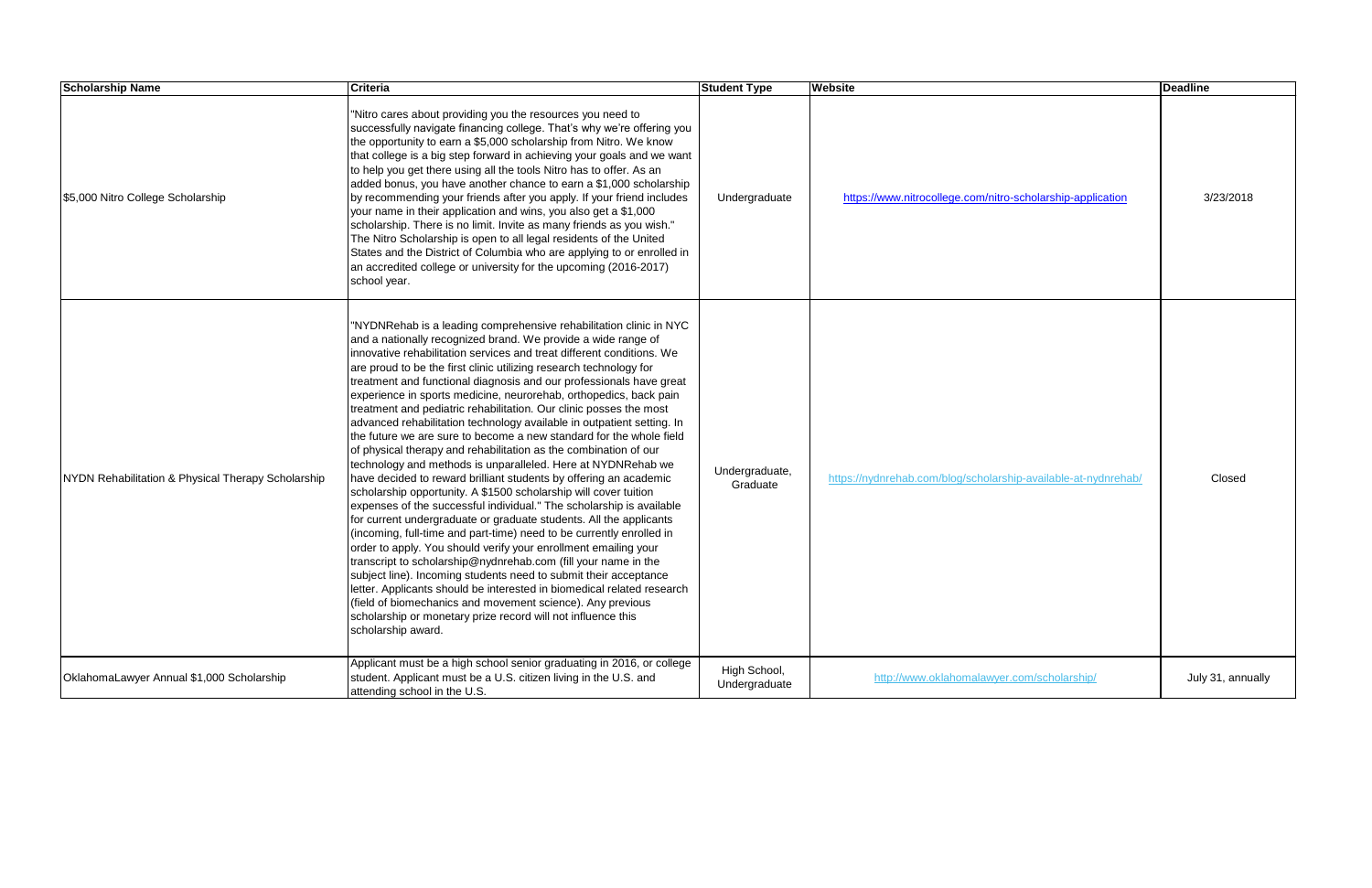| Scholarship Name | Criteria | Student Type | Website | Deadline |
| --- | --- | --- | --- | --- |
| $5,000 Nitro College Scholarship | "Nitro cares about providing you the resources you need to successfully navigate financing college. That's why we're offering you the opportunity to earn a $5,000 scholarship from Nitro. We know that college is a big step forward in achieving your goals and we want to help you get there using all the tools Nitro has to offer. As an added bonus, you have another chance to earn a $1,000 scholarship by recommending your friends after you apply. If your friend includes your name in their application and wins, you also get a $1,000 scholarship. There is no limit. Invite as many friends as you wish." The Nitro Scholarship is open to all legal residents of the United States and the District of Columbia who are applying to or enrolled in an accredited college or university for the upcoming (2016-2017) school year. | Undergraduate | https://www.nitrocollege.com/nitro-scholarship-application | 3/23/2018 |
| NYDN Rehabilitation & Physical Therapy Scholarship | "NYDNRehab is a leading comprehensive rehabilitation clinic in NYC and a nationally recognized brand. We provide a wide range of innovative rehabilitation services and treat different conditions. We are proud to be the first clinic utilizing research technology for treatment and functional diagnosis and our professionals have great experience in sports medicine, neurorehab, orthopedics, back pain treatment and pediatric rehabilitation. Our clinic posses the most advanced rehabilitation technology available in outpatient setting. In the future we are sure to become a new standard for the whole field of physical therapy and rehabilitation as the combination of our technology and methods is unparalleled. Here at NYDNRehab we have decided to reward brilliant students by offering an academic scholarship opportunity. A $1500 scholarship will cover tuition expenses of the successful individual." The scholarship is available for current undergraduate or graduate students. All the applicants (incoming, full-time and part-time) need to be currently enrolled in order to apply. You should verify your enrollment emailing your transcript to scholarship@nydnrehab.com (fill your name in the subject line). Incoming students need to submit their acceptance letter. Applicants should be interested in biomedical related research (field of biomechanics and movement science). Any previous scholarship or monetary prize record will not influence this scholarship award. | Undergraduate, Graduate | https://nydnrehab.com/blog/scholarship-available-at-nydnrehab/ | Closed |
| OklahomaLawyer Annual $1,000 Scholarship | Applicant must be a high school senior graduating in 2016, or college student. Applicant must be a U.S. citizen living in the U.S. and attending school in the U.S. | High School, Undergraduate | http://www.oklahomalawyer.com/scholarship/ | July 31, annually |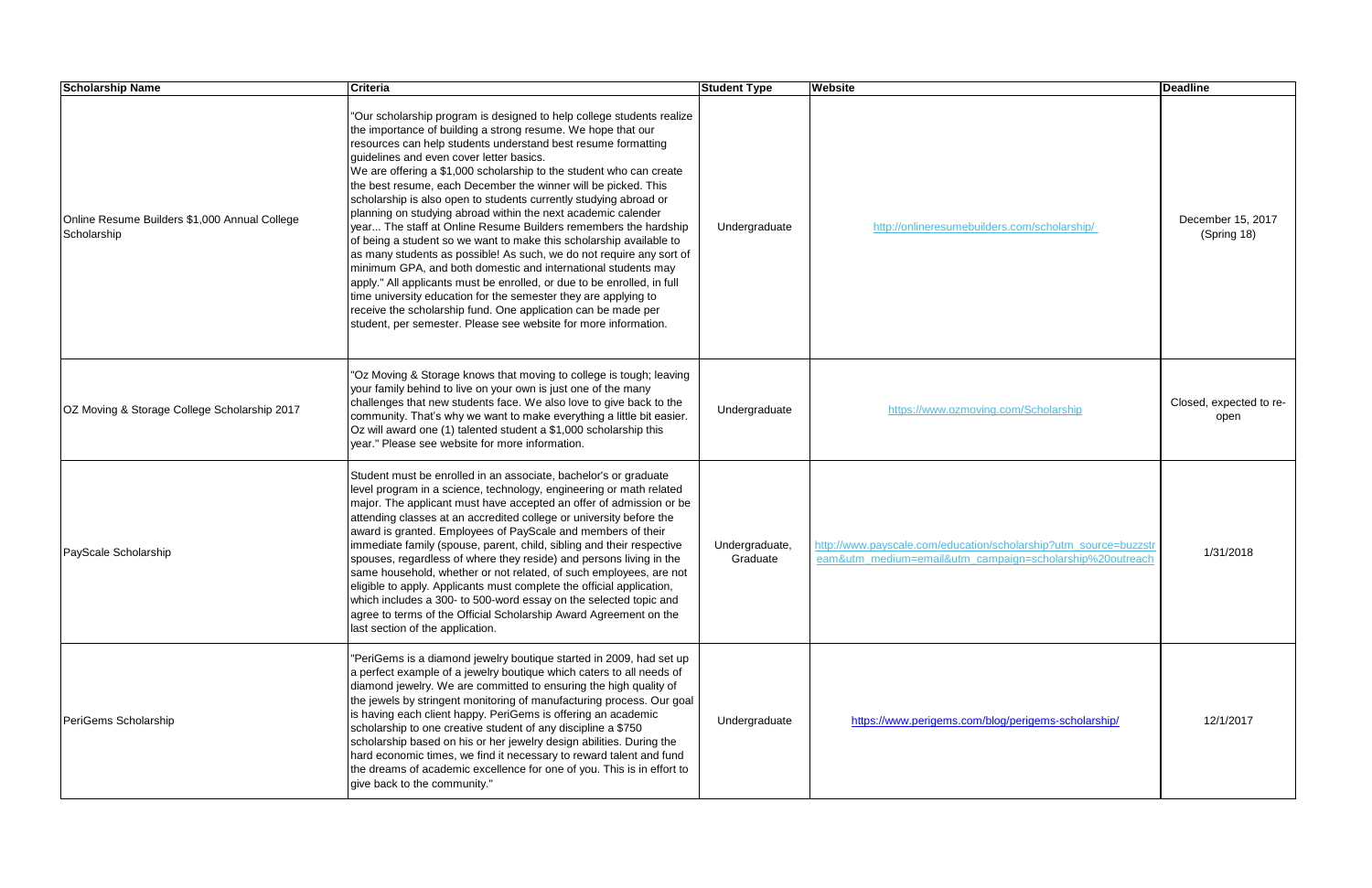| Scholarship Name | Criteria | Student Type | Website | Deadline |
| --- | --- | --- | --- | --- |
| Online Resume Builders $1,000 Annual College Scholarship | "Our scholarship program is designed to help college students realize the importance of building a strong resume. We hope that our resources can help students understand best resume formatting guidelines and even cover letter basics. We are offering a $1,000 scholarship to the student who can create the best resume, each December the winner will be picked. This scholarship is also open to students currently studying abroad or planning on studying abroad within the next academic calender year... The staff at Online Resume Builders remembers the hardship of being a student so we want to make this scholarship available to as many students as possible! As such, we do not require any sort of minimum GPA, and both domestic and international students may apply." All applicants must be enrolled, or due to be enrolled, in full time university education for the semester they are applying to receive the scholarship fund. One application can be made per student, per semester. Please see website for more information. | Undergraduate | http://onlineresumebuilders.com/scholarship/ | December 15, 2017 (Spring 18) |
| OZ Moving & Storage College Scholarship 2017 | "Oz Moving & Storage knows that moving to college is tough; leaving your family behind to live on your own is just one of the many challenges that new students face. We also love to give back to the community. That's why we want to make everything a little bit easier. Oz will award one (1) talented student a $1,000 scholarship this year." Please see website for more information. | Undergraduate | https://www.ozmoving.com/Scholarship | Closed, expected to re-open |
| PayScale Scholarship | Student must be enrolled in an associate, bachelor's or graduate level program in a science, technology, engineering or math related major. The applicant must have accepted an offer of admission or be attending classes at an accredited college or university before the award is granted. Employees of PayScale and members of their immediate family (spouse, parent, child, sibling and their respective spouses, regardless of where they reside) and persons living in the same household, whether or not related, of such employees, are not eligible to apply. Applicants must complete the official application, which includes a 300- to 500-word essay on the selected topic and agree to terms of the Official Scholarship Award Agreement on the last section of the application. | Undergraduate, Graduate | http://www.payscale.com/education/scholarship?utm_source=buzzstream&utm_medium=email&utm_campaign=scholarship%20outreach | 1/31/2018 |
| PeriGems Scholarship | "PeriGems is a diamond jewelry boutique started in 2009, had set up a perfect example of a jewelry boutique which caters to all needs of diamond jewelry. We are committed to ensuring the high quality of the jewels by stringent monitoring of manufacturing process. Our goal is having each client happy. PeriGems is offering an academic scholarship to one creative student of any discipline a $750 scholarship based on his or her jewelry design abilities. During the hard economic times, we find it necessary to reward talent and fund the dreams of academic excellence for one of you. This is in effort to give back to the community." | Undergraduate | https://www.perigems.com/blog/perigems-scholarship/ | 12/1/2017 |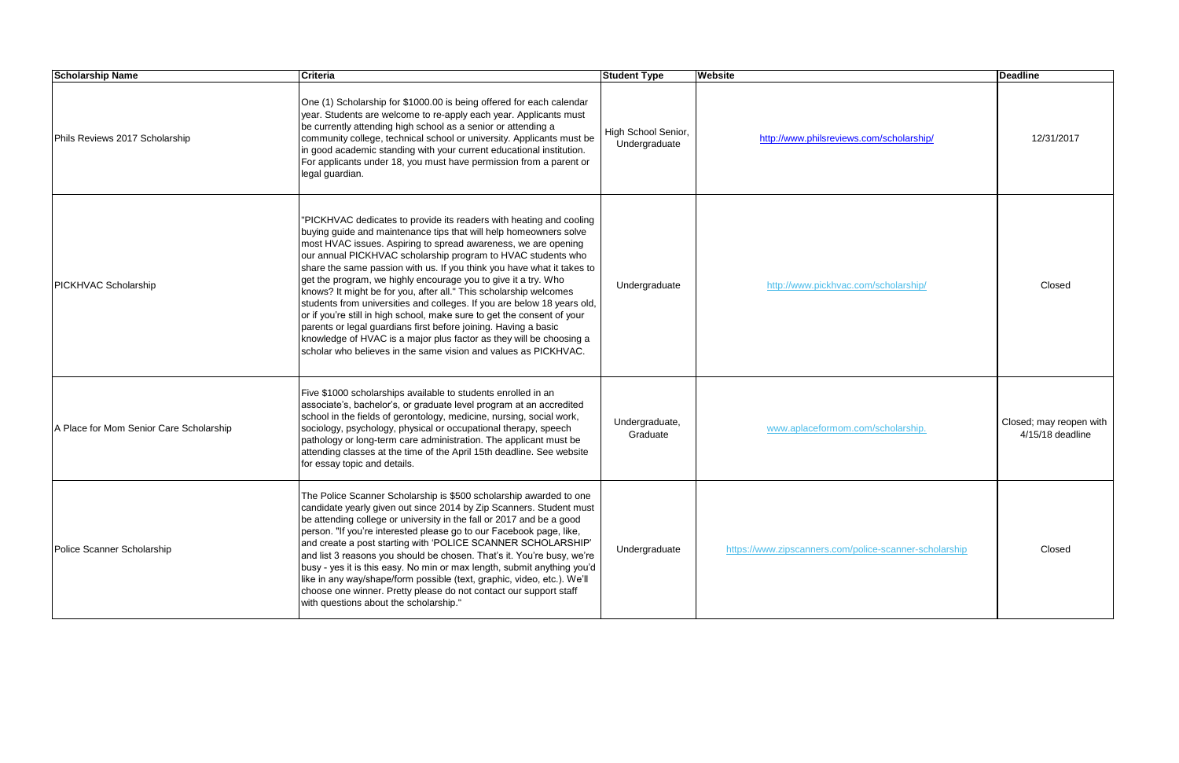| Scholarship Name | Criteria | Student Type | Website | Deadline |
| --- | --- | --- | --- | --- |
| Phils Reviews 2017 Scholarship | One (1) Scholarship for $1000.00 is being offered for each calendar year. Students are welcome to re-apply each year. Applicants must be currently attending high school as a senior or attending a community college, technical school or university. Applicants must be in good academic standing with your current educational institution. For applicants under 18, you must have permission from a parent or legal guardian. | High School Senior, Undergraduate | http://www.philsreviews.com/scholarship/ | 12/31/2017 |
| PICKHVAC Scholarship | "PICKHVAC dedicates to provide its readers with heating and cooling buying guide and maintenance tips that will help homeowners solve most HVAC issues. Aspiring to spread awareness, we are opening our annual PICKHVAC scholarship program to HVAC students who share the same passion with us. If you think you have what it takes to get the program, we highly encourage you to give it a try. Who knows? It might be for you, after all." This scholarship welcomes students from universities and colleges. If you are below 18 years old, or if you're still in high school, make sure to get the consent of your parents or legal guardians first before joining. Having a basic knowledge of HVAC is a major plus factor as they will be choosing a scholar who believes in the same vision and values as PICKHVAC. | Undergraduate | http://www.pickhvac.com/scholarship/ | Closed |
| A Place for Mom Senior Care Scholarship | Five $1000 scholarships available to students enrolled in an associate's, bachelor's, or graduate level program at an accredited school in the fields of gerontology, medicine, nursing, social work, sociology, psychology, physical or occupational therapy, speech pathology or long-term care administration. The applicant must be attending classes at the time of the April 15th deadline. See website for essay topic and details. | Undergraduate, Graduate | www.aplaceformom.com/scholarship. | Closed; may reopen with 4/15/18 deadline |
| Police Scanner Scholarship | The Police Scanner Scholarship is $500 scholarship awarded to one candidate yearly given out since 2014 by Zip Scanners. Student must be attending college or university in the fall or 2017 and be a good person. "If you're interested please go to our Facebook page, like, and create a post starting with 'POLICE SCANNER SCHOLARSHIP' and list 3 reasons you should be chosen. That's it. You're busy, we're busy - yes it is this easy. No min or max length, submit anything you'd like in any way/shape/form possible (text, graphic, video, etc.). We'll choose one winner. Pretty please do not contact our support staff with questions about the scholarship." | Undergraduate | https://www.zipscanners.com/police-scanner-scholarship | Closed |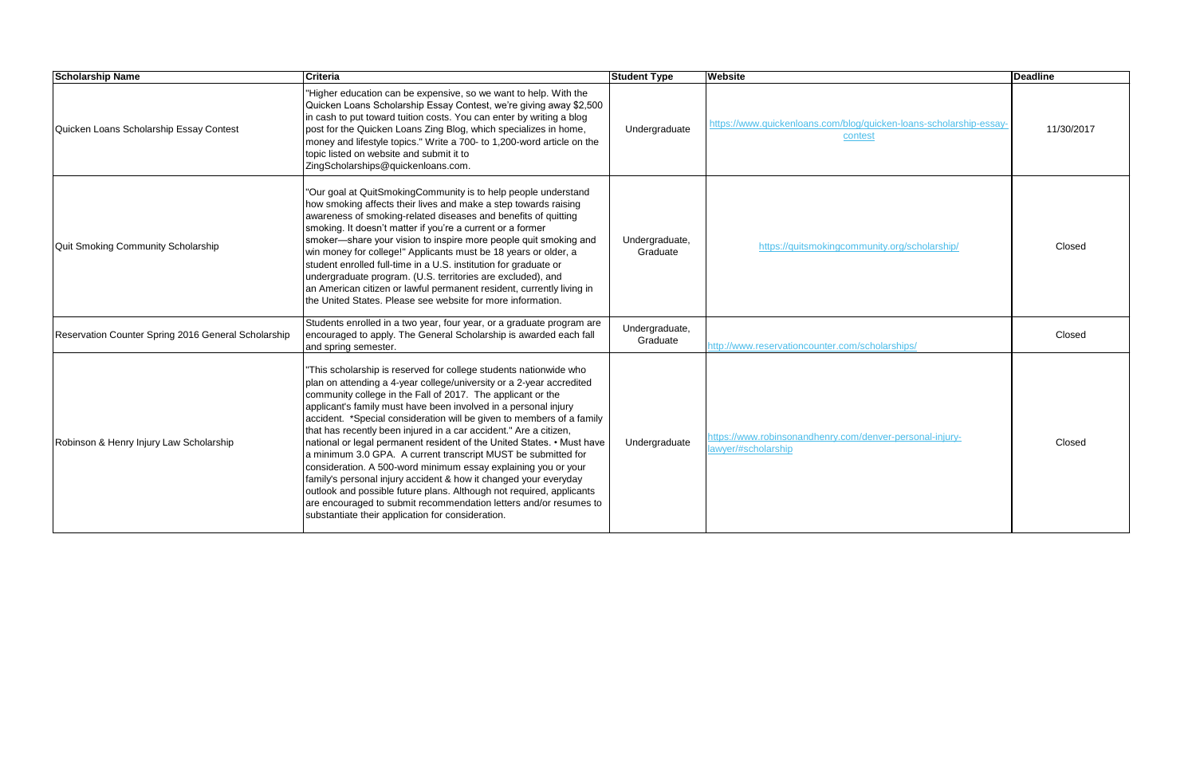| Scholarship Name | Criteria | Student Type | Website | Deadline |
|---|---|---|---|---|
| Quicken Loans Scholarship Essay Contest | "Higher education can be expensive, so we want to help. With the Quicken Loans Scholarship Essay Contest, we're giving away $2,500 in cash to put toward tuition costs. You can enter by writing a blog post for the Quicken Loans Zing Blog, which specializes in home, money and lifestyle topics." Write a 700- to 1,200-word article on the topic listed on website and submit it to ZingScholarships@quickenloans.com. | Undergraduate | https://www.quickenloans.com/blog/quicken-loans-scholarship-essay-contest | 11/30/2017 |
| Quit Smoking Community Scholarship | "Our goal at QuitSmokingCommunity is to help people understand how smoking affects their lives and make a step towards raising awareness of smoking-related diseases and benefits of quitting smoking. It doesn't matter if you're a current or a former smoker—share your vision to inspire more people quit smoking and win money for college!" Applicants must be 18 years or older, a student enrolled full-time in a U.S. institution for graduate or undergraduate program. (U.S. territories are excluded), and an American citizen or lawful permanent resident, currently living in the United States. Please see website for more information. | Undergraduate, Graduate | https://quitsmokingcommunity.org/scholarship/ | Closed |
| Reservation Counter Spring 2016 General Scholarship | Students enrolled in a two year, four year, or a graduate program are encouraged to apply. The General Scholarship is awarded each fall and spring semester. | Undergraduate, Graduate | http://www.reservationcounter.com/scholarships/ | Closed |
| Robinson & Henry Injury Law Scholarship | "This scholarship is reserved for college students nationwide who plan on attending a 4-year college/university or a 2-year accredited community college in the Fall of 2017. The applicant or the applicant's family must have been involved in a personal injury accident. *Special consideration will be given to members of a family that has recently been injured in a car accident." Are a citizen, national or legal permanent resident of the United States. • Must have a minimum 3.0 GPA. A current transcript MUST be submitted for consideration. A 500-word minimum essay explaining you or your family's personal injury accident & how it changed your everyday outlook and possible future plans. Although not required, applicants are encouraged to submit recommendation letters and/or resumes to substantiate their application for consideration. | Undergraduate | https://www.robinsonandhenry.com/denver-personal-injury-lawyer/#scholarship | Closed |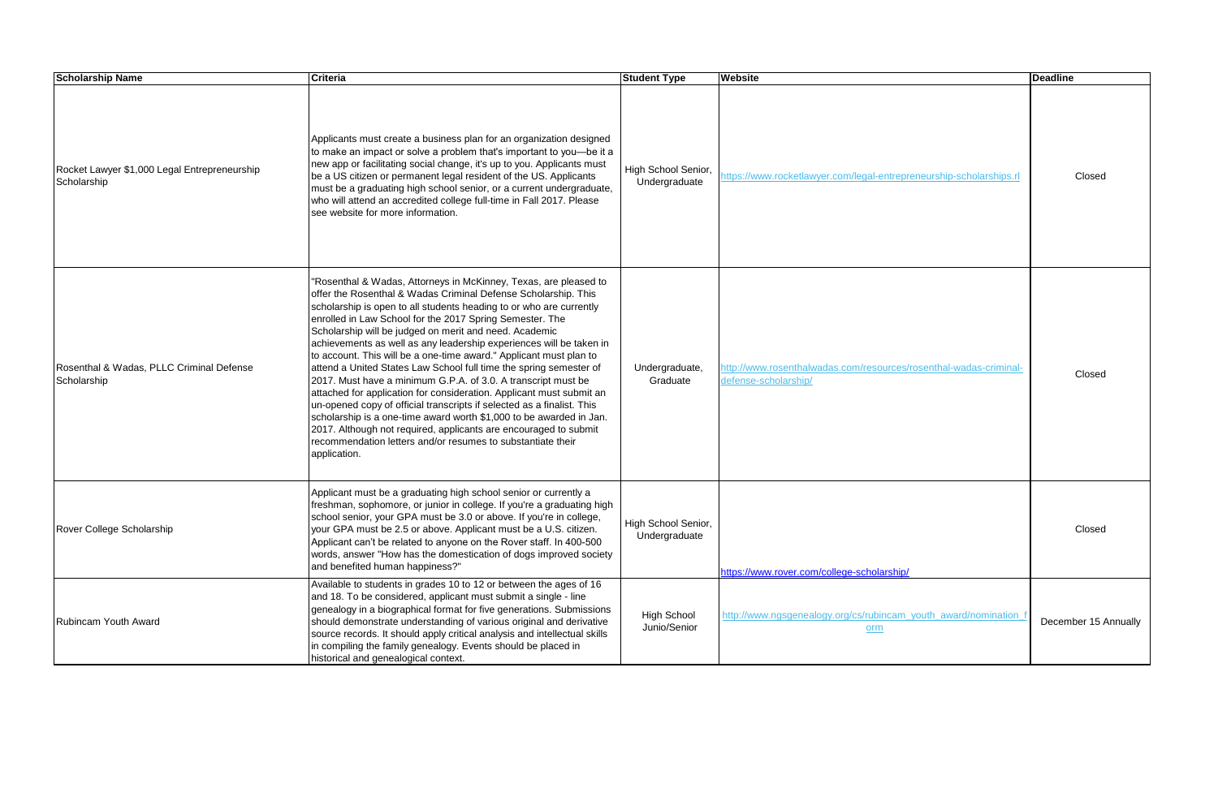| Scholarship Name | Criteria | Student Type | Website | Deadline |
| --- | --- | --- | --- | --- |
| Rocket Lawyer $1,000 Legal Entrepreneurship Scholarship | Applicants must create a business plan for an organization designed to make an impact or solve a problem that's important to you—be it a new app or facilitating social change, it's up to you. Applicants must be a US citizen or permanent legal resident of the US. Applicants must be a graduating high school senior, or a current undergraduate, who will attend an accredited college full-time in Fall 2017. Please see website for more information. | High School Senior, Undergraduate | https://www.rocketlawyer.com/legal-entrepreneurship-scholarships.rl | Closed |
| Rosenthal & Wadas, PLLC Criminal Defense Scholarship | "Rosenthal & Wadas, Attorneys in McKinney, Texas, are pleased to offer the Rosenthal & Wadas Criminal Defense Scholarship. This scholarship is open to all students heading to or who are currently enrolled in Law School for the 2017 Spring Semester. The Scholarship will be judged on merit and need. Academic achievements as well as any leadership experiences will be taken in to account. This will be a one-time award." Applicant must plan to attend a United States Law School full time the spring semester of 2017. Must have a minimum G.P.A. of 3.0. A transcript must be attached for application for consideration. Applicant must submit an un-opened copy of official transcripts if selected as a finalist. This scholarship is a one-time award worth $1,000 to be awarded in Jan. 2017. Although not required, applicants are encouraged to submit recommendation letters and/or resumes to substantiate their application. | Undergraduate, Graduate | http://www.rosenthalwadas.com/resources/rosenthal-wadas-criminal-defense-scholarship/ | Closed |
| Rover College Scholarship | Applicant must be a graduating high school senior or currently a freshman, sophomore, or junior in college. If you're a graduating high school senior, your GPA must be 3.0 or above. If you're in college, your GPA must be 2.5 or above. Applicant must be a U.S. citizen. Applicant can't be related to anyone on the Rover staff. In 400-500 words, answer "How has the domestication of dogs improved society and benefited human happiness?" | High School Senior, Undergraduate | https://www.rover.com/college-scholarship/ | Closed |
| Rubincam Youth Award | Available to students in grades 10 to 12 or between the ages of 16 and 18. To be considered, applicant must submit a single - line genealogy in a biographical format for five generations. Submissions should demonstrate understanding of various original and derivative source records. It should apply critical analysis and intellectual skills in compiling the family genealogy. Events should be placed in historical and genealogical context. | High School Junio/Senior | http://www.ngsgenealogy.org/cs/rubincam_youth_award/nomination_form | December 15 Annually |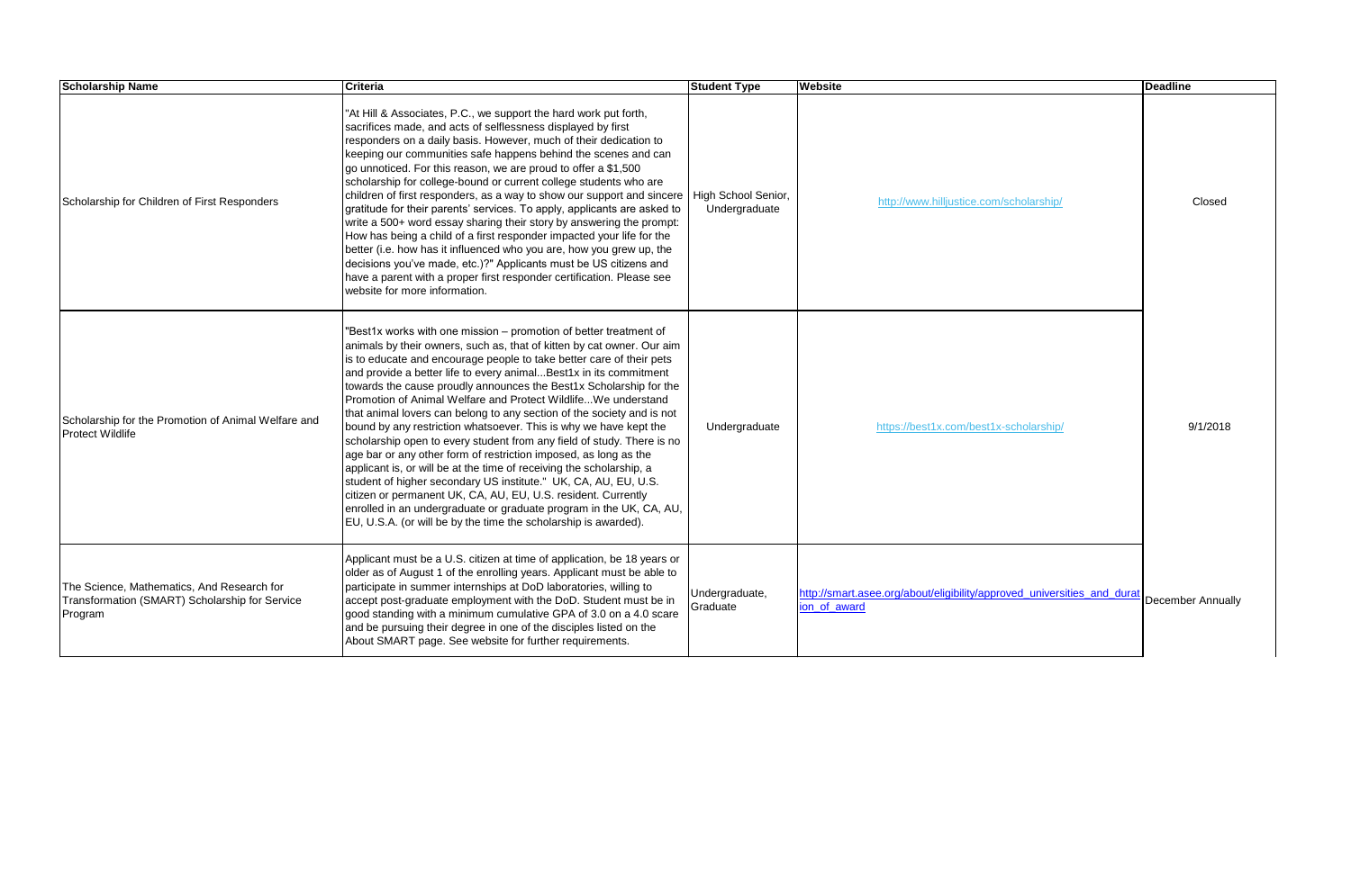| Scholarship Name | Criteria | Student Type | Website | Deadline |
| --- | --- | --- | --- | --- |
| Scholarship for Children of First Responders | "At Hill & Associates, P.C., we support the hard work put forth, sacrifices made, and acts of selflessness displayed by first responders on a daily basis. However, much of their dedication to keeping our communities safe happens behind the scenes and can go unnoticed. For this reason, we are proud to offer a $1,500 scholarship for college-bound or current college students who are children of first responders, as a way to show our support and sincere gratitude for their parents' services. To apply, applicants are asked to write a 500+ word essay sharing their story by answering the prompt: How has being a child of a first responder impacted your life for the better (i.e. how has it influenced who you are, how you grew up, the decisions you've made, etc.)?" Applicants must be US citizens and have a parent with a proper first responder certification. Please see website for more information. | High School Senior, Undergraduate | http://www.hilljustice.com/scholarship/ | Closed |
| Scholarship for the Promotion of Animal Welfare and Protect Wildlife | "Best1x works with one mission – promotion of better treatment of animals by their owners, such as, that of kitten by cat owner. Our aim is to educate and encourage people to take better care of their pets and provide a better life to every animal...Best1x in its commitment towards the cause proudly announces the Best1x Scholarship for the Promotion of Animal Welfare and Protect Wildlife...We understand that animal lovers can belong to any section of the society and is not bound by any restriction whatsoever. This is why we have kept the scholarship open to every student from any field of study. There is no age bar or any other form of restriction imposed, as long as the applicant is, or will be at the time of receiving the scholarship, a student of higher secondary US institute." UK, CA, AU, EU, U.S. citizen or permanent UK, CA, AU, EU, U.S. resident. Currently enrolled in an undergraduate or graduate program in the UK, CA, AU, EU, U.S.A. (or will be by the time the scholarship is awarded). | Undergraduate | https://best1x.com/best1x-scholarship/ | 9/1/2018 |
| The Science, Mathematics, And Research for Transformation (SMART) Scholarship for Service Program | Applicant must be a U.S. citizen at time of application, be 18 years or older as of August 1 of the enrolling years. Applicant must be able to participate in summer internships at DoD laboratories, willing to accept post-graduate employment with the DoD. Student must be in good standing with a minimum cumulative GPA of 3.0 on a 4.0 scare and be pursuing their degree in one of the disciples listed on the About SMART page. See website for further requirements. | Undergraduate, Graduate | http://smart.asee.org/about/eligibility/approved_universities_and_duration_of_award | December Annually |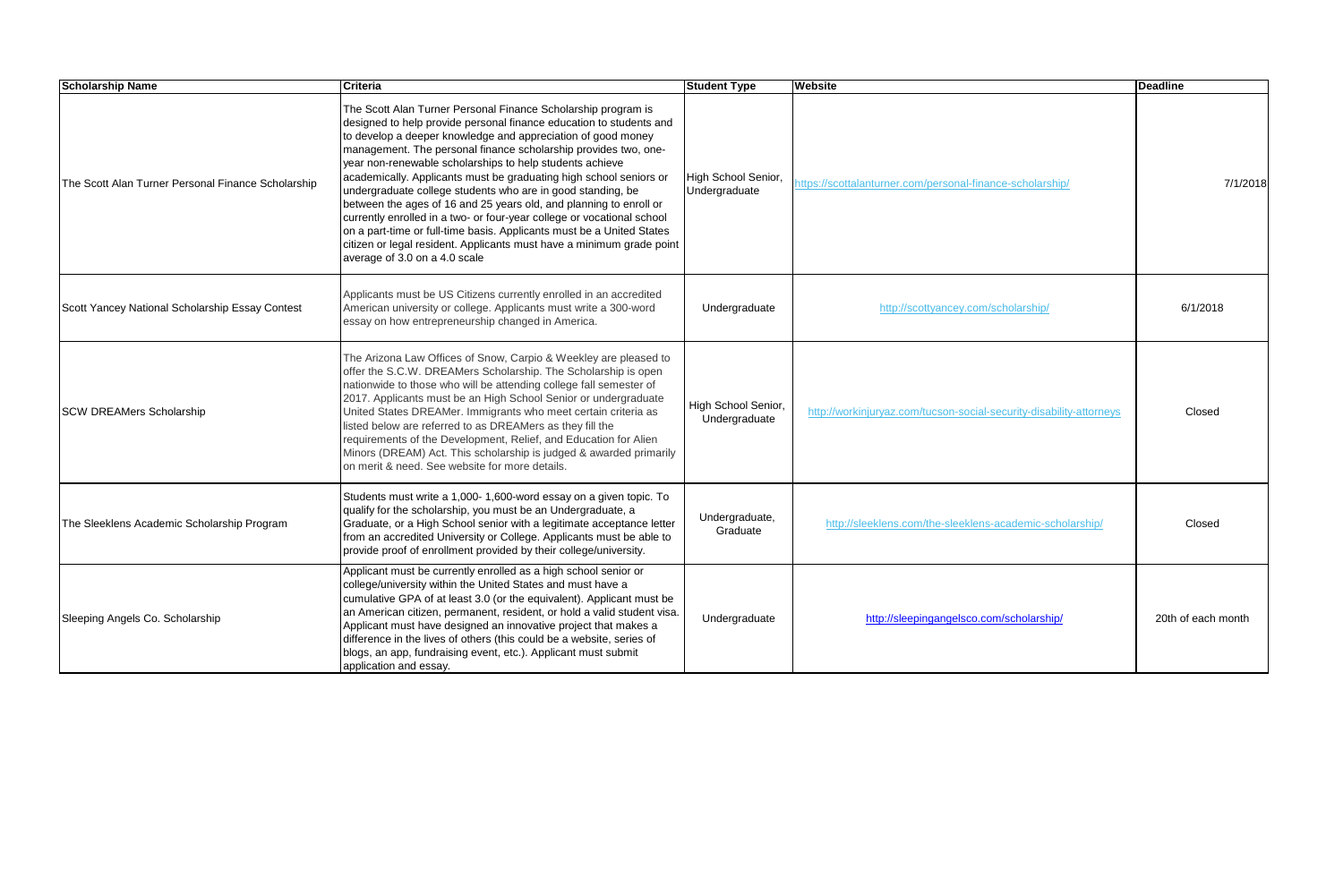| Scholarship Name | Criteria | Student Type | Website | Deadline |
| --- | --- | --- | --- | --- |
| The Scott Alan Turner Personal Finance Scholarship | The Scott Alan Turner Personal Finance Scholarship program is designed to help provide personal finance education to students and to develop a deeper knowledge and appreciation of good money management. The personal finance scholarship provides two, one-year non-renewable scholarships to help students achieve academically. Applicants must be graduating high school seniors or undergraduate college students who are in good standing, be between the ages of 16 and 25 years old, and planning to enroll or currently enrolled in a two- or four-year college or vocational school on a part-time or full-time basis. Applicants must be a United States citizen or legal resident. Applicants must have a minimum grade point average of 3.0 on a 4.0 scale | High School Senior, Undergraduate | https://scottalanturner.com/personal-finance-scholarship/ | 7/1/2018 |
| Scott Yancey National Scholarship Essay Contest | Applicants must be US Citizens currently enrolled in an accredited American university or college. Applicants must write a 300-word essay on how entrepreneurship changed in America. | Undergraduate | http://scottyancey.com/scholarship/ | 6/1/2018 |
| SCW DREAMers Scholarship | The Arizona Law Offices of Snow, Carpio & Weekley are pleased to offer the S.C.W. DREAMers Scholarship. The Scholarship is open nationwide to those who will be attending college fall semester of 2017. Applicants must be an High School Senior or undergraduate United States DREAMer. Immigrants who meet certain criteria as listed below are referred to as DREAMers as they fill the requirements of the Development, Relief, and Education for Alien Minors (DREAM) Act. This scholarship is judged & awarded primarily on merit & need. See website for more details. | High School Senior, Undergraduate | http://workinjuryaz.com/tucson-social-security-disability-attorneys | Closed |
| The Sleeklens Academic Scholarship Program | Students must write a 1,000- 1,600-word essay on a given topic. To qualify for the scholarship, you must be an Undergraduate, a Graduate, or a High School senior with a legitimate acceptance letter from an accredited University or College. Applicants must be able to provide proof of enrollment provided by their college/university. | Undergraduate, Graduate | http://sleeklens.com/the-sleeklens-academic-scholarship/ | Closed |
| Sleeping Angels Co. Scholarship | Applicant must be currently enrolled as a high school senior or college/university within the United States and must have a cumulative GPA of at least 3.0 (or the equivalent). Applicant must be an American citizen, permanent, resident, or hold a valid student visa. Applicant must have designed an innovative project that makes a difference in the lives of others (this could be a website, series of blogs, an app, fundraising event, etc.). Applicant must submit application and essay. | Undergraduate | http://sleepingangelsco.com/scholarship/ | 20th of each month |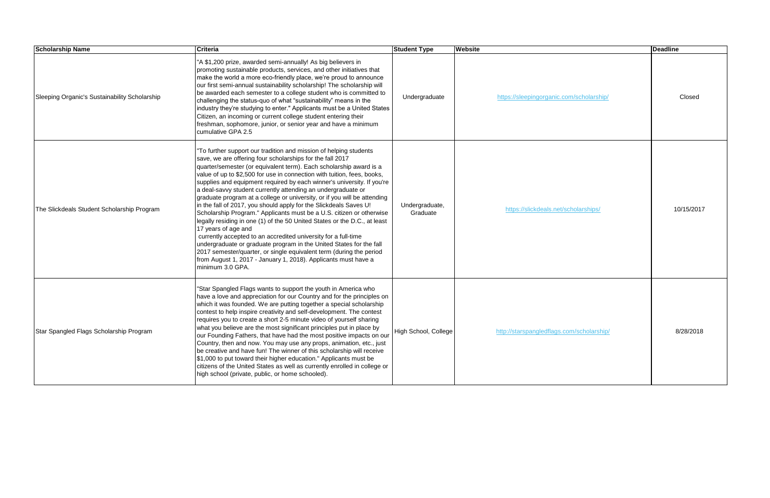| Scholarship Name | Criteria | Student Type | Website | Deadline |
|---|---|---|---|---|
| Sleeping Organic's Sustainability Scholarship | "A $1,200 prize, awarded semi-annually! As big believers in promoting sustainable products, services, and other initiatives that make the world a more eco-friendly place, we're proud to announce our first semi-annual sustainability scholarship! The scholarship will be awarded each semester to a college student who is committed to challenging the status-quo of what "sustainability" means in the industry they're studying to enter." Applicants must be a United States Citizen, an incoming or current college student entering their freshman, sophomore, junior, or senior year and have a minimum cumulative GPA 2.5 | Undergraduate | https://sleepingorganic.com/scholarship/ | Closed |
| The Slickdeals Student Scholarship Program | "To further support our tradition and mission of helping students save, we are offering four scholarships for the fall 2017 quarter/semester (or equivalent term). Each scholarship award is a value of up to $2,500 for use in connection with tuition, fees, books, supplies and equipment required by each winner's university. If you're a deal-savvy student currently attending an undergraduate or graduate program at a college or university, or if you will be attending in the fall of 2017, you should apply for the Slickdeals Saves U! Scholarship Program." Applicants must be a U.S. citizen or otherwise legally residing in one (1) of the 50 United States or the D.C., at least 17 years of age and currently accepted to an accredited university for a full-time undergraduate or graduate program in the United States for the fall 2017 semester/quarter, or single equivalent term (during the period from August 1, 2017 - January 1, 2018). Applicants must have a minimum 3.0 GPA. | Undergraduate, Graduate | https://slickdeals.net/scholarships/ | 10/15/2017 |
| Star Spangled Flags Scholarship Program | "Star Spangled Flags wants to support the youth in America who have a love and appreciation for our Country and for the principles on which it was founded. We are putting together a special scholarship contest to help inspire creativity and self-development. The contest requires you to create a short 2-5 minute video of yourself sharing what you believe are the most significant principles put in place by our Founding Fathers, that have had the most positive impacts on our Country, then and now. You may use any props, animation, etc., just be creative and have fun! The winner of this scholarship will receive $1,000 to put toward their higher education." Applicants must be citizens of the United States as well as currently enrolled in college or high school (private, public, or home schooled). | High School, College | http://starspangledflags.com/scholarship/ | 8/28/2018 |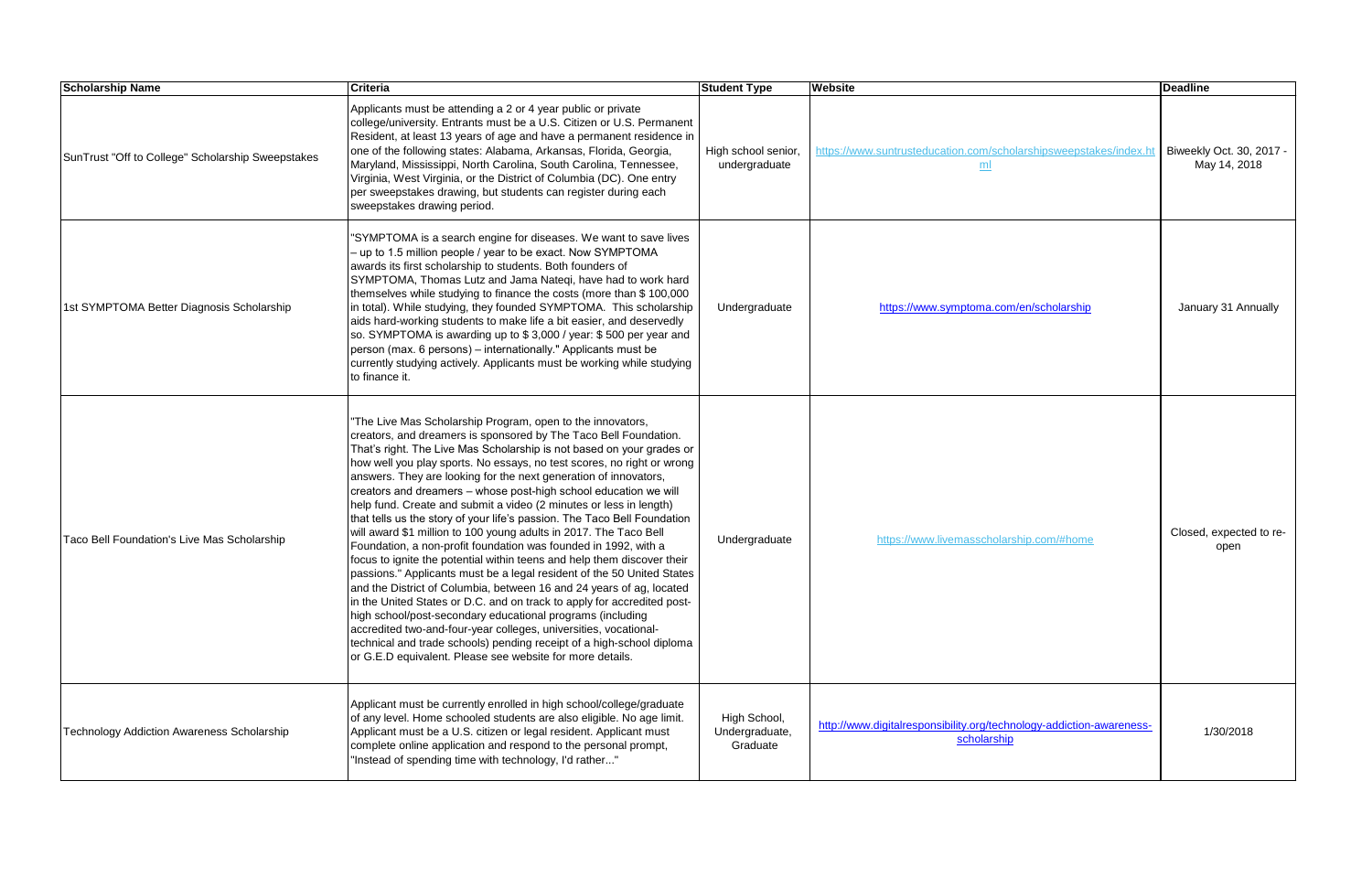| Scholarship Name | Criteria | Student Type | Website | Deadline |
| --- | --- | --- | --- | --- |
| SunTrust "Off to College" Scholarship Sweepstakes | Applicants must be attending a 2 or 4 year public or private college/university. Entrants must be a U.S. Citizen or U.S. Permanent Resident, at least 13 years of age and have a permanent residence in one of the following states: Alabama, Arkansas, Florida, Georgia, Maryland, Mississippi, North Carolina, South Carolina, Tennessee, Virginia, West Virginia, or the District of Columbia (DC). One entry per sweepstakes drawing, but students can register during each sweepstakes drawing period. | High school senior, undergraduate | https://www.suntrusteducation.com/scholarshipsweepstakes/index.html | Biweekly Oct. 30, 2017 - May 14, 2018 |
| 1st SYMPTOMA Better Diagnosis Scholarship | "SYMPTOMA is a search engine for diseases. We want to save lives – up to 1.5 million people / year to be exact. Now SYMPTOMA awards its first scholarship to students. Both founders of SYMPTOMA, Thomas Lutz and Jama Nateqi, have had to work hard themselves while studying to finance the costs (more than $ 100,000 in total). While studying, they founded SYMPTOMA. This scholarship aids hard-working students to make life a bit easier, and deservedly so. SYMPTOMA is awarding up to $ 3,000 / year: $ 500 per year and person (max. 6 persons) – internationally." Applicants must be currently studying actively. Applicants must be working while studying to finance it. | Undergraduate | https://www.symptoma.com/en/scholarship | January 31 Annually |
| Taco Bell Foundation's Live Mas Scholarship | "The Live Mas Scholarship Program, open to the innovators, creators, and dreamers is sponsored by The Taco Bell Foundation. That's right. The Live Mas Scholarship is not based on your grades or how well you play sports. No essays, no test scores, no right or wrong answers. They are looking for the next generation of innovators, creators and dreamers – whose post-high school education we will help fund. Create and submit a video (2 minutes or less in length) that tells us the story of your life's passion. The Taco Bell Foundation will award $1 million to 100 young adults in 2017. The Taco Bell Foundation, a non-profit foundation was founded in 1992, with a focus to ignite the potential within teens and help them discover their passions." Applicants must be a legal resident of the 50 United States and the District of Columbia, between 16 and 24 years of ag, located in the United States or D.C. and on track to apply for accredited post-high school/post-secondary educational programs (including accredited two-and-four-year colleges, universities, vocational-technical and trade schools) pending receipt of a high-school diploma or G.E.D equivalent. Please see website for more details. | Undergraduate | https://www.livemasscholarship.com/#home | Closed, expected to re-open |
| Technology Addiction Awareness Scholarship | Applicant must be currently enrolled in high school/college/graduate of any level. Home schooled students are also eligible. No age limit. Applicant must be a U.S. citizen or legal resident. Applicant must complete online application and respond to the personal prompt, "Instead of spending time with technology, I'd rather..." | High School, Undergraduate, Graduate | http://www.digitalresponsibility.org/technology-addiction-awareness-scholarship | 1/30/2018 |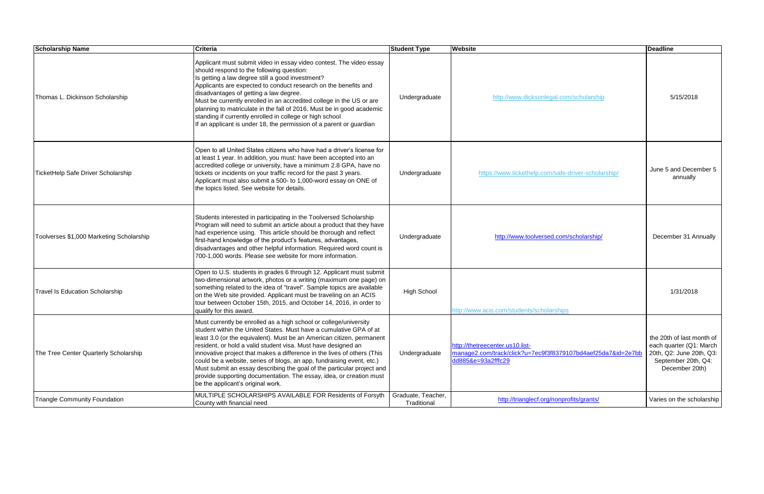| Scholarship Name | Criteria | Student Type | Website | Deadline |
| --- | --- | --- | --- | --- |
| Thomas L. Dickinson Scholarship | Applicant must submit video in essay video contest. The video essay should respond to the following question: Is getting a law degree still a good investment? Applicants are expected to conduct research on the benefits and disadvantages of getting a law degree. Must be currently enrolled in an accredited college in the US or are planning to matriculate in the fall of 2016. Must be in good academic standing if currently enrolled in college or high school If an applicant is under 18, the permission of a parent or guardian | Undergraduate | http://www.dicksonlegal.com/scholarship | 5/15/2018 |
| TicketHelp Safe Driver Scholarship | Open to all United States citizens who have had a driver's license for at least 1 year. In addition, you must: have been accepted into an accredited college or university, have a minimum 2.8 GPA, have no tickets or incidents on your traffic record for the past 3 years. Applicant must also submit a 500- to 1,000-word essay on ONE of the topics listed. See website for details. | Undergraduate | https://www.tickethelp.com/safe-driver-scholarship/ | June 5 and December 5 annually |
| Toolverses $1,000 Marketing Scholarship | Students interested in participating in the Toolversed Scholarship Program will need to submit an article about a product that they have had experience using. This article should be thorough and reflect first-hand knowledge of the product's features, advantages, disadvantages and other helpful information. Required word count is 700-1,000 words. Please see website for more information. | Undergraduate | http://www.toolversed.com/scholarship/ | December 31 Annually |
| Travel Is Education Scholarship | Open to U.S. students in grades 6 through 12. Applicant must submit two-dimensional artwork, photos or a writing (maximum one page) on something related to the idea of "travel". Sample topics are available on the Web site provided. Applicant must be traveling on an ACIS tour between October 15th, 2015, and October 14, 2016, in order to qualify for this award. | High School | http://www.acis.com/students/scholarships | 1/31/2018 |
| The Tree Center Quarterly Scholarship | Must currently be enrolled as a high school or college/university student within the United States. Must have a cumulative GPA of at least 3.0 (or the equivalent). Must be an American citizen, permanent resident, or hold a valid student visa. Must have designed an innovative project that makes a difference in the lives of others (This could be a website, series of blogs, an app, fundraising event, etc.) Must submit an essay describing the goal of the particular project and provide supporting documentation. The essay, idea, or creation must be the applicant's original work. | Undergraduate | http://thetreecenter.us10.list-manage2.com/track/click?u=7ec9f3f8379107bd4aef25da7&id=2e7bbdd885&e=93a2fffc29 | the 20th of last month of each quarter (Q1: March 20th, Q2: June 20th, Q3: September 20th, Q4: December 20th) |
| Triangle Community Foundation | MULTIPLE SCHOLARSHIPS AVAILABLE FOR Residents of Forsyth County with financial need | Graduate, Teacher, Traditional | http://trianglecf.org/nonprofits/grants/ | Varies on the scholarship |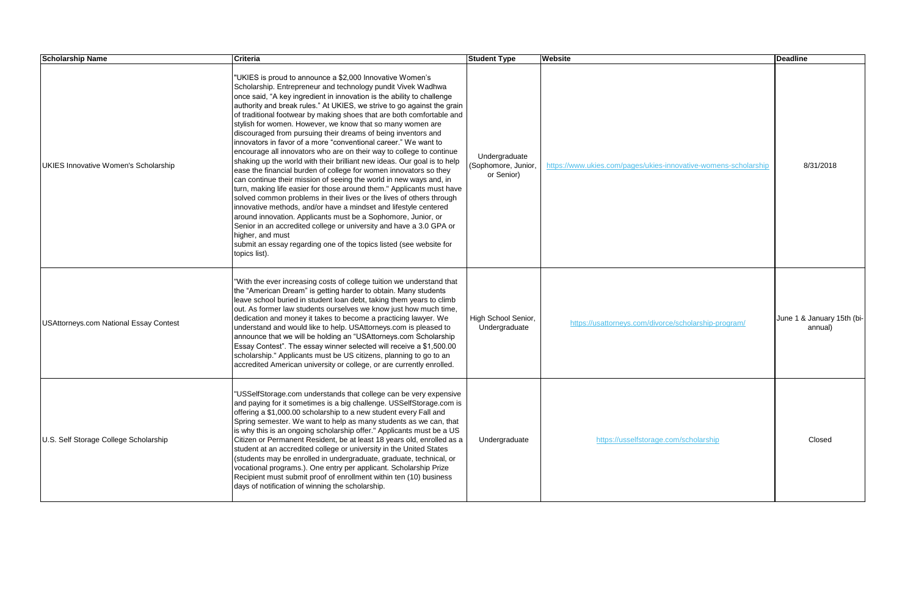| Scholarship Name | Criteria | Student Type | Website | Deadline |
| --- | --- | --- | --- | --- |
| UKIES Innovative Women's Scholarship | "UKIES is proud to announce a $2,000 Innovative Women's Scholarship. Entrepreneur and technology pundit Vivek Wadhwa once said, "A key ingredient in innovation is the ability to challenge authority and break rules." At UKIES, we strive to go against the grain of traditional footwear by making shoes that are both comfortable and stylish for women. However, we know that so many women are discouraged from pursuing their dreams of being inventors and innovators in favor of a more "conventional career." We want to encourage all innovators who are on their way to college to continue shaking up the world with their brilliant new ideas. Our goal is to help ease the financial burden of college for women innovators so they can continue their mission of seeing the world in new ways and, in turn, making life easier for those around them." Applicants must have solved common problems in their lives or the lives of others through innovative methods, and/or have a mindset and lifestyle centered around innovation. Applicants must be a Sophomore, Junior, or Senior in an accredited college or university and have a 3.0 GPA or higher, and must submit an essay regarding one of the topics listed (see website for topics list). | Undergraduate (Sophomore, Junior, or Senior) | https://www.ukies.com/pages/ukies-innovative-womens-scholarship | 8/31/2018 |
| USAttorneys.com National Essay Contest | "With the ever increasing costs of college tuition we understand that the "American Dream" is getting harder to obtain. Many students leave school buried in student loan debt, taking them years to climb out. As former law students ourselves we know just how much time, dedication and money it takes to become a practicing lawyer. We understand and would like to help. USAttorneys.com is pleased to announce that we will be holding an "USAttorneys.com Scholarship Essay Contest". The essay winner selected will receive a $1,500.00 scholarship." Applicants must be US citizens, planning to go to an accredited American university or college, or are currently enrolled. | High School Senior, Undergraduate | https://usattorneys.com/divorce/scholarship-program/ | June 1 & January 15th (bi-annual) |
| U.S. Self Storage College Scholarship | "USSelfStorage.com understands that college can be very expensive and paying for it sometimes is a big challenge. USSelfStorage.com is offering a $1,000.00 scholarship to a new student every Fall and Spring semester. We want to help as many students as we can, that is why this is an ongoing scholarship offer." Applicants must be a US Citizen or Permanent Resident, be at least 18 years old, enrolled as a student at an accredited college or university in the United States (students may be enrolled in undergraduate, graduate, technical, or vocational programs.). One entry per applicant. Scholarship Prize Recipient must submit proof of enrollment within ten (10) business days of notification of winning the scholarship. | Undergraduate | https://usselfstorage.com/scholarship | Closed |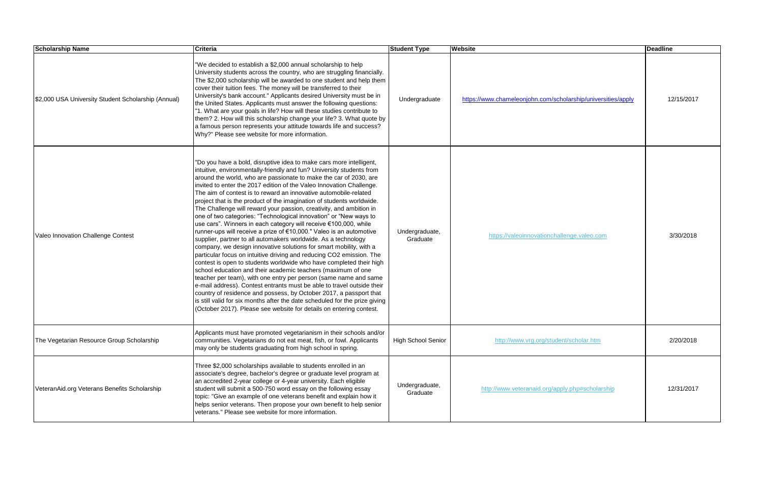| Scholarship Name | Criteria | Student Type | Website | Deadline |
|---|---|---|---|---|
| $2,000 USA University Student Scholarship (Annual) | "We decided to establish a $2,000 annual scholarship to help University students across the country, who are struggling financially. The $2,000 scholarship will be awarded to one student and help them cover their tuition fees. The money will be transferred to their University's bank account." Applicants desired University must be in the United States. Applicants must answer the following questions: "1. What are your goals in life? How will these studies contribute to them? 2. How will this scholarship change your life? 3. What quote by a famous person represents your attitude towards life and success? Why?" Please see website for more information. | Undergraduate | https://www.chameleonjohn.com/scholarship/universities/apply | 12/15/2017 |
| Valeo Innovation Challenge Contest | "Do you have a bold, disruptive idea to make cars more intelligent, intuitive, environmentally-friendly and fun? University students from around the world, who are passionate to make the car of 2030, are invited to enter the 2017 edition of the Valeo Innovation Challenge. The aim of contest is to reward an innovative automobile-related project that is the product of the imagination of students worldwide. The Challenge will reward your passion, creativity, and ambition in one of two categories: "Technological innovation" or "New ways to use cars". Winners in each category will receive €100,000, while runner-ups will receive a prize of €10,000." Valeo is an automotive supplier, partner to all automakers worldwide. As a technology company, we design innovative solutions for smart mobility, with a particular focus on intuitive driving and reducing CO2 emission. The contest is open to students worldwide who have completed their high school education and their academic teachers (maximum of one teacher per team), with one entry per person (same name and same e-mail address). Contest entrants must be able to travel outside their country of residence and possess, by October 2017, a passport that is still valid for six months after the date scheduled for the prize giving (October 2017). Please see website for details on entering contest. | Undergraduate, Graduate | https://valeoinnovationchallenge.valeo.com | 3/30/2018 |
| The Vegetarian Resource Group Scholarship | Applicants must have promoted vegetarianism in their schools and/or communities. Vegetarians do not eat meat, fish, or fowl. Applicants may only be students graduating from high school in spring. | High School Senior | http://www.vrg.org/student/scholar.htm | 2/20/2018 |
| VeteranAid.org Veterans Benefits Scholarship | Three $2,000 scholarships available to students enrolled in an associate's degree, bachelor's degree or graduate level program at an accredited 2-year college or 4-year university. Each eligible student will submit a 500-750 word essay on the following essay topic: "Give an example of one veterans benefit and explain how it helps senior veterans. Then propose your own benefit to help senior veterans." Please see website for more information. | Undergraduate, Graduate | http://www.veteranaid.org/apply.php#scholarship | 12/31/2017 |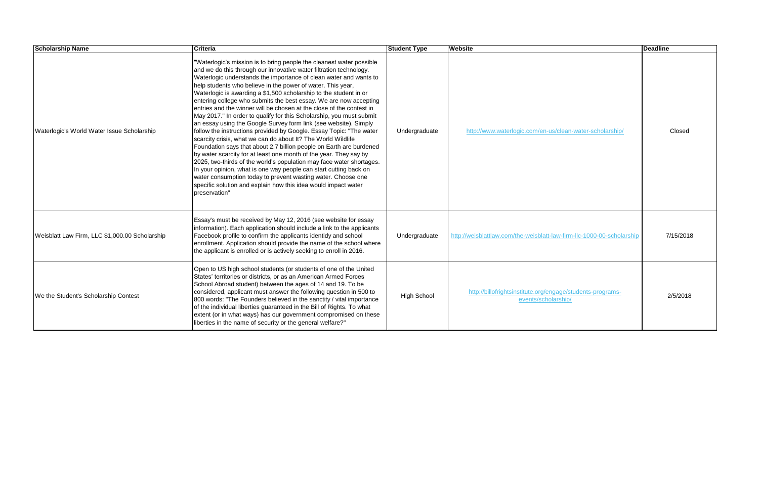| Scholarship Name | Criteria | Student Type | Website | Deadline |
|---|---|---|---|---|
| Waterlogic's World Water Issue Scholarship | "Waterlogic's mission is to bring people the cleanest water possible and we do this through our innovative water filtration technology. Waterlogic understands the importance of clean water and wants to help students who believe in the power of water. This year, Waterlogic is awarding a $1,500 scholarship to the student in or entering college who submits the best essay. We are now accepting entries and the winner will be chosen at the close of the contest in May 2017." In order to qualify for this Scholarship, you must submit an essay using the Google Survey form link (see website). Simply follow the instructions provided by Google. Essay Topic: "The water scarcity crisis, what we can do about It? The World Wildlife Foundation says that about 2.7 billion people on Earth are burdened by water scarcity for at least one month of the year. They say by 2025, two-thirds of the world's population may face water shortages. In your opinion, what is one way people can start cutting back on water consumption today to prevent wasting water. Choose one specific solution and explain how this idea would impact water preservation" | Undergraduate | http://www.waterlogic.com/en-us/clean-water-scholarship/ | Closed |
| Weisblatt Law Firm, LLC $1,000.00 Scholarship | Essay's must be received by May 12, 2016 (see website for essay information). Each application should include a link to the applicants Facebook profile to confirm the applicants identidy and school enrollment. Application should provide the name of the school where the applicant is enrolled or is actively seeking to enroll in 2016. | Undergraduate | http://weisblattlaw.com/the-weisblatt-law-firm-llc-1000-00-scholarship | 7/15/2018 |
| We the Student's Scholarship Contest | Open to US high school students (or students of one of the United States' territories or districts, or as an American Armed Forces School Abroad student) between the ages of 14 and 19. To be considered, applicant must answer the following question in 500 to 800 words: "The Founders believed in the sanctity / vital importance of the individual liberties guaranteed in the Bill of Rights. To what extent (or in what ways) has our government compromised on these liberties in the name of security or the general welfare?" | High School | http://billofrightsinstitute.org/engage/students-programs-events/scholarship/ | 2/5/2018 |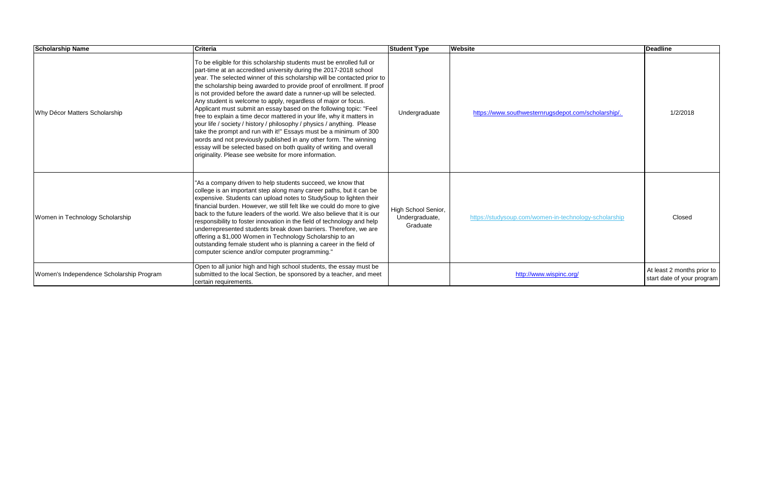| Scholarship Name | Criteria | Student Type | Website | Deadline |
| --- | --- | --- | --- | --- |
| Why Décor Matters Scholarship | To be eligible for this scholarship students must be enrolled full or part-time at an accredited university during the 2017-2018 school year. The selected winner of this scholarship will be contacted prior to the scholarship being awarded to provide proof of enrollment. If proof is not provided before the award date a runner-up will be selected. Any student is welcome to apply, regardless of major or focus. Applicant must submit an essay based on the following topic: "Feel free to explain a time decor mattered in your life, why it matters in your life / society / history / philosophy / physics / anything. Please take the prompt and run with it!" Essays must be a minimum of 300 words and not previously published in any other form. The winning essay will be selected based on both quality of writing and overall originality. Please see website for more information. | Undergraduate | https://www.southwesternrugsdepot.com/scholarship/. | 1/2/2018 |
| Women in Technology Scholarship | "As a company driven to help students succeed, we know that college is an important step along many career paths, but it can be expensive. Students can upload notes to StudySoup to lighten their financial burden. However, we still felt like we could do more to give back to the future leaders of the world. We also believe that it is our responsibility to foster innovation in the field of technology and help underrepresented students break down barriers. Therefore, we are offering a $1,000 Women in Technology Scholarship to an outstanding female student who is planning a career in the field of computer science and/or computer programming." | High School Senior, Undergraduate, Graduate | https://studysoup.com/women-in-technology-scholarship | Closed |
| Women's Independence Scholarship Program | Open to all junior high and high school students, the essay must be submitted to the local Section, be sponsored by a teacher, and meet certain requirements. | | http://www.wispinc.org/ | At least 2 months prior to start date of your program |